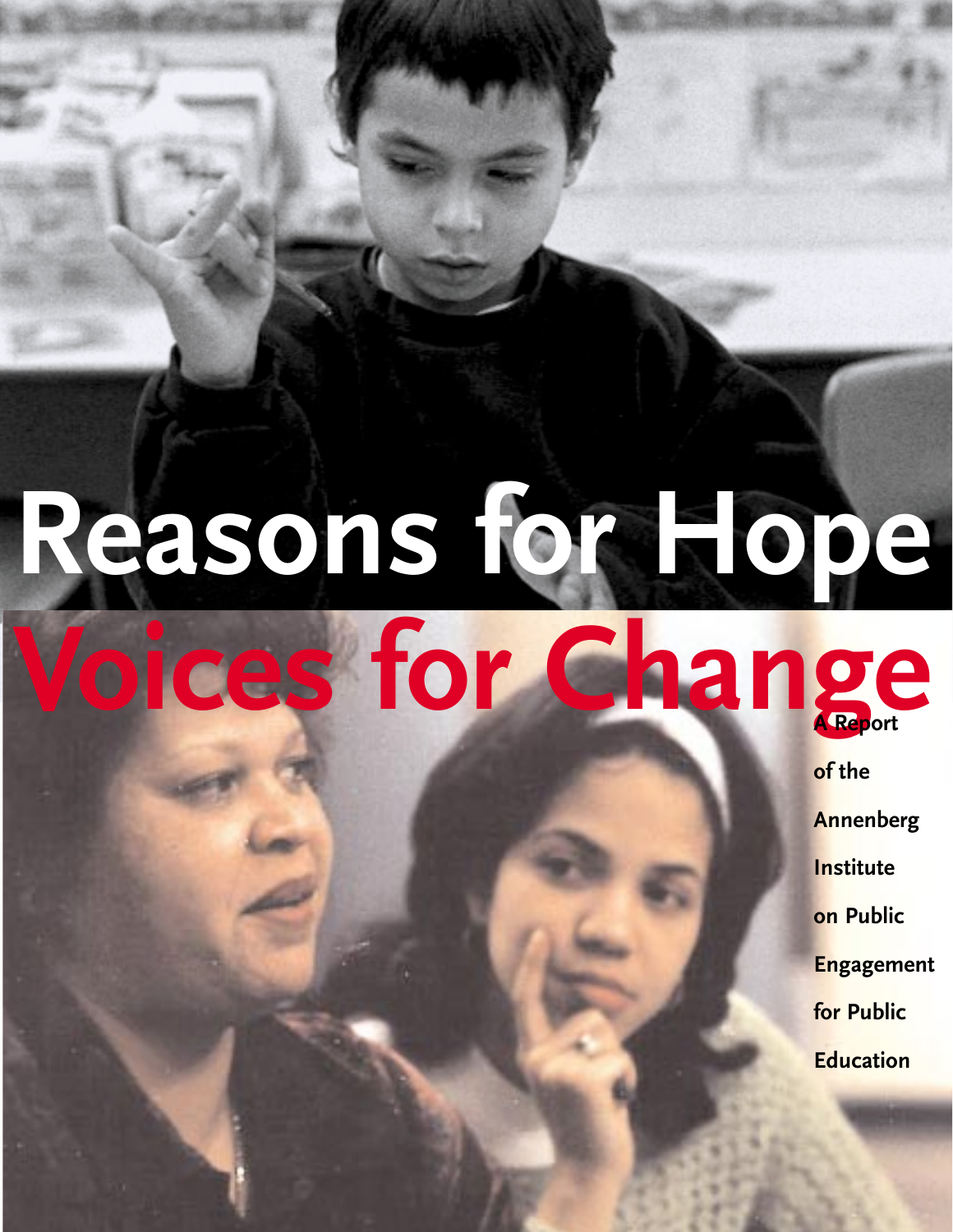# Reasons for Hope

# Voices for Change

A Report of the Annenberg Institute on Public Engagement for Public Education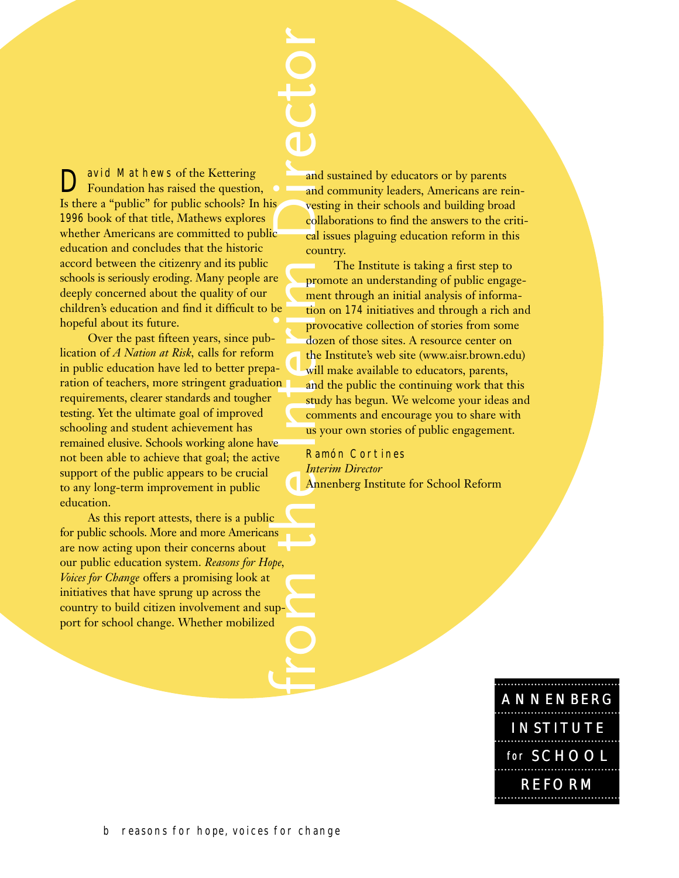# from the Interim Director

David Mathews of the Kettering Foundation has raised the question, Is there a "public" for public schools? In his 1996 book of that title, Mathews explores whether Americans are committed to public education and concludes that the historic accord between the citizenry and its public schools is seriously eroding. Many people are deeply concerned about the quality of our children's education and find it difficult to be hopeful about its future.

Over the past fifteen years, since publication of *A Nation at Risk,* calls for reform in public education have led to better preparation of teachers, more stringent graduation requirements, clearer standards and tougher testing. Yet the ultimate goal of improved schooling and student achievement has remained elusive. Schools working alone have not been able to achieve that goal; the active support of the public appears to be crucial to any long-term improvement in public education.

As this report attests, there is a public for public schools. More and more Americans are now acting upon their concerns about our public education system. *Reasons for Hope, Voices for Change* offers a promising look at initiatives that have sprung up across the country to build citizen involvement and support for school change. Whether mobilized and sustained by educators or by parents and community leaders, Americans are reinvesting in their schools and building broad collaborations to find the answers to the critical issues plaguing education reform in this country.

The Institute is taking a first step to promote an understanding of public engagement through an initial analysis of information on 174 initiatives and through a rich and provocative collection of stories from some dozen of those sites. A resource center on the Institute's web site (www.aisr.brown.edu) will make available to educators, parents, and the public the continuing work that this study has begun. We welcome your ideas and comments and encourage you to share with us your own stories of public engagement.

Ramón Cortines
*Interim Director*
Annenberg Institute for School Reform

ANNENBERG INSTITUTE for SCHOOL REFORM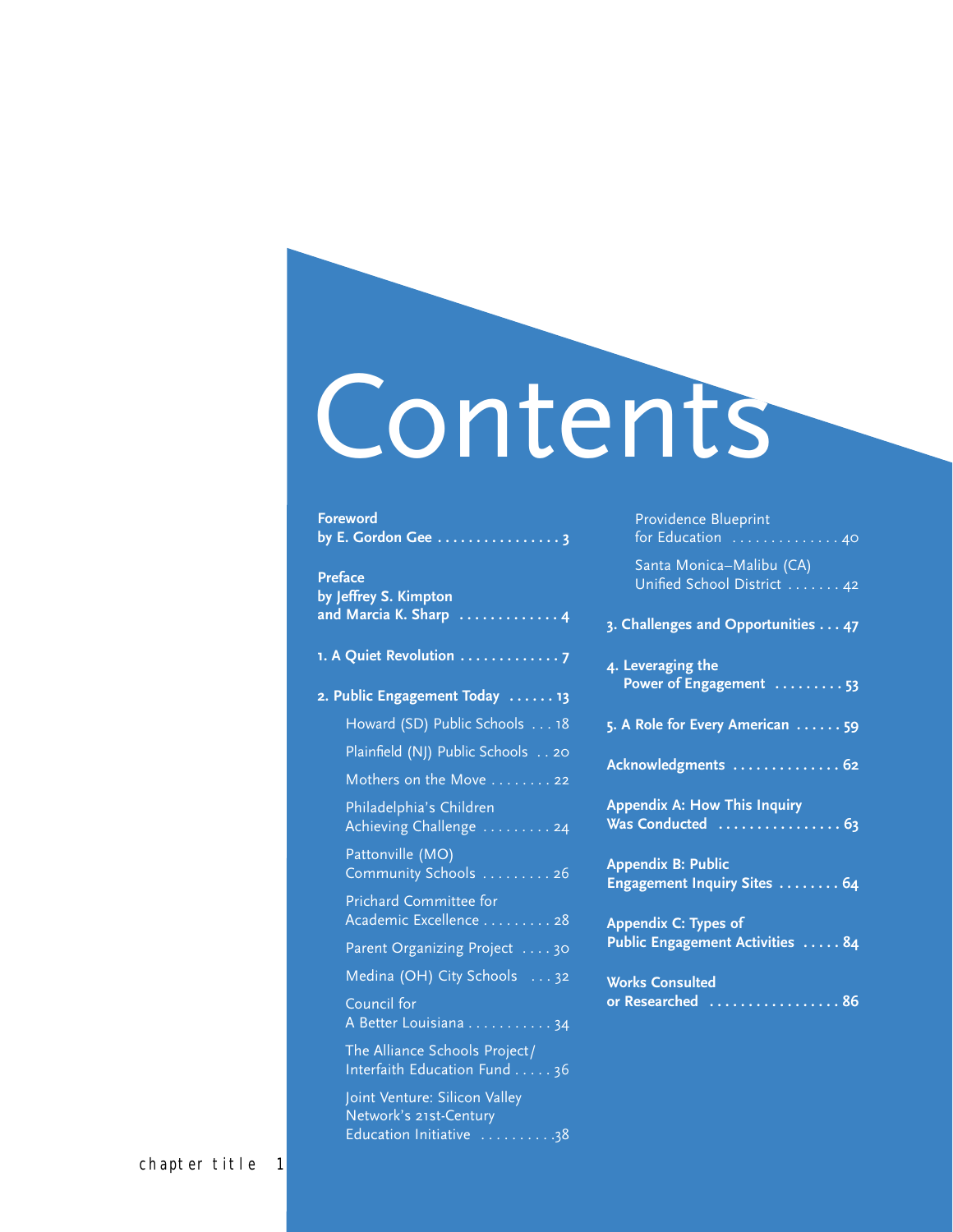# Contents

**Foreword by E. Gordon Gee** . . . . . . . . . . . . . . . . 3

**Preface by Jeffrey S. Kimpton and Marcia K. Sharp** . . . . . . . . . . . . . 4

**1. A Quiet Revolution** . . . . . . . . . . . . . 7

**2. Public Engagement Today** . . . . . . 13

- Howard (SD) Public Schools . . . 18
- Plainfield (NJ) Public Schools . . 20
- Mothers on the Move . . . . . . . . 22
- Philadelphia's Children Achieving Challenge . . . . . . . . . 24
- Pattonville (MO) Community Schools . . . . . . . . . 26
- Prichard Committee for Academic Excellence . . . . . . . . . 28
- Parent Organizing Project . . . . 30
- Medina (OH) City Schools . . . 32
- Council for A Better Louisiana . . . . . . . . . . . 34
- The Alliance Schools Project/ Interfaith Education Fund . . . . . 36
- Joint Venture: Silicon Valley Network's 21st-Century Education Initiative . . . . . . . . . .38
- Providence Blueprint for Education . . . . . . . . . . . . . . 40
- Santa Monica–Malibu (CA) Unified School District . . . . . . . 42

**3. Challenges and Opportunities** . . . 47

**4. Leveraging the Power of Engagement** . . . . . . . . . 53

**5. A Role for Every American** . . . . . . 59

**Acknowledgments** . . . . . . . . . . . . . . 62

**Appendix A: How This Inquiry Was Conducted** . . . . . . . . . . . . . . . . 63

**Appendix B: Public Engagement Inquiry Sites** . . . . . . . . 64

**Appendix C: Types of Public Engagement Activities** . . . . . 84

**Works Consulted or Researched** . . . . . . . . . . . . . . . . . 86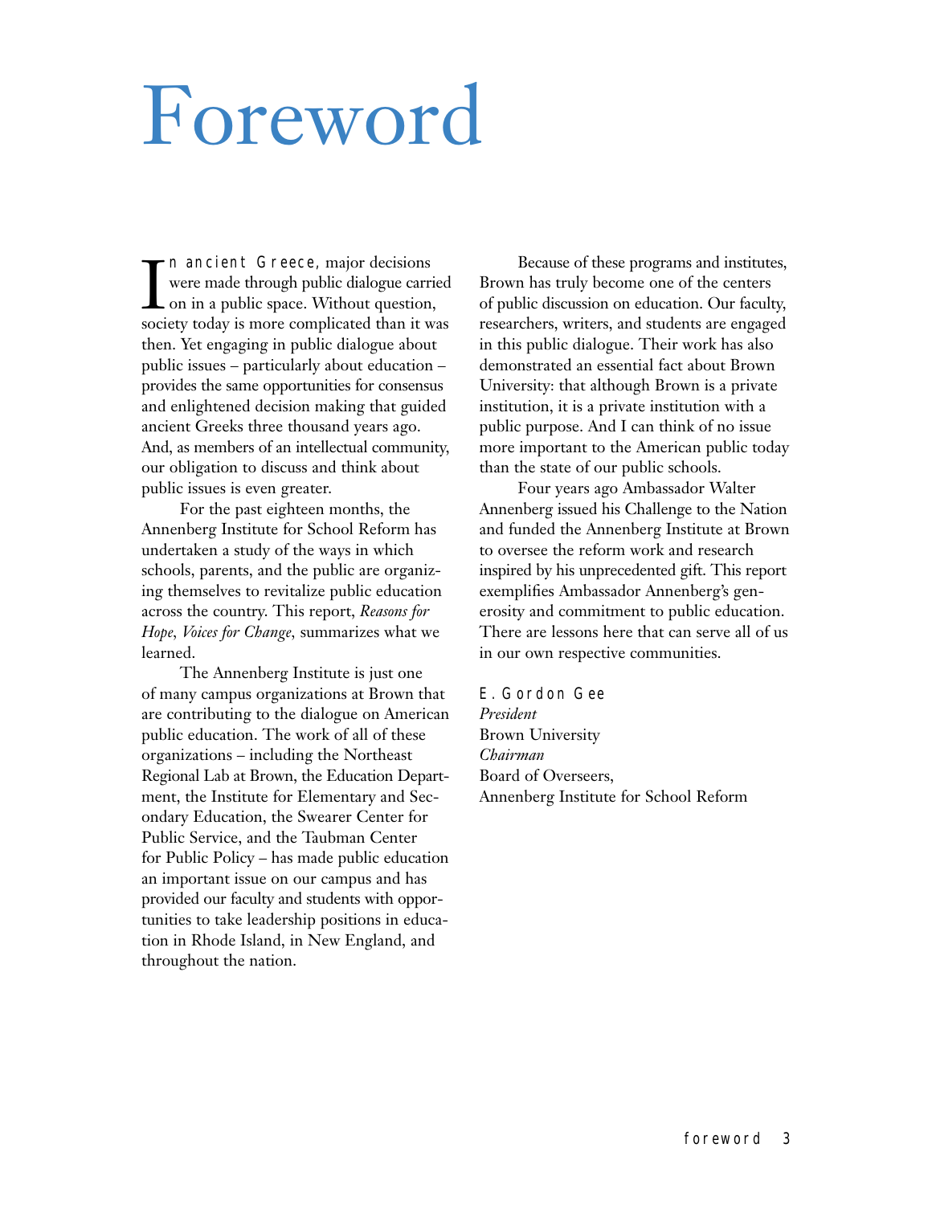# Foreword

In ancient Greece, major decisions were made through public dialogue carried on in a public space. Without question, society today is more complicated than it was then. Yet engaging in public dialogue about public issues – particularly about education – provides the same opportunities for consensus and enlightened decision making that guided ancient Greeks three thousand years ago. And, as members of an intellectual community, our obligation to discuss and think about public issues is even greater.

For the past eighteen months, the Annenberg Institute for School Reform has undertaken a study of the ways in which schools, parents, and the public are organizing themselves to revitalize public education across the country. This report, *Reasons for Hope, Voices for Change*, summarizes what we learned.

The Annenberg Institute is just one of many campus organizations at Brown that are contributing to the dialogue on American public education. The work of all of these organizations – including the Northeast Regional Lab at Brown, the Education Department, the Institute for Elementary and Secondary Education, the Swearer Center for Public Service, and the Taubman Center for Public Policy – has made public education an important issue on our campus and has provided our faculty and students with opportunities to take leadership positions in education in Rhode Island, in New England, and throughout the nation.

Because of these programs and institutes, Brown has truly become one of the centers of public discussion on education. Our faculty, researchers, writers, and students are engaged in this public dialogue. Their work has also demonstrated an essential fact about Brown University: that although Brown is a private institution, it is a private institution with a public purpose. And I can think of no issue more important to the American public today than the state of our public schools.

Four years ago Ambassador Walter Annenberg issued his Challenge to the Nation and funded the Annenberg Institute at Brown to oversee the reform work and research inspired by his unprecedented gift. This report exemplifies Ambassador Annenberg's generosity and commitment to public education. There are lessons here that can serve all of us in our own respective communities.

E. Gordon Gee
*President*
Brown University
*Chairman*
Board of Overseers,
Annenberg Institute for School Reform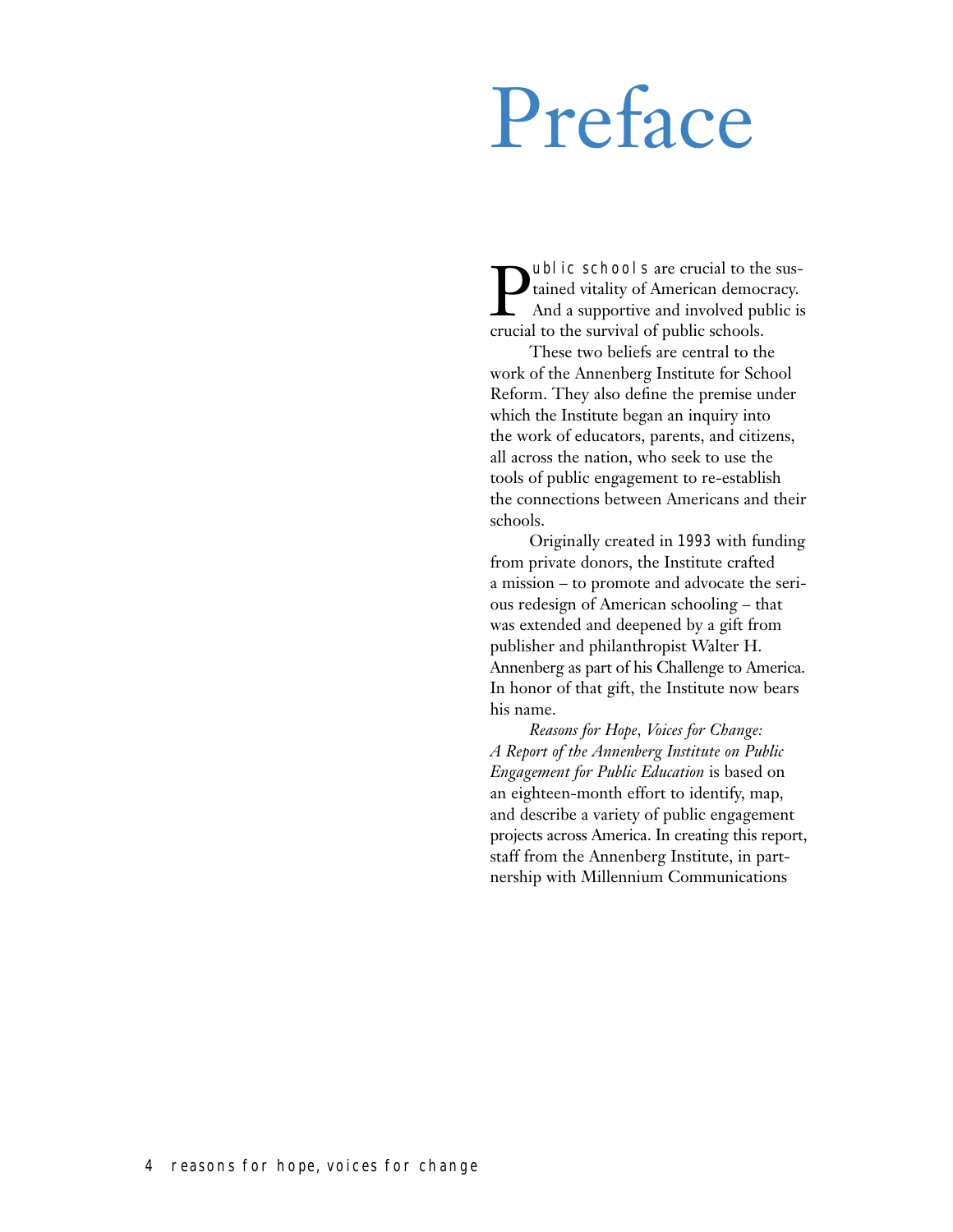# Preface

Public schools are crucial to the sustained vitality of American democracy. And a supportive and involved public is crucial to the survival of public schools.

These two beliefs are central to the work of the Annenberg Institute for School Reform. They also define the premise under which the Institute began an inquiry into the work of educators, parents, and citizens, all across the nation, who seek to use the tools of public engagement to re-establish the connections between Americans and their schools.

Originally created in 1993 with funding from private donors, the Institute crafted a mission – to promote and advocate the serious redesign of American schooling – that was extended and deepened by a gift from publisher and philanthropist Walter H. Annenberg as part of his Challenge to America. In honor of that gift, the Institute now bears his name.

*Reasons for Hope, Voices for Change: A Report of the Annenberg Institute on Public Engagement for Public Education* is based on an eighteen-month effort to identify, map, and describe a variety of public engagement projects across America. In creating this report, staff from the Annenberg Institute, in partnership with Millennium Communications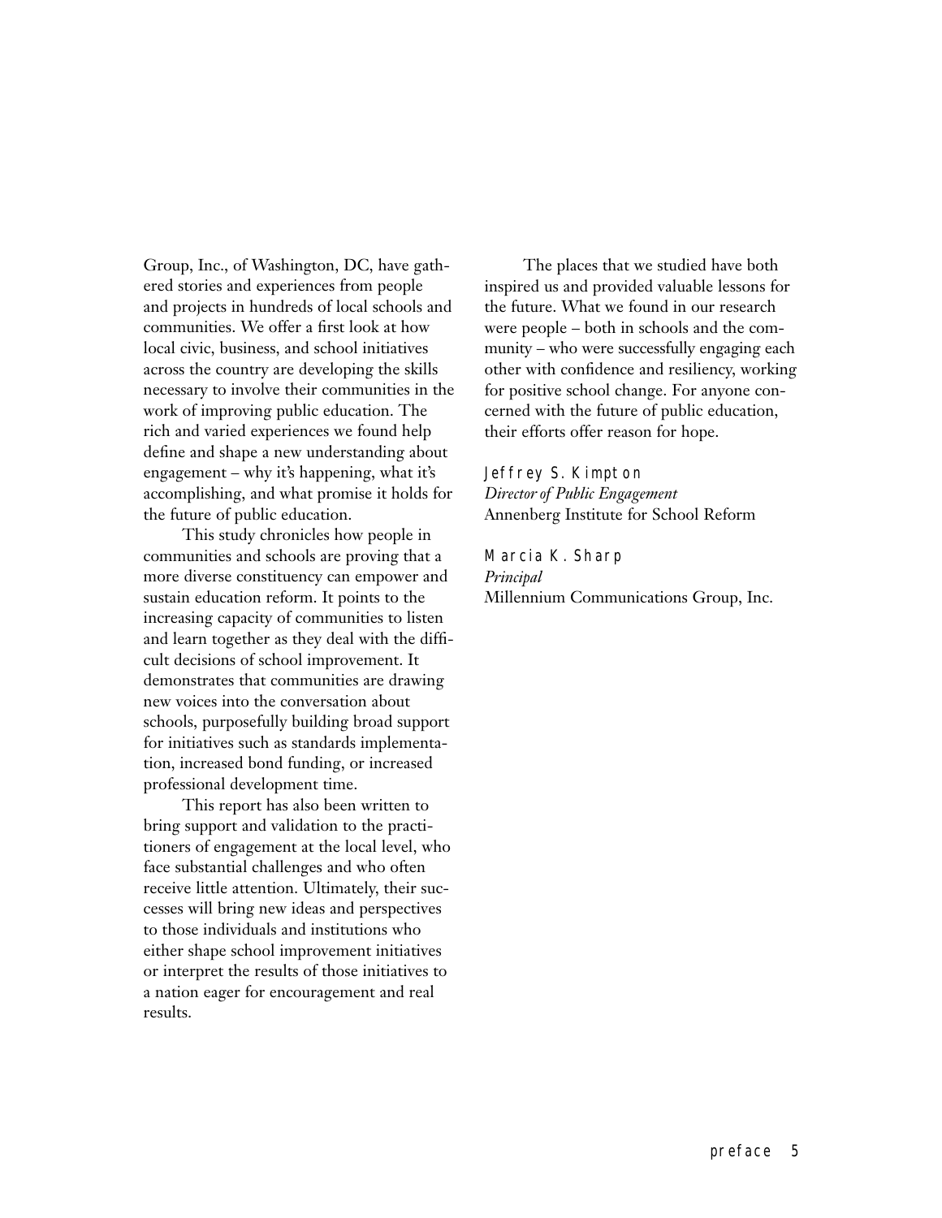Group, Inc., of Washington, DC, have gathered stories and experiences from people and projects in hundreds of local schools and communities. We offer a first look at how local civic, business, and school initiatives across the country are developing the skills necessary to involve their communities in the work of improving public education. The rich and varied experiences we found help define and shape a new understanding about engagement – why it's happening, what it's accomplishing, and what promise it holds for the future of public education.

This study chronicles how people in communities and schools are proving that a more diverse constituency can empower and sustain education reform. It points to the increasing capacity of communities to listen and learn together as they deal with the difficult decisions of school improvement. It demonstrates that communities are drawing new voices into the conversation about schools, purposefully building broad support for initiatives such as standards implementation, increased bond funding, or increased professional development time.

This report has also been written to bring support and validation to the practitioners of engagement at the local level, who face substantial challenges and who often receive little attention. Ultimately, their successes will bring new ideas and perspectives to those individuals and institutions who either shape school improvement initiatives or interpret the results of those initiatives to a nation eager for encouragement and real results.

The places that we studied have both inspired us and provided valuable lessons for the future. What we found in our research were people – both in schools and the community – who were successfully engaging each other with confidence and resiliency, working for positive school change. For anyone concerned with the future of public education, their efforts offer reason for hope.

Jeffrey S. Kimpton
*Director of Public Engagement*
Annenberg Institute for School Reform

Marcia K. Sharp
*Principal*
Millennium Communications Group, Inc.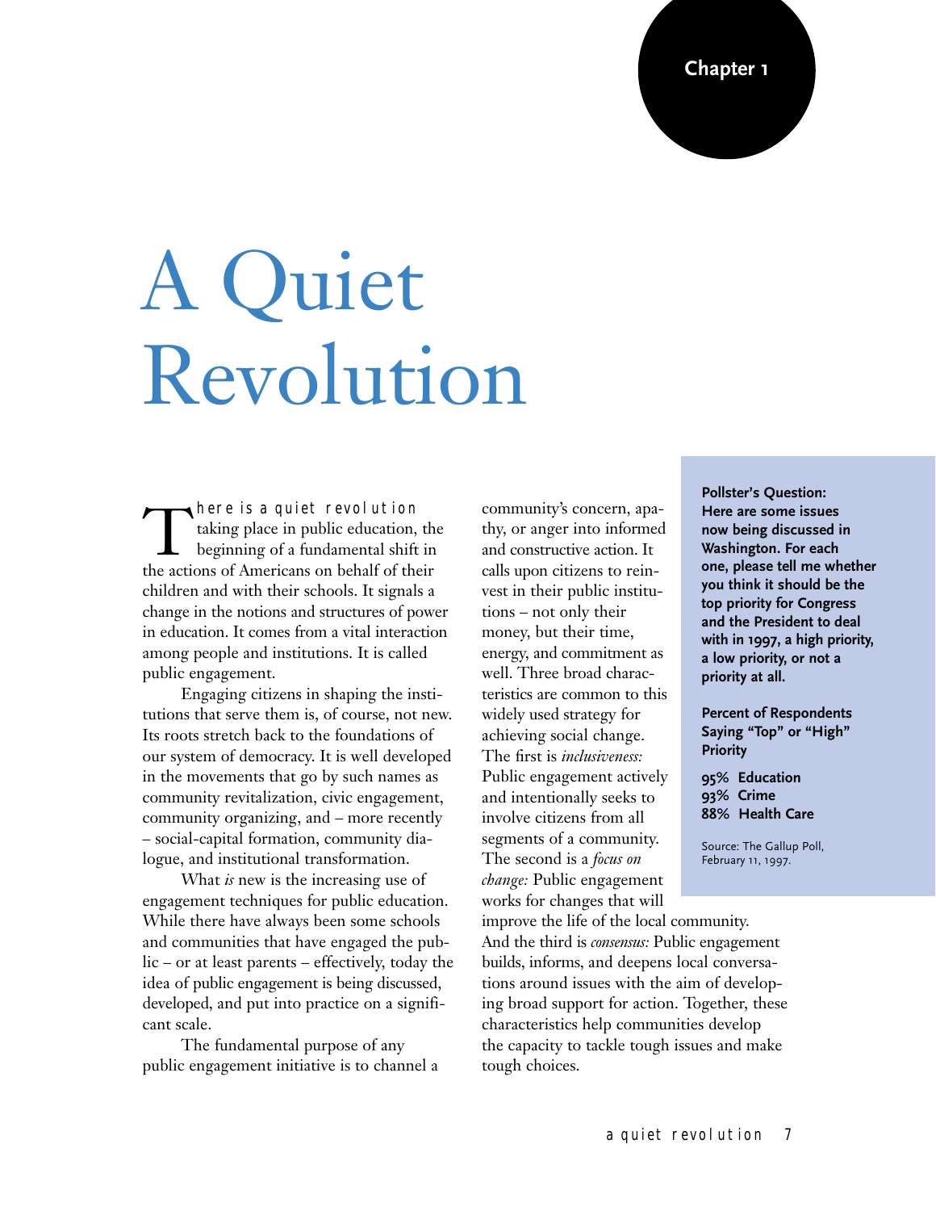Chapter 1

# A Quiet Revolution

There is a quiet revolution taking place in public education, the beginning of a fundamental shift in the actions of Americans on behalf of their children and with their schools. It signals a change in the notions and structures of power in education. It comes from a vital interaction among people and institutions. It is called public engagement.

Engaging citizens in shaping the institutions that serve them is, of course, not new. Its roots stretch back to the foundations of our system of democracy. It is well developed in the movements that go by such names as community revitalization, civic engagement, community organizing, and – more recently – social-capital formation, community dialogue, and institutional transformation.

What *is* new is the increasing use of engagement techniques for public education. While there have always been some schools and communities that have engaged the public – or at least parents – effectively, today the idea of public engagement is being discussed, developed, and put into practice on a significant scale.

The fundamental purpose of any public engagement initiative is to channel a community's concern, apathy, or anger into informed and constructive action. It calls upon citizens to reinvest in their public institutions – not only their money, but their time, energy, and commitment as well. Three broad characteristics are common to this widely used strategy for achieving social change. The first is *inclusiveness:* Public engagement actively and intentionally seeks to involve citizens from all segments of a community. The second is a *focus on change:* Public engagement works for changes that will improve the life of the local community. And the third is *consensus:* Public engagement builds, informs, and deepens local conversations around issues with the aim of developing broad support for action. Together, these characteristics help communities develop the capacity to tackle tough issues and make tough choices.

**Pollster's Question: Here are some issues now being discussed in Washington. For each one, please tell me whether you think it should be the top priority for Congress and the President to deal with in 1997, a high priority, a low priority, or not a priority at all.**

**Percent of Respondents Saying "Top" or "High" Priority**

**95% Education**
**93% Crime**
**88% Health Care**

Source: The Gallup Poll, February 11, 1997.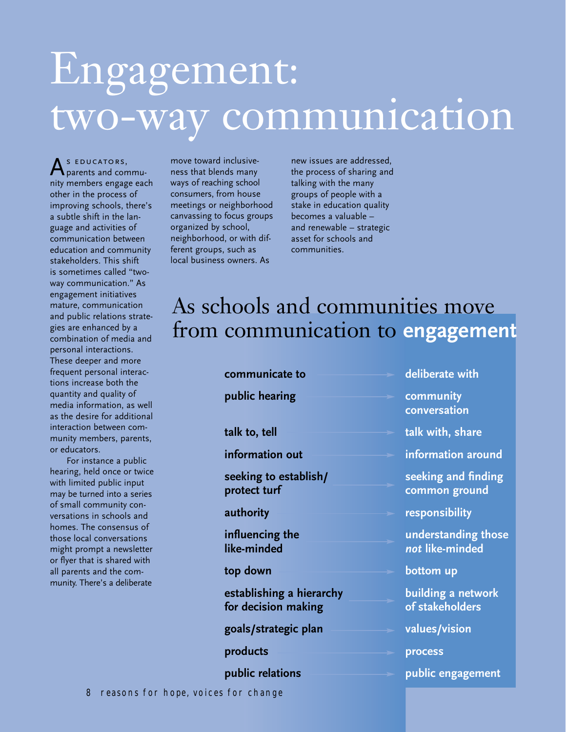# Engagement: two-way communication

As educators, parents and community members engage each other in the process of improving schools, there's a subtle shift in the language and activities of communication between education and community stakeholders. This shift is sometimes called "two-way communication." As engagement initiatives mature, communication and public relations strategies are enhanced by a combination of media and personal interactions. These deeper and more frequent personal interactions increase both the quantity and quality of media information, as well as the desire for additional interaction between community members, parents, or educators.

For instance a public hearing, held once or twice with limited public input may be turned into a series of small community conversations in schools and homes. The consensus of those local conversations might prompt a newsletter or flyer that is shared with all parents and the community. There's a deliberate move toward inclusiveness that blends many ways of reaching school consumers, from house meetings or neighborhood canvassing to focus groups organized by school, neighborhood, or with different groups, such as local business owners. As new issues are addressed, the process of sharing and talking with the many groups of people with a stake in education quality becomes a valuable – and renewable – strategic asset for schools and communities.

## As schools and communities move from communication to **engagement**

| Communication | | Engagement |
|---|---|---|
| **communicate to** | → | **deliberate with** |
| **public hearing** | → | **community conversation** |
| **talk to, tell** | → | **talk with, share** |
| **information out** | → | **information around** |
| **seeking to establish/ protect turf** | → | **seeking and finding common ground** |
| **authority** | → | **responsibility** |
| **influencing the like-minded** | → | **understanding those *not* like-minded** |
| **top down** | → | **bottom up** |
| **establishing a hierarchy for decision making** | → | **building a network of stakeholders** |
| **goals/strategic plan** | → | **values/vision** |
| **products** | → | **process** |
| **public relations** | → | **public engagement** |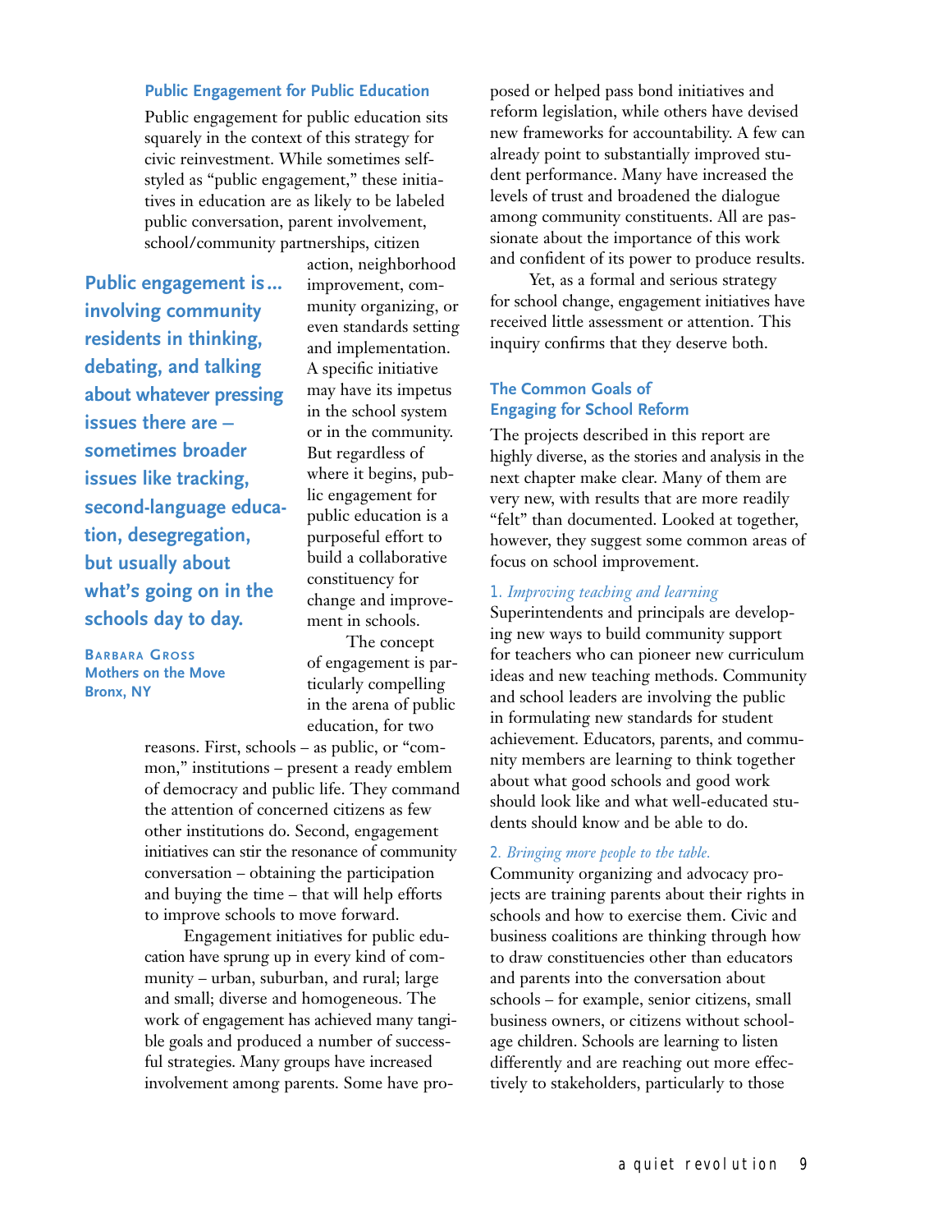### Public Engagement for Public Education

Public engagement for public education sits squarely in the context of this strategy for civic reinvestment. While sometimes self-styled as "public engagement," these initiatives in education are as likely to be labeled public conversation, parent involvement, school/community partnerships, citizen action, neighborhood improvement, community organizing, or even standards setting and implementation. A specific initiative may have its impetus in the school system or in the community. But regardless of where it begins, public engagement for public education is a purposeful effort to build a collaborative constituency for change and improvement in schools.

> **Public engagement is... involving community residents in thinking, debating, and talking about whatever pressing issues there are – sometimes broader issues like tracking, second-language education, desegregation, but usually about what's going on in the schools day to day.**
>
> **Barbara Gross**
> **Mothers on the Move**
> **Bronx, NY**

The concept of engagement is particularly compelling in the arena of public education, for two reasons. First, schools – as public, or "common," institutions – present a ready emblem of democracy and public life. They command the attention of concerned citizens as few other institutions do. Second, engagement initiatives can stir the resonance of community conversation – obtaining the participation and buying the time – that will help efforts to improve schools to move forward.

Engagement initiatives for public education have sprung up in every kind of community – urban, suburban, and rural; large and small; diverse and homogeneous. The work of engagement has achieved many tangible goals and produced a number of successful strategies. Many groups have increased involvement among parents. Some have proposed or helped pass bond initiatives and reform legislation, while others have devised new frameworks for accountability. A few can already point to substantially improved student performance. Many have increased the levels of trust and broadened the dialogue among community constituents. All are passionate about the importance of this work and confident of its power to produce results.

Yet, as a formal and serious strategy for school change, engagement initiatives have received little assessment or attention. This inquiry confirms that they deserve both.

### The Common Goals of Engaging for School Reform

The projects described in this report are highly diverse, as the stories and analysis in the next chapter make clear. Many of them are very new, with results that are more readily "felt" than documented. Looked at together, however, they suggest some common areas of focus on school improvement.

1. *Improving teaching and learning*

Superintendents and principals are developing new ways to build community support for teachers who can pioneer new curriculum ideas and new teaching methods. Community and school leaders are involving the public in formulating new standards for student achievement. Educators, parents, and community members are learning to think together about what good schools and good work should look like and what well-educated students should know and be able to do.

2. *Bringing more people to the table.*

Community organizing and advocacy projects are training parents about their rights in schools and how to exercise them. Civic and business coalitions are thinking through how to draw constituencies other than educators and parents into the conversation about schools – for example, senior citizens, small business owners, or citizens without school-age children. Schools are learning to listen differently and are reaching out more effectively to stakeholders, particularly to those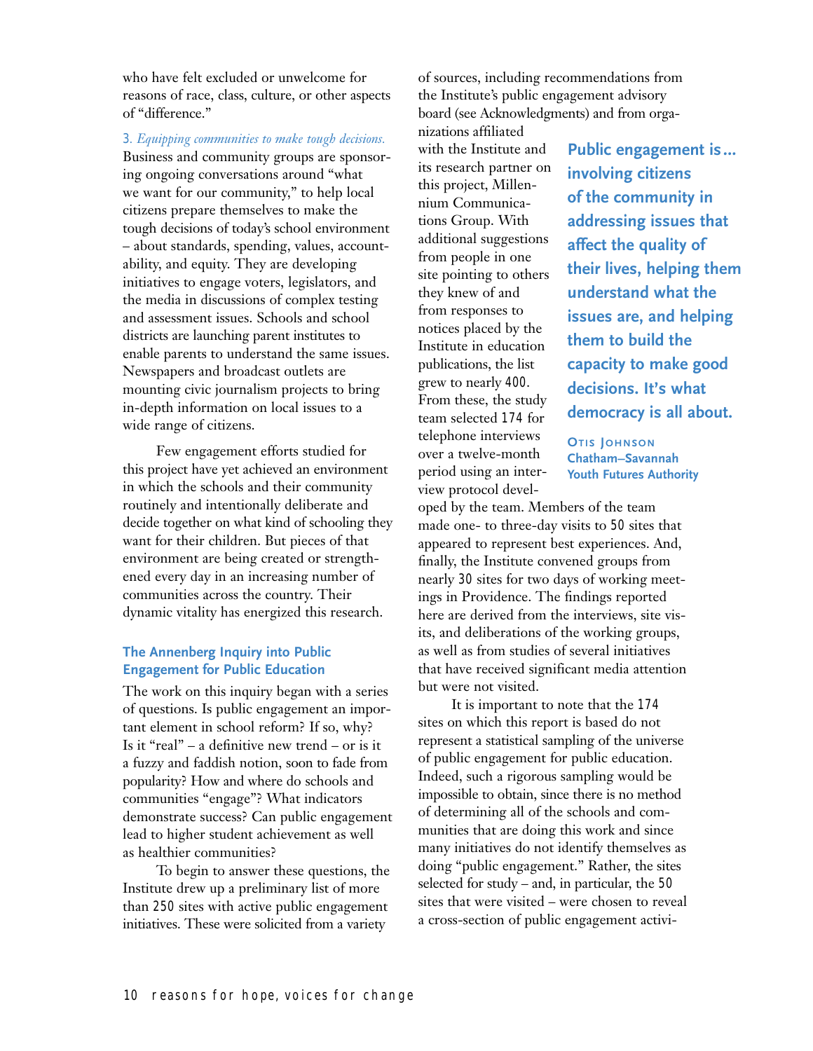who have felt excluded or unwelcome for reasons of race, class, culture, or other aspects of "difference."

3. *Equipping communities to make tough decisions.* Business and community groups are sponsoring ongoing conversations around "what we want for our community," to help local citizens prepare themselves to make the tough decisions of today's school environment – about standards, spending, values, accountability, and equity. They are developing initiatives to engage voters, legislators, and the media in discussions of complex testing and assessment issues. Schools and school districts are launching parent institutes to enable parents to understand the same issues. Newspapers and broadcast outlets are mounting civic journalism projects to bring in-depth information on local issues to a wide range of citizens.

Few engagement efforts studied for this project have yet achieved an environment in which the schools and their community routinely and intentionally deliberate and decide together on what kind of schooling they want for their children. But pieces of that environment are being created or strengthened every day in an increasing number of communities across the country. Their dynamic vitality has energized this research.

## The Annenberg Inquiry into Public Engagement for Public Education

The work on this inquiry began with a series of questions. Is public engagement an important element in school reform? If so, why? Is it "real" – a definitive new trend – or is it a fuzzy and faddish notion, soon to fade from popularity? How and where do schools and communities "engage"? What indicators demonstrate success? Can public engagement lead to higher student achievement as well as healthier communities?

To begin to answer these questions, the Institute drew up a preliminary list of more than 250 sites with active public engagement initiatives. These were solicited from a variety of sources, including recommendations from the Institute's public engagement advisory board (see Acknowledgments) and from organizations affiliated with the Institute and its research partner on this project, Millennium Communications Group. With additional suggestions from people in one site pointing to others they knew of and from responses to notices placed by the Institute in education publications, the list grew to nearly 400. From these, the study team selected 174 for telephone interviews over a twelve-month period using an interview protocol developed by the team. Members of the team made one- to three-day visits to 50 sites that appeared to represent best experiences. And, finally, the Institute convened groups from nearly 30 sites for two days of working meetings in Providence. The findings reported here are derived from the interviews, site visits, and deliberations of the working groups, as well as from studies of several initiatives that have received significant media attention but were not visited.

> **Public engagement is… involving citizens of the community in addressing issues that affect the quality of their lives, helping them understand what the issues are, and helping them to build the capacity to make good decisions. It's what democracy is all about.**
>
> **Otis Johnson**
> **Chatham–Savannah Youth Futures Authority**

It is important to note that the 174 sites on which this report is based do not represent a statistical sampling of the universe of public engagement for public education. Indeed, such a rigorous sampling would be impossible to obtain, since there is no method of determining all of the schools and communities that are doing this work and since many initiatives do not identify themselves as doing "public engagement." Rather, the sites selected for study – and, in particular, the 50 sites that were visited – were chosen to reveal a cross-section of public engagement activi-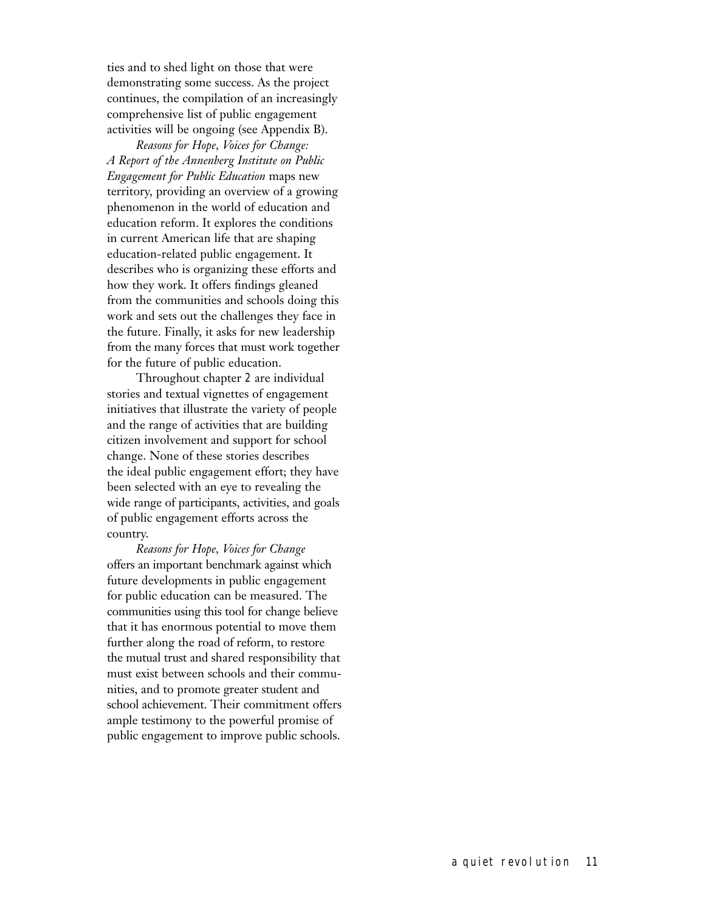ties and to shed light on those that were demonstrating some success. As the project continues, the compilation of an increasingly comprehensive list of public engagement activities will be ongoing (see Appendix B).

*Reasons for Hope, Voices for Change: A Report of the Annenberg Institute on Public Engagement for Public Education* maps new territory, providing an overview of a growing phenomenon in the world of education and education reform. It explores the conditions in current American life that are shaping education-related public engagement. It describes who is organizing these efforts and how they work. It offers findings gleaned from the communities and schools doing this work and sets out the challenges they face in the future. Finally, it asks for new leadership from the many forces that must work together for the future of public education.

Throughout chapter 2 are individual stories and textual vignettes of engagement initiatives that illustrate the variety of people and the range of activities that are building citizen involvement and support for school change. None of these stories describes the ideal public engagement effort; they have been selected with an eye to revealing the wide range of participants, activities, and goals of public engagement efforts across the country.

*Reasons for Hope, Voices for Change* offers an important benchmark against which future developments in public engagement for public education can be measured. The communities using this tool for change believe that it has enormous potential to move them further along the road of reform, to restore the mutual trust and shared responsibility that must exist between schools and their communities, and to promote greater student and school achievement. Their commitment offers ample testimony to the powerful promise of public engagement to improve public schools.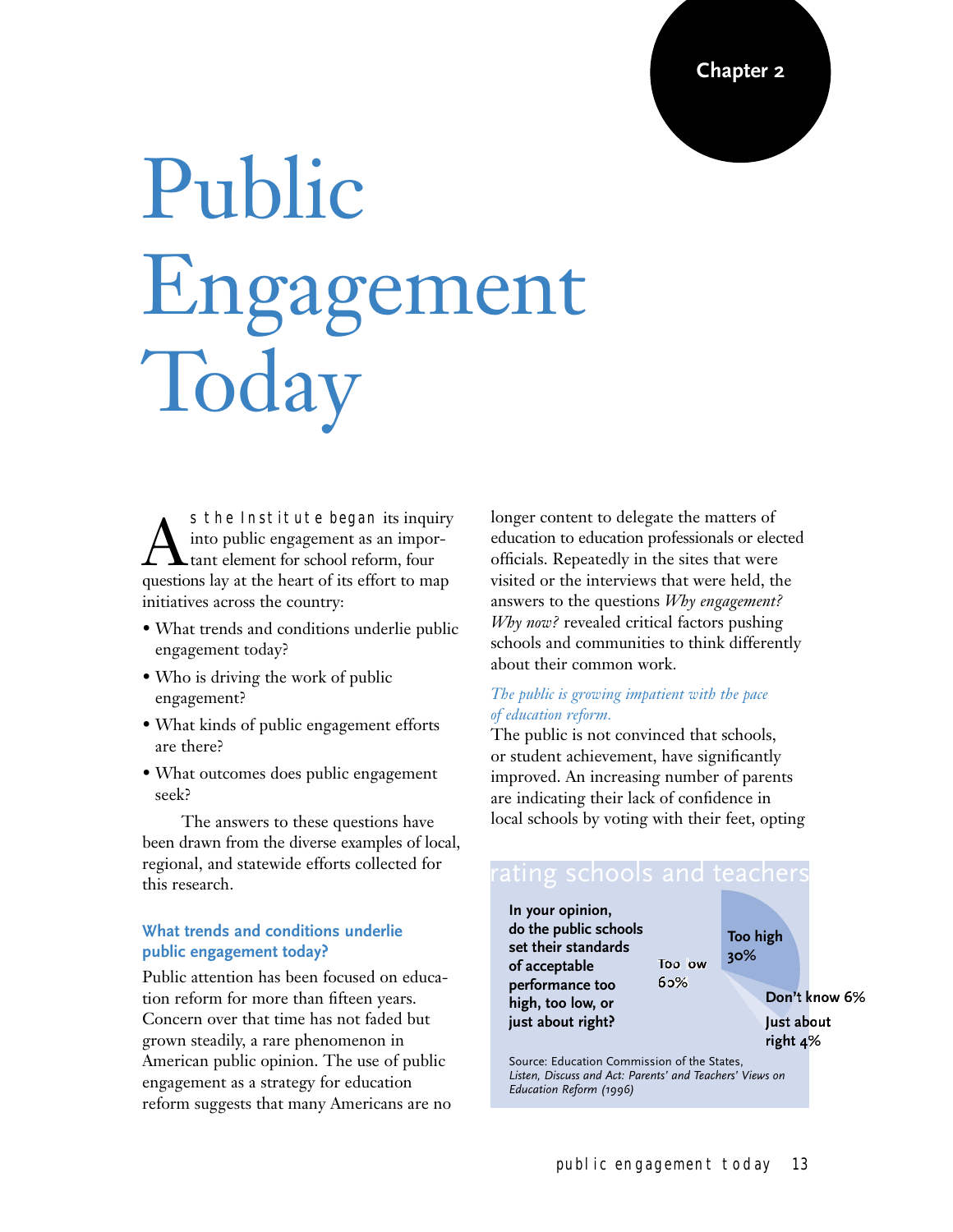Chapter 2

# Public Engagement Today

As the Institute began its inquiry into public engagement as an important element for school reform, four questions lay at the heart of its effort to map initiatives across the country:

- What trends and conditions underlie public engagement today?
- Who is driving the work of public engagement?
- What kinds of public engagement efforts are there?
- What outcomes does public engagement seek?

The answers to these questions have been drawn from the diverse examples of local, regional, and statewide efforts collected for this research.

## What trends and conditions underlie public engagement today?

Public attention has been focused on education reform for more than fifteen years. Concern over that time has not faded but grown steadily, a rare phenomenon in American public opinion. The use of public engagement as a strategy for education reform suggests that many Americans are no longer content to delegate the matters of education to education professionals or elected officials. Repeatedly in the sites that were visited or the interviews that were held, the answers to the questions *Why engagement? Why now?* revealed critical factors pushing schools and communities to think differently about their common work.

*The public is growing impatient with the pace of education reform.*

The public is not convinced that schools, or student achievement, have significantly improved. An increasing number of parents are indicating their lack of confidence in local schools by voting with their feet, opting

**rating schools and teachers**

**In your opinion, do the public schools set their standards of acceptable performance too high, too low, or just about right?**

| Response | Percent |
|---|---|
| Too low | 60% |
| Too high | 30% |
| Don't know | 6% |
| Just about right | 4% |

Source: Education Commission of the States, *Listen, Discuss and Act: Parents' and Teachers' Views on Education Reform (1996)*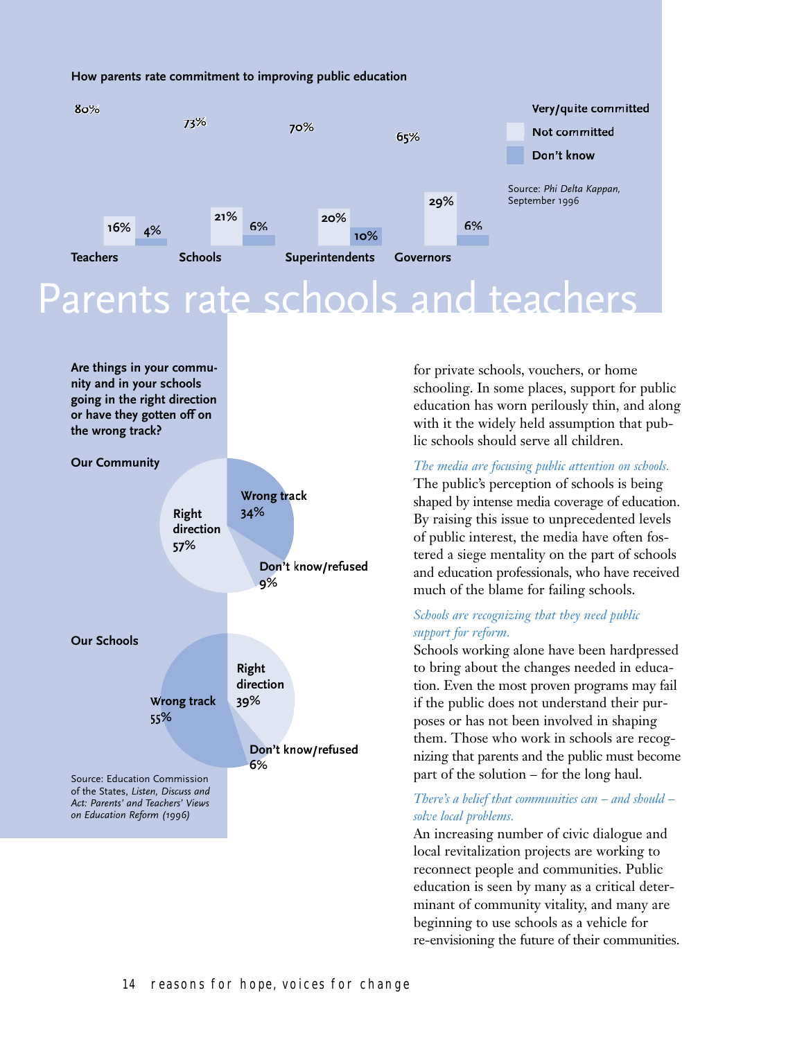**How parents rate commitment to improving public education**

| | Very/quite committed | Not committed | Don't know |
|---|---|---|---|
| Teachers | 80% | 16% | 4% |
| Schools | 73% | 21% | 6% |
| Superintendents | 70% | 20% | 10% |
| Governors | 65% | 29% | 6% |

Source: *Phi Delta Kappan*, September 1996

# Parents rate schools and teachers

**Are things in your community and in your schools going in the right direction or have they gotten off on the wrong track?**

**Our Community**

| Response | % |
|---|---|
| Right direction | 57% |
| Wrong track | 34% |
| Don't know/refused | 9% |

**Our Schools**

| Response | % |
|---|---|
| Right direction | 39% |
| Wrong track | 55% |
| Don't know/refused | 6% |

Source: Education Commission of the States, *Listen, Discuss and Act: Parents' and Teachers' Views on Education Reform (1996)*

for private schools, vouchers, or home schooling. In some places, support for public education has worn perilously thin, and along with it the widely held assumption that public schools should serve all children.

*The media are focusing public attention on schools.*
The public's perception of schools is being shaped by intense media coverage of education. By raising this issue to unprecedented levels of public interest, the media have often fostered a siege mentality on the part of schools and education professionals, who have received much of the blame for failing schools.

*Schools are recognizing that they need public support for reform.*
Schools working alone have been hardpressed to bring about the changes needed in education. Even the most proven programs may fail if the public does not understand their purposes or has not been involved in shaping them. Those who work in schools are recognizing that parents and the public must become part of the solution – for the long haul.

*There's a belief that communities can – and should – solve local problems.*
An increasing number of civic dialogue and local revitalization projects are working to reconnect people and communities. Public education is seen by many as a critical determinant of community vitality, and many are beginning to use schools as a vehicle for re-envisioning the future of their communities.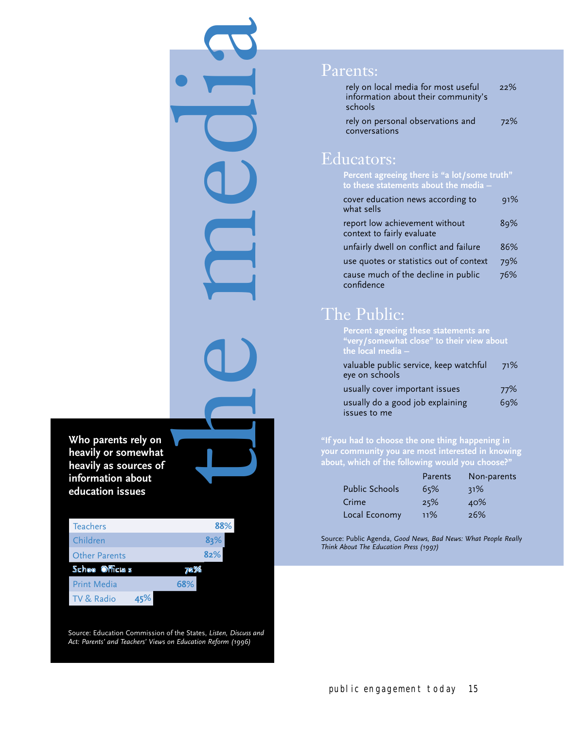# the media

## Parents:

| | |
|---|---|
| rely on local media for most useful information about their community's schools | 22% |
| rely on personal observations and conversations | 72% |

## Educators:

**Percent agreeing there is "a lot/some truth" to these statements about the media –**

| | |
|---|---|
| cover education news according to what sells | 91% |
| report low achievement without context to fairly evaluate | 89% |
| unfairly dwell on conflict and failure | 86% |
| use quotes or statistics out of context | 79% |
| cause much of the decline in public confidence | 76% |

## The Public:

**Percent agreeing these statements are "very/somewhat close" to their view about the local media –**

| | |
|---|---|
| valuable public service, keep watchful eye on schools | 71% |
| usually cover important issues | 77% |
| usually do a good job explaining issues to me | 69% |

**"If you had to choose the one thing happening in your community you are most interested in knowing about, which of the following would you choose?"**

| | Parents | Non-parents |
|---|---|---|
| Public Schools | 65% | 31% |
| Crime | 25% | 40% |
| Local Economy | 11% | 26% |

Source: Public Agenda, *Good News, Bad News: What People Really Think About The Education Press (1997)*

**Who parents rely on heavily or somewhat heavily as sources of information about education issues**

| Source | Percent |
|---|---|
| Teachers | 88% |
| Children | 83% |
| Other Parents | 82% |
| School Officials | 72% |
| Print Media | 68% |
| TV & Radio | 45% |

Source: Education Commission of the States, *Listen, Discuss and Act: Parents' and Teachers' Views on Education Reform (1996)*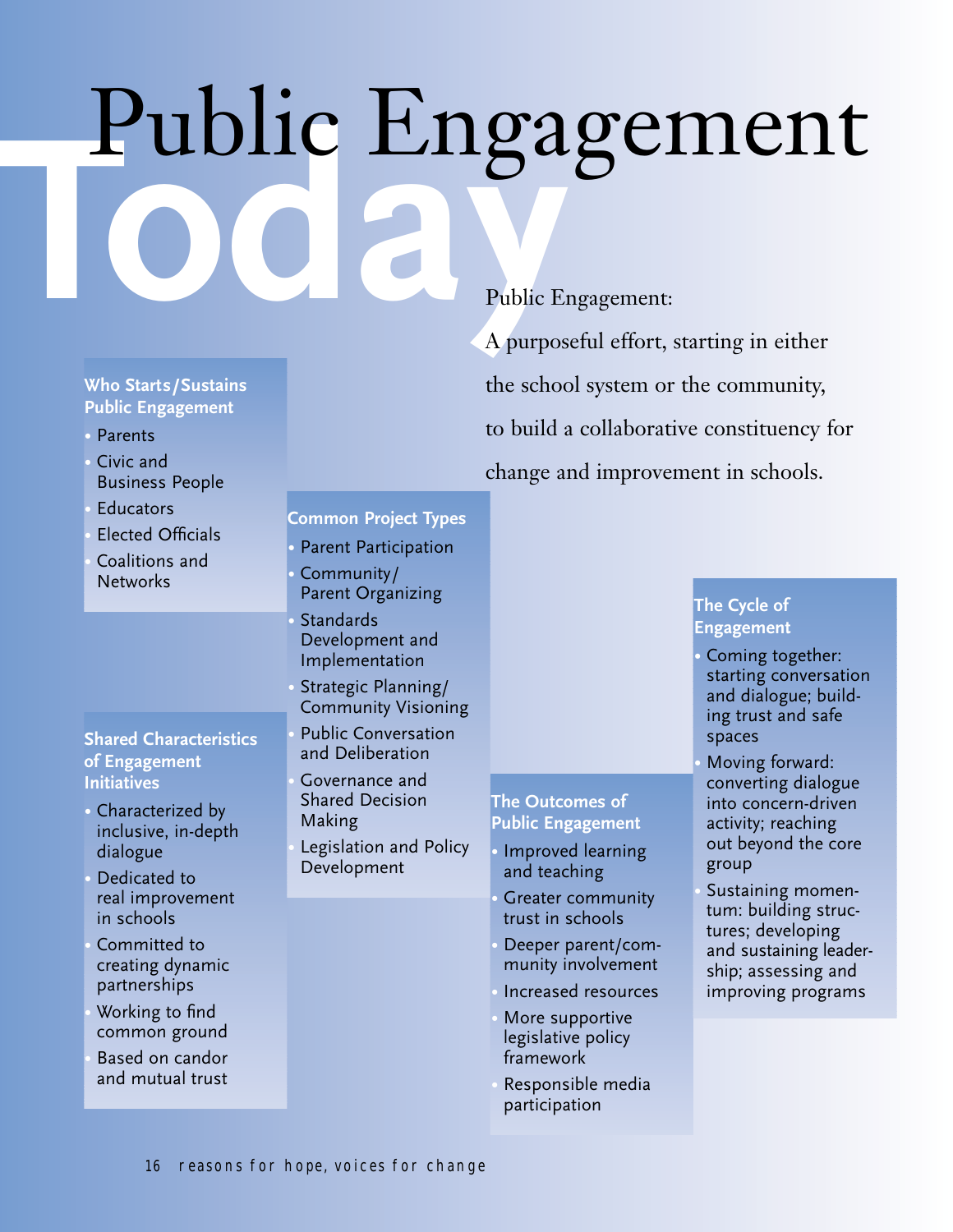# Public Engagement Today

Public Engagement:

A purposeful effort, starting in either the school system or the community, to build a collaborative constituency for change and improvement in schools.

### Who Starts/Sustains Public Engagement

- Parents
- Civic and Business People
- Educators
- Elected Officials
- Coalitions and Networks

### Shared Characteristics of Engagement Initiatives

- Characterized by inclusive, in-depth dialogue
- Dedicated to real improvement in schools
- Committed to creating dynamic partnerships
- Working to find common ground
- Based on candor and mutual trust

### Common Project Types

- Parent Participation
- Community/Parent Organizing
- Standards Development and Implementation
- Strategic Planning/Community Visioning
- Public Conversation and Deliberation
- Governance and Shared Decision Making
- Legislation and Policy Development

### The Outcomes of Public Engagement

- Improved learning and teaching
- Greater community trust in schools
- Deeper parent/community involvement
- Increased resources
- More supportive legislative policy framework
- Responsible media participation

### The Cycle of Engagement

- Coming together: starting conversation and dialogue; building trust and safe spaces
- Moving forward: converting dialogue into concern-driven activity; reaching out beyond the core group
- Sustaining momentum: building structures; developing and sustaining leadership; assessing and improving programs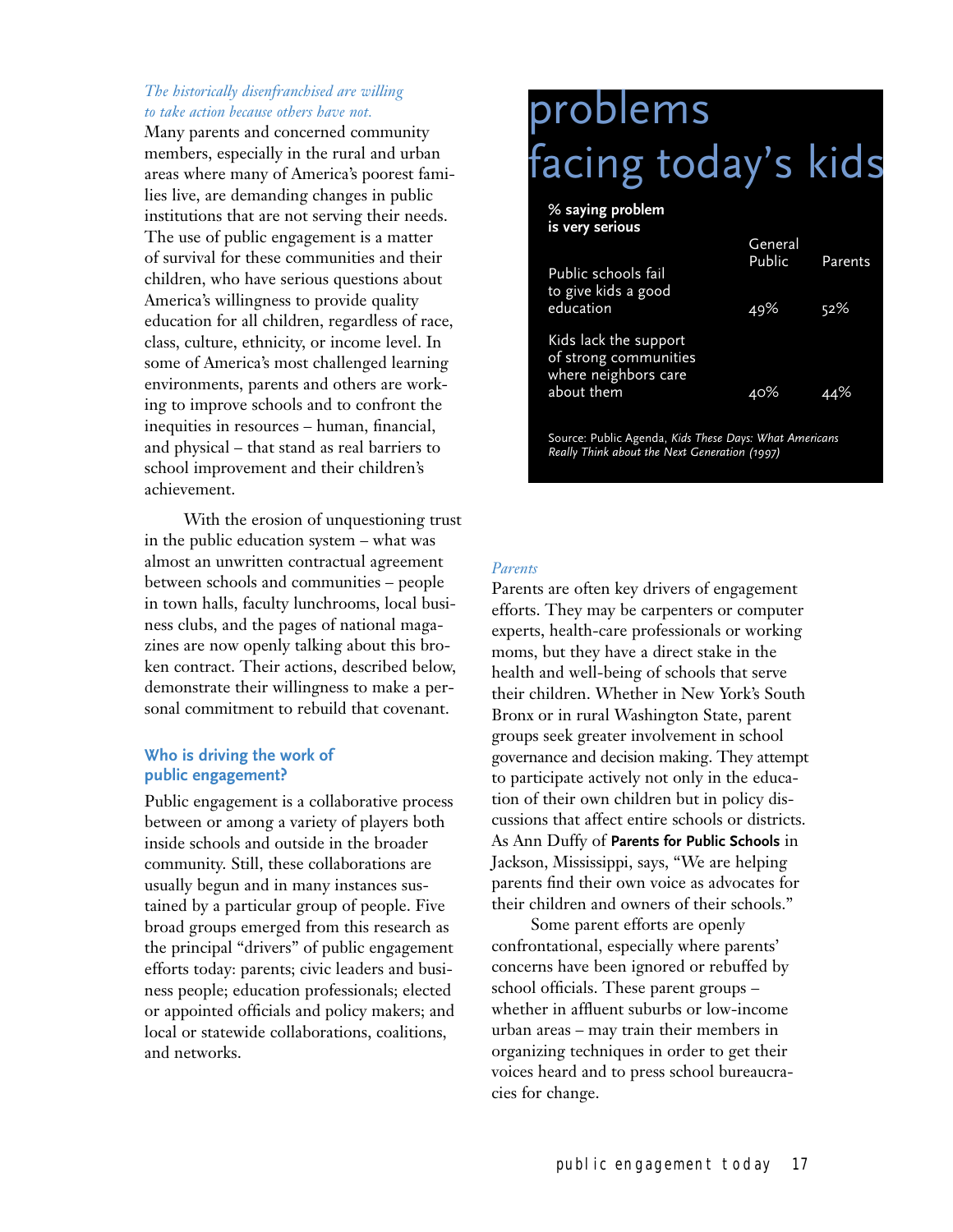*The historically disenfranchised are willing to take action because others have not.*

Many parents and concerned community members, especially in the rural and urban areas where many of America's poorest families live, are demanding changes in public institutions that are not serving their needs. The use of public engagement is a matter of survival for these communities and their children, who have serious questions about America's willingness to provide quality education for all children, regardless of race, class, culture, ethnicity, or income level. In some of America's most challenged learning environments, parents and others are working to improve schools and to confront the inequities in resources – human, financial, and physical – that stand as real barriers to school improvement and their children's achievement.

With the erosion of unquestioning trust in the public education system – what was almost an unwritten contractual agreement between schools and communities – people in town halls, faculty lunchrooms, local business clubs, and the pages of national magazines are now openly talking about this broken contract. Their actions, described below, demonstrate their willingness to make a personal commitment to rebuild that covenant.

## problems facing today's kids

| % saying problem is very serious | General Public | Parents |
|---|---|---|
| Public schools fail to give kids a good education | 49% | 52% |
| Kids lack the support of strong communities where neighbors care about them | 40% | 44% |

Source: Public Agenda, *Kids These Days: What Americans Really Think about the Next Generation (1997)*

### Who is driving the work of public engagement?

Public engagement is a collaborative process between or among a variety of players both inside schools and outside in the broader community. Still, these collaborations are usually begun and in many instances sustained by a particular group of people. Five broad groups emerged from this research as the principal "drivers" of public engagement efforts today: parents; civic leaders and business people; education professionals; elected or appointed officials and policy makers; and local or statewide collaborations, coalitions, and networks.

*Parents*

Parents are often key drivers of engagement efforts. They may be carpenters or computer experts, health-care professionals or working moms, but they have a direct stake in the health and well-being of schools that serve their children. Whether in New York's South Bronx or in rural Washington State, parent groups seek greater involvement in school governance and decision making. They attempt to participate actively not only in the education of their own children but in policy discussions that affect entire schools or districts. As Ann Duffy of **Parents for Public Schools** in Jackson, Mississippi, says, "We are helping parents find their own voice as advocates for their children and owners of their schools."

Some parent efforts are openly confrontational, especially where parents' concerns have been ignored or rebuffed by school officials. These parent groups – whether in affluent suburbs or low-income urban areas – may train their members in organizing techniques in order to get their voices heard and to press school bureaucracies for change.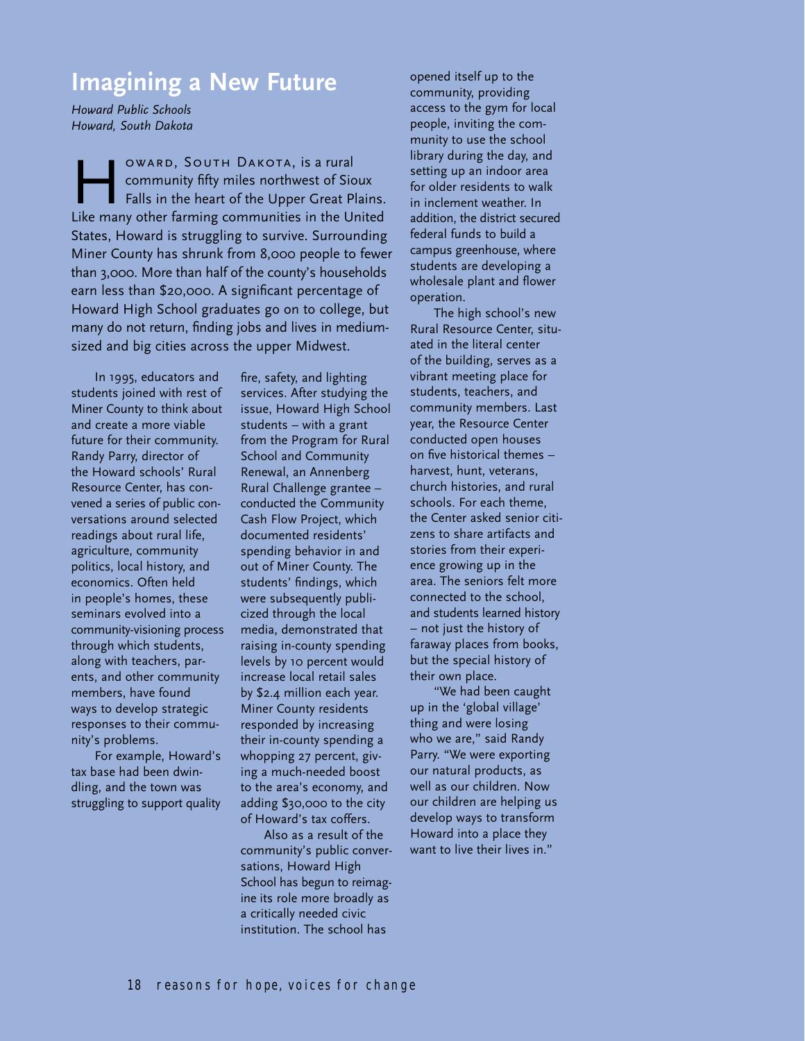## Imagining a New Future

*Howard Public Schools*
*Howard, South Dakota*

Howard, South Dakota, is a rural community fifty miles northwest of Sioux Falls in the heart of the Upper Great Plains. Like many other farming communities in the United States, Howard is struggling to survive. Surrounding Miner County has shrunk from 8,000 people to fewer than 3,000. More than half of the county's households earn less than $20,000. A significant percentage of Howard High School graduates go on to college, but many do not return, finding jobs and lives in medium-sized and big cities across the upper Midwest.

In 1995, educators and students joined with rest of Miner County to think about and create a more viable future for their community. Randy Parry, director of the Howard schools' Rural Resource Center, has convened a series of public conversations around selected readings about rural life, agriculture, community politics, local history, and economics. Often held in people's homes, these seminars evolved into a community-visioning process through which students, along with teachers, parents, and other community members, have found ways to develop strategic responses to their community's problems.

For example, Howard's tax base had been dwindling, and the town was struggling to support quality fire, safety, and lighting services. After studying the issue, Howard High School students – with a grant from the Program for Rural School and Community Renewal, an Annenberg Rural Challenge grantee – conducted the Community Cash Flow Project, which documented residents' spending behavior in and out of Miner County. The students' findings, which were subsequently publicized through the local media, demonstrated that raising in-county spending levels by 10 percent would increase local retail sales by $2.4 million each year. Miner County residents responded by increasing their in-county spending a whopping 27 percent, giving a much-needed boost to the area's economy, and adding $30,000 to the city of Howard's tax coffers.

Also as a result of the community's public conversations, Howard High School has begun to reimagine its role more broadly as a critically needed civic institution. The school has opened itself up to the community, providing access to the gym for local people, inviting the community to use the school library during the day, and setting up an indoor area for older residents to walk in inclement weather. In addition, the district secured federal funds to build a campus greenhouse, where students are developing a wholesale plant and flower operation.

The high school's new Rural Resource Center, situated in the literal center of the building, serves as a vibrant meeting place for students, teachers, and community members. Last year, the Resource Center conducted open houses on five historical themes – harvest, hunt, veterans, church histories, and rural schools. For each theme, the Center asked senior citizens to share artifacts and stories from their experience growing up in the area. The seniors felt more connected to the school, and students learned history – not just the history of faraway places from books, but the special history of their own place.

"We had been caught up in the 'global village' thing and were losing who we are," said Randy Parry. "We were exporting our natural products, as well as our children. Now our children are helping us develop ways to transform Howard into a place they want to live their lives in."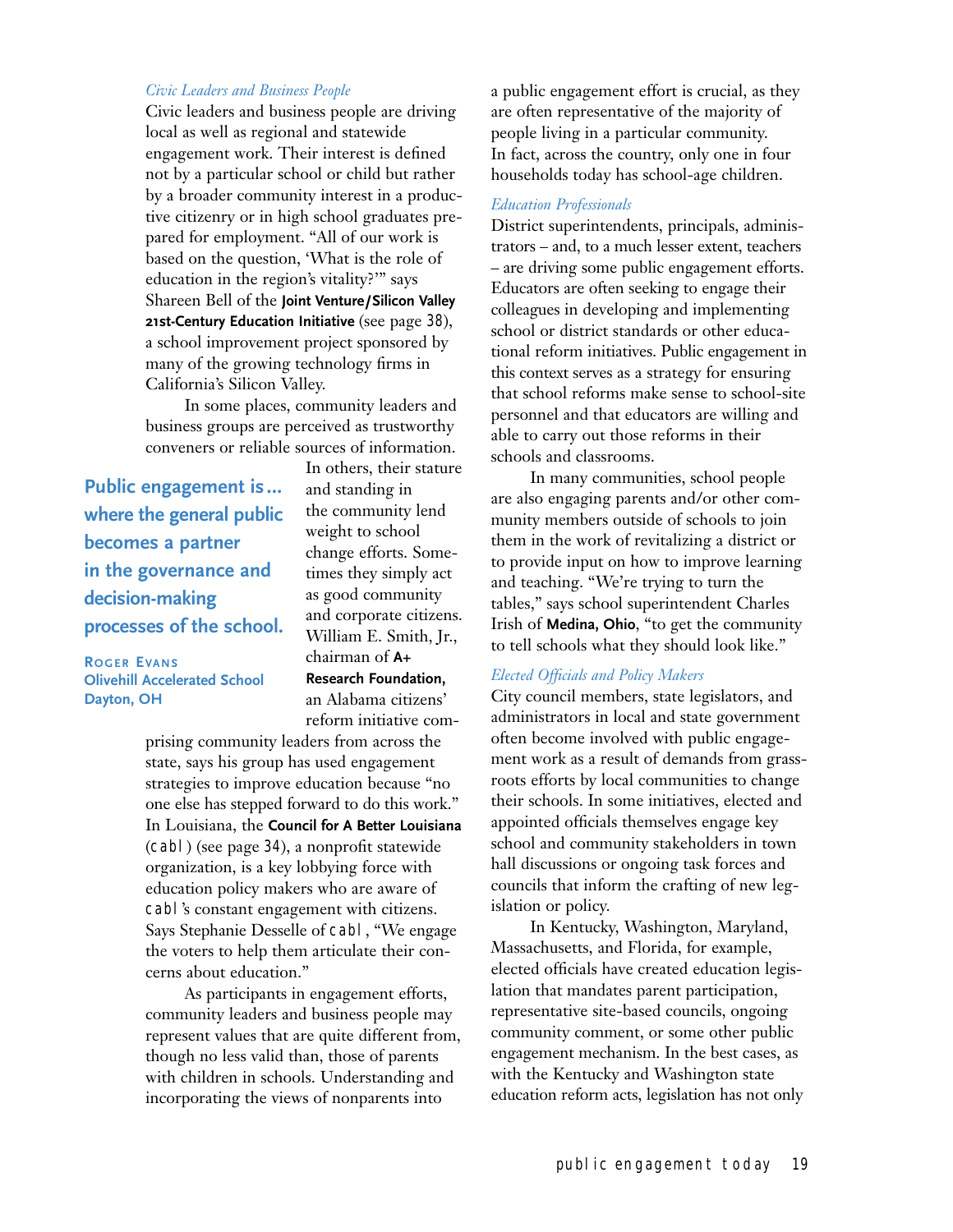*Civic Leaders and Business People*

Civic leaders and business people are driving local as well as regional and statewide engagement work. Their interest is defined not by a particular school or child but rather by a broader community interest in a productive citizenry or in high school graduates prepared for employment. "All of our work is based on the question, 'What is the role of education in the region's vitality?'" says Shareen Bell of the **Joint Venture/Silicon Valley 21st-Century Education Initiative** (see page 38), a school improvement project sponsored by many of the growing technology firms in California's Silicon Valley.

In some places, community leaders and business groups are perceived as trustworthy conveners or reliable sources of information. In others, their stature and standing in the community lend weight to school change efforts. Sometimes they simply act as good community and corporate citizens. William E. Smith, Jr., chairman of **A+ Research Foundation,** an Alabama citizens' reform initiative comprising community leaders from across the state, says his group has used engagement strategies to improve education because "no one else has stepped forward to do this work." In Louisiana, the **Council for A Better Louisiana** (CABL) (see page 34), a nonprofit statewide organization, is a key lobbying force with education policy makers who are aware of CABL's constant engagement with citizens. Says Stephanie Desselle of CABL, "We engage the voters to help them articulate their concerns about education."

> **Public engagement is … where the general public becomes a partner in the governance and decision-making processes of the school.**
>
> **ROGER EVANS**
> **Olivehill Accelerated School**
> **Dayton, OH**

As participants in engagement efforts, community leaders and business people may represent values that are quite different from, though no less valid than, those of parents with children in schools. Understanding and incorporating the views of nonparents into a public engagement effort is crucial, as they are often representative of the majority of people living in a particular community. In fact, across the country, only one in four households today has school-age children.

*Education Professionals*

District superintendents, principals, administrators – and, to a much lesser extent, teachers – are driving some public engagement efforts. Educators are often seeking to engage their colleagues in developing and implementing school or district standards or other educational reform initiatives. Public engagement in this context serves as a strategy for ensuring that school reforms make sense to school-site personnel and that educators are willing and able to carry out those reforms in their schools and classrooms.

In many communities, school people are also engaging parents and/or other community members outside of schools to join them in the work of revitalizing a district or to provide input on how to improve learning and teaching. "We're trying to turn the tables," says school superintendent Charles Irish of **Medina, Ohio**, "to get the community to tell schools what they should look like."

*Elected Officials and Policy Makers*

City council members, state legislators, and administrators in local and state government often become involved with public engagement work as a result of demands from grassroots efforts by local communities to change their schools. In some initiatives, elected and appointed officials themselves engage key school and community stakeholders in town hall discussions or ongoing task forces and councils that inform the crafting of new legislation or policy.

In Kentucky, Washington, Maryland, Massachusetts, and Florida, for example, elected officials have created education legislation that mandates parent participation, representative site-based councils, ongoing community comment, or some other public engagement mechanism. In the best cases, as with the Kentucky and Washington state education reform acts, legislation has not only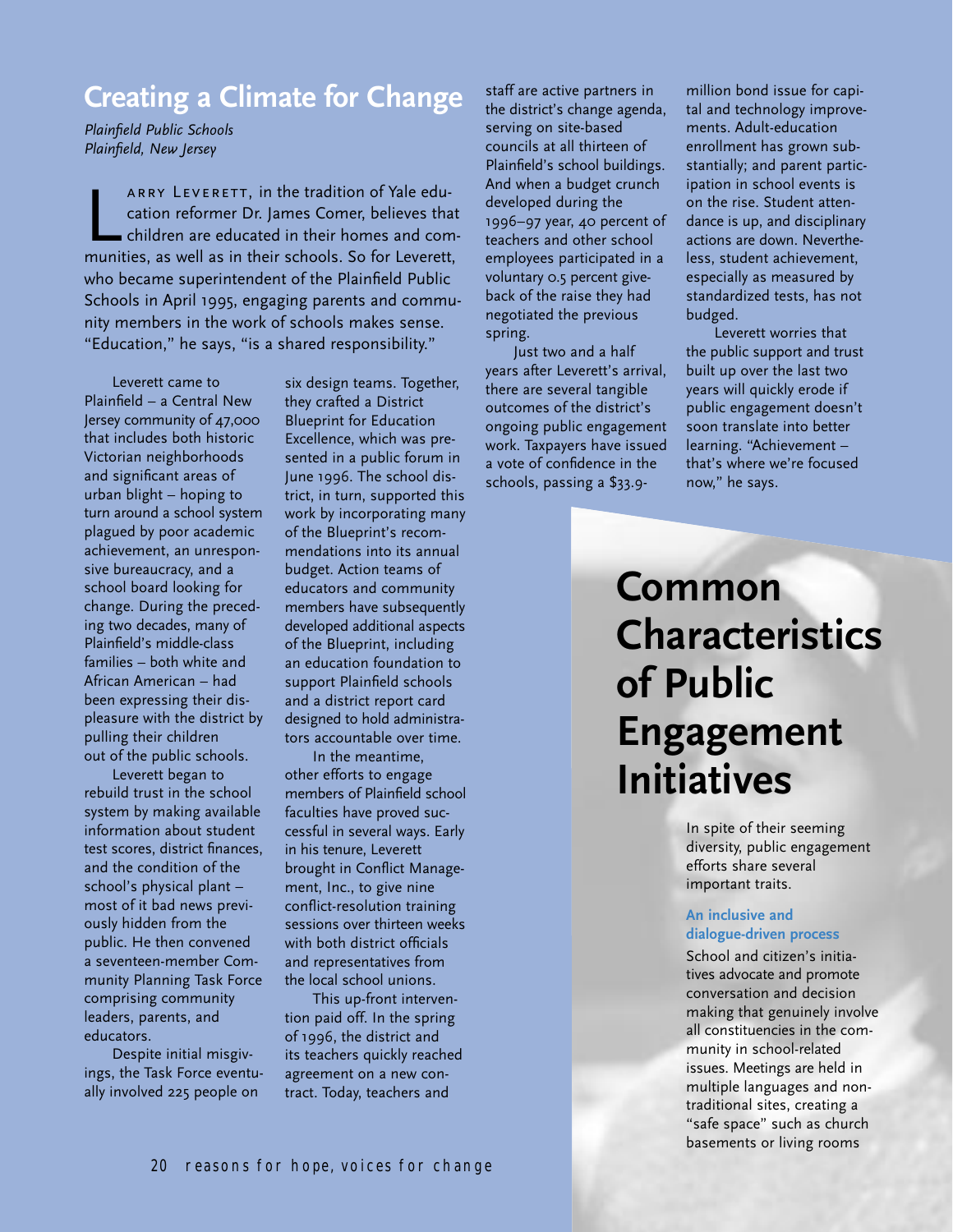## Creating a Climate for Change

*Plainfield Public Schools*
*Plainfield, New Jersey*

Larry Leverett, in the tradition of Yale education reformer Dr. James Comer, believes that children are educated in their homes and communities, as well as in their schools. So for Leverett, who became superintendent of the Plainfield Public Schools in April 1995, engaging parents and community members in the work of schools makes sense. "Education," he says, "is a shared responsibility."

Leverett came to Plainfield – a Central New Jersey community of 47,000 that includes both historic Victorian neighborhoods and significant areas of urban blight – hoping to turn around a school system plagued by poor academic achievement, an unresponsive bureaucracy, and a school board looking for change. During the preceding two decades, many of Plainfield's middle-class families – both white and African American – had been expressing their displeasure with the district by pulling their children out of the public schools.

Leverett began to rebuild trust in the school system by making available information about student test scores, district finances, and the condition of the school's physical plant – most of it bad news previously hidden from the public. He then convened a seventeen-member Community Planning Task Force comprising community leaders, parents, and educators.

Despite initial misgivings, the Task Force eventually involved 225 people on six design teams. Together, they crafted a District Blueprint for Education Excellence, which was presented in a public forum in June 1996. The school district, in turn, supported this work by incorporating many of the Blueprint's recommendations into its annual budget. Action teams of educators and community members have subsequently developed additional aspects of the Blueprint, including an education foundation to support Plainfield schools and a district report card designed to hold administrators accountable over time.

In the meantime, other efforts to engage members of Plainfield school faculties have proved successful in several ways. Early in his tenure, Leverett brought in Conflict Management, Inc., to give nine conflict-resolution training sessions over thirteen weeks with both district officials and representatives from the local school unions.

This up-front intervention paid off. In the spring of 1996, the district and its teachers quickly reached agreement on a new contract. Today, teachers and staff are active partners in the district's change agenda, serving on site-based councils at all thirteen of Plainfield's school buildings. And when a budget crunch developed during the 1996–97 year, 40 percent of teachers and other school employees participated in a voluntary 0.5 percent giveback of the raise they had negotiated the previous spring.

Just two and a half years after Leverett's arrival, there are several tangible outcomes of the district's ongoing public engagement work. Taxpayers have issued a vote of confidence in the schools, passing a $33.9-million bond issue for capital and technology improvements. Adult-education enrollment has grown substantially; and parent participation in school events is on the rise. Student attendance is up, and disciplinary actions are down. Nevertheless, student achievement, especially as measured by standardized tests, has not budged.

Leverett worries that the public support and trust built up over the last two years will quickly erode if public engagement doesn't soon translate into better learning. "Achievement – that's where we're focused now," he says.

# Common Characteristics of Public Engagement Initiatives

In spite of their seeming diversity, public engagement efforts share several important traits.

### An inclusive and dialogue-driven process

School and citizen's initiatives advocate and promote conversation and decision making that genuinely involve all constituencies in the community in school-related issues. Meetings are held in multiple languages and nontraditional sites, creating a "safe space" such as church basements or living rooms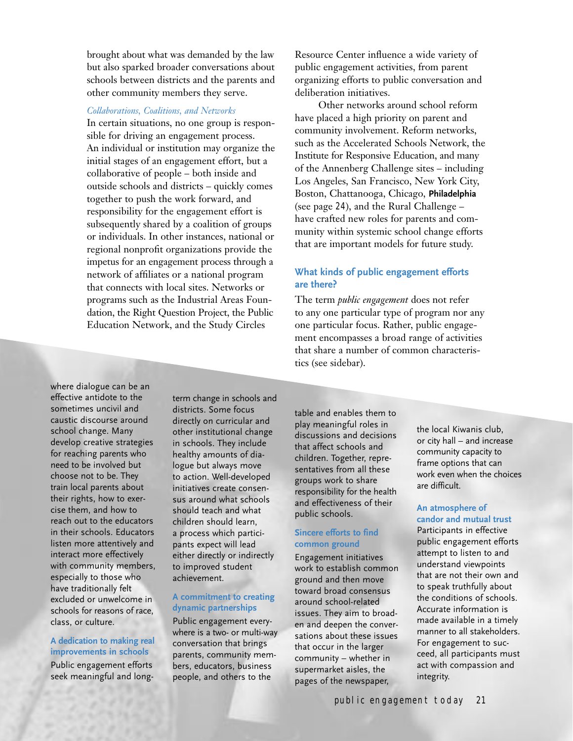brought about what was demanded by the law but also sparked broader conversations about schools between districts and the parents and other community members they serve.

*Collaborations, Coalitions, and Networks*

In certain situations, no one group is responsible for driving an engagement process. An individual or institution may organize the initial stages of an engagement effort, but a collaborative of people – both inside and outside schools and districts – quickly comes together to push the work forward, and responsibility for the engagement effort is subsequently shared by a coalition of groups or individuals. In other instances, national or regional nonprofit organizations provide the impetus for an engagement process through a network of affiliates or a national program that connects with local sites. Networks or programs such as the Industrial Areas Foundation, the Right Question Project, the Public Education Network, and the Study Circles Resource Center influence a wide variety of public engagement activities, from parent organizing efforts to public conversation and deliberation initiatives.

Other networks around school reform have placed a high priority on parent and community involvement. Reform networks, such as the Accelerated Schools Network, the Institute for Responsive Education, and many of the Annenberg Challenge sites – including Los Angeles, San Francisco, New York City, Boston, Chattanooga, Chicago, **Philadelphia** (see page 24), and the Rural Challenge – have crafted new roles for parents and community within systemic school change efforts that are important models for future study.

## What kinds of public engagement efforts are there?

The term *public engagement* does not refer to any one particular type of program nor any one particular focus. Rather, public engagement encompasses a broad range of activities that share a number of common characteristics (see sidebar).

where dialogue can be an effective antidote to the sometimes uncivil and caustic discourse around school change. Many develop creative strategies for reaching parents who need to be involved but choose not to be. They train local parents about their rights, how to exercise them, and how to reach out to the educators in their schools. Educators listen more attentively and interact more effectively with community members, especially to those who have traditionally felt excluded or unwelcome in schools for reasons of race, class, or culture.

### A dedication to making real improvements in schools

Public engagement efforts seek meaningful and long-term change in schools and districts. Some focus directly on curricular and other institutional change in schools. They include healthy amounts of dialogue but always move to action. Well-developed initiatives create consensus around what schools should teach and what children should learn, a process which participants expect will lead either directly or indirectly to improved student achievement.

### A commitment to creating dynamic partnerships

Public engagement everywhere is a two- or multi-way conversation that brings parents, community members, educators, business people, and others to the table and enables them to play meaningful roles in discussions and decisions that affect schools and children. Together, representatives from all these groups work to share responsibility for the health and effectiveness of their public schools.

### Sincere efforts to find common ground

Engagement initiatives work to establish common ground and then move toward broad consensus around school-related issues. They aim to broaden and deepen the conversations about these issues that occur in the larger community – whether in supermarket aisles, the pages of the newspaper, the local Kiwanis club, or city hall – and increase community capacity to frame options that can work even when the choices are difficult.

### An atmosphere of candor and mutual trust

Participants in effective public engagement efforts attempt to listen to and understand viewpoints that are not their own and to speak truthfully about the conditions of schools. Accurate information is made available in a timely manner to all stakeholders. For engagement to succeed, all participants must act with compassion and integrity.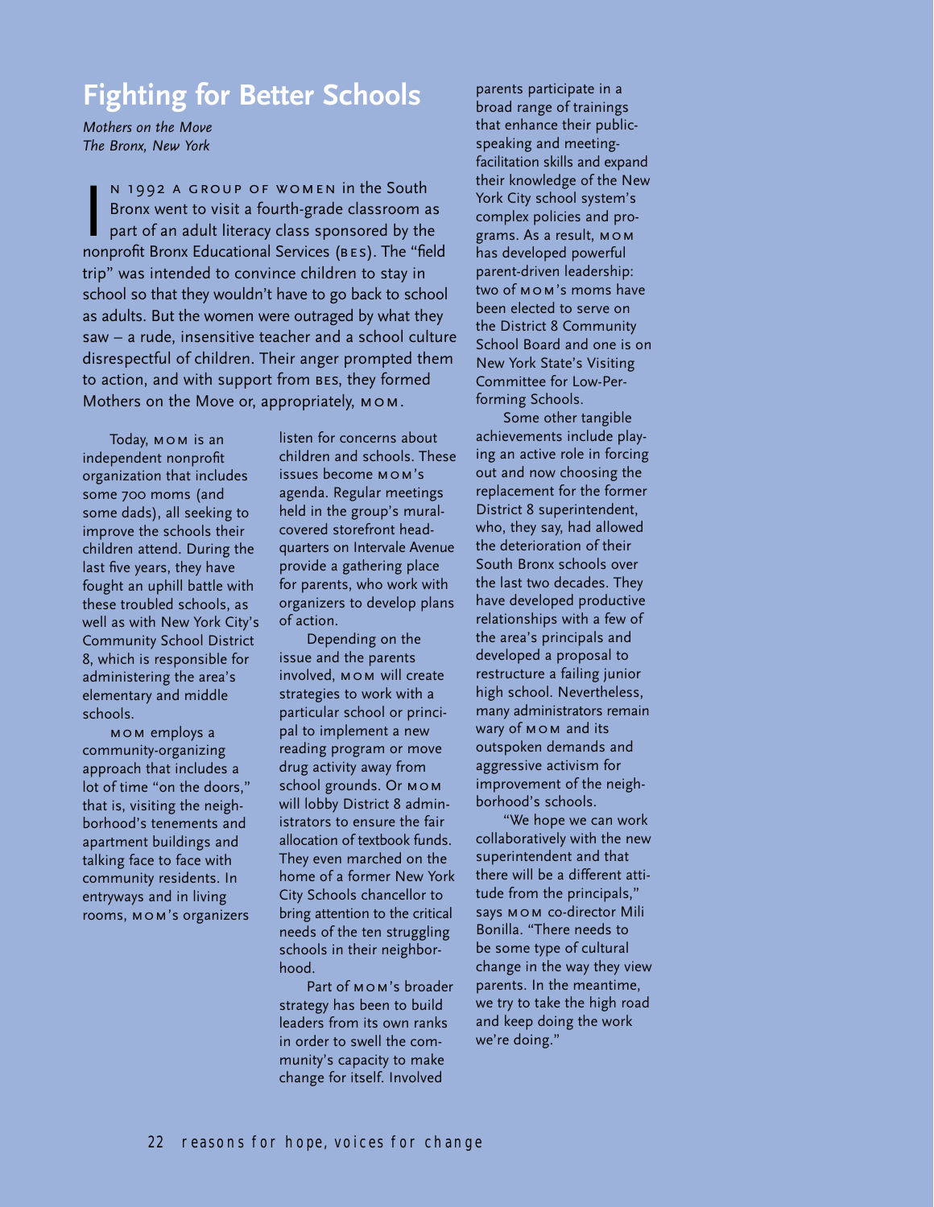# Fighting for Better Schools

*Mothers on the Move*
*The Bronx, New York*

In 1992 a group of women in the South Bronx went to visit a fourth-grade classroom as part of an adult literacy class sponsored by the nonprofit Bronx Educational Services (BES). The "field trip" was intended to convince children to stay in school so that they wouldn't have to go back to school as adults. But the women were outraged by what they saw – a rude, insensitive teacher and a school culture disrespectful of children. Their anger prompted them to action, and with support from BES, they formed Mothers on the Move or, appropriately, MOM.

Today, MOM is an independent nonprofit organization that includes some 700 moms (and some dads), all seeking to improve the schools their children attend. During the last five years, they have fought an uphill battle with these troubled schools, as well as with New York City's Community School District 8, which is responsible for administering the area's elementary and middle schools.

MOM employs a community-organizing approach that includes a lot of time "on the doors," that is, visiting the neighborhood's tenements and apartment buildings and talking face to face with community residents. In entryways and in living rooms, MOM's organizers listen for concerns about children and schools. These issues become MOM's agenda. Regular meetings held in the group's mural-covered storefront headquarters on Intervale Avenue provide a gathering place for parents, who work with organizers to develop plans of action.

Depending on the issue and the parents involved, MOM will create strategies to work with a particular school or principal to implement a new reading program or move drug activity away from school grounds. Or MOM will lobby District 8 administrators to ensure the fair allocation of textbook funds. They even marched on the home of a former New York City Schools chancellor to bring attention to the critical needs of the ten struggling schools in their neighborhood.

Part of MOM's broader strategy has been to build leaders from its own ranks in order to swell the community's capacity to make change for itself. Involved parents participate in a broad range of trainings that enhance their public-speaking and meeting-facilitation skills and expand their knowledge of the New York City school system's complex policies and programs. As a result, MOM has developed powerful parent-driven leadership: two of MOM's moms have been elected to serve on the District 8 Community School Board and one is on New York State's Visiting Committee for Low-Performing Schools.

Some other tangible achievements include playing an active role in forcing out and now choosing the replacement for the former District 8 superintendent, who, they say, had allowed the deterioration of their South Bronx schools over the last two decades. They have developed productive relationships with a few of the area's principals and developed a proposal to restructure a failing junior high school. Nevertheless, many administrators remain wary of MOM and its outspoken demands and aggressive activism for improvement of the neighborhood's schools.

"We hope we can work collaboratively with the new superintendent and that there will be a different attitude from the principals," says MOM co-director Mili Bonilla. "There needs to be some type of cultural change in the way they view parents. In the meantime, we try to take the high road and keep doing the work we're doing."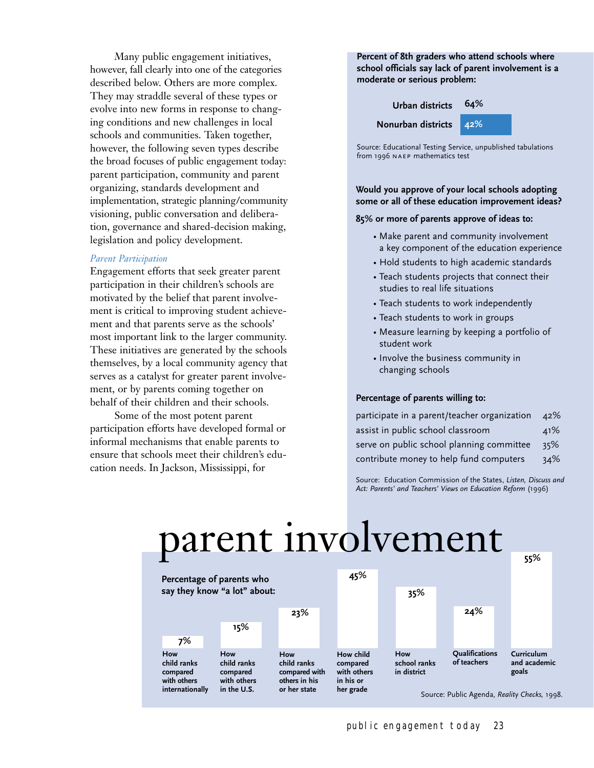Many public engagement initiatives, however, fall clearly into one of the categories described below. Others are more complex. They may straddle several of these types or evolve into new forms in response to changing conditions and new challenges in local schools and communities. Taken together, however, the following seven types describe the broad focuses of public engagement today: parent participation, community and parent organizing, standards development and implementation, strategic planning/community visioning, public conversation and deliberation, governance and shared-decision making, legislation and policy development.

### *Parent Participation*

Engagement efforts that seek greater parent participation in their children's schools are motivated by the belief that parent involvement is critical to improving student achievement and that parents serve as the schools' most important link to the larger community. These initiatives are generated by the schools themselves, by a local community agency that serves as a catalyst for greater parent involvement, or by parents coming together on behalf of their children and their schools.

Some of the most potent parent participation efforts have developed formal or informal mechanisms that enable parents to ensure that schools meet their children's education needs. In Jackson, Mississippi, for

**Percent of 8th graders who attend schools where school officials say lack of parent involvement is a moderate or serious problem:**

| | |
|---|---|
| Urban districts | 64% |
| Nonurban districts | 42% |

Source: Educational Testing Service, unpublished tabulations from 1996 NAEP mathematics test

**Would you approve of your local schools adopting some or all of these education improvement ideas?**

**85% or more of parents approve of ideas to:**

- Make parent and community involvement a key component of the education experience
- Hold students to high academic standards
- Teach students projects that connect their studies to real life situations
- Teach students to work independently
- Teach students to work in groups
- Measure learning by keeping a portfolio of student work
- Involve the business community in changing schools

**Percentage of parents willing to:**

| | |
|---|---|
| participate in a parent/teacher organization | 42% |
| assist in public school classroom | 41% |
| serve on public school planning committee | 35% |
| contribute money to help fund computers | 34% |

Source: Education Commission of the States, *Listen, Discuss and Act: Parents' and Teachers' Views on Education Reform* (1996)

# parent involvement

**Percentage of parents who say they know "a lot" about:**

| Topic | Percentage |
|---|---|
| How child ranks compared with others internationally | 7% |
| How child ranks compared with others in the U.S. | 15% |
| How child ranks compared with others in his or her state | 23% |
| How child compared with others in his or her grade | 45% |
| How school ranks in district | 35% |
| Qualifications of teachers | 24% |
| Curriculum and academic goals | 55% |

Source: Public Agenda, *Reality Checks*, 1998.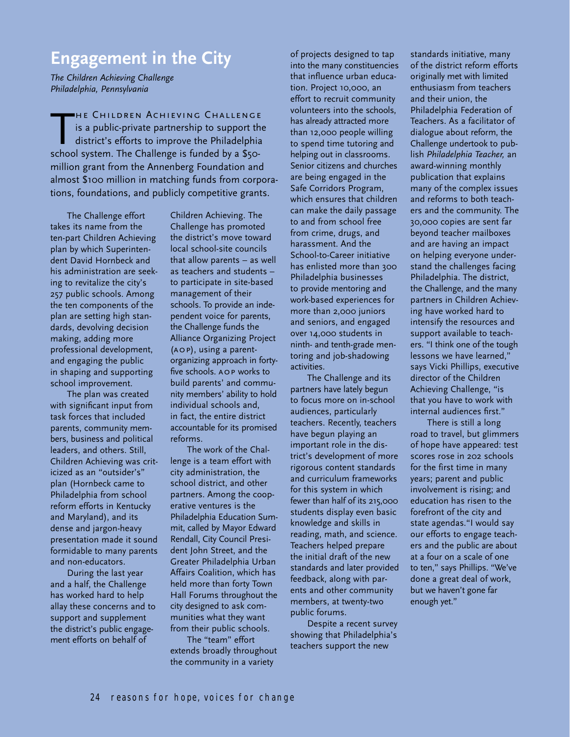# Engagement in the City

*The Children Achieving Challenge*
*Philadelphia, Pennsylvania*

The Children Achieving Challenge is a public-private partnership to support the district's efforts to improve the Philadelphia school system. The Challenge is funded by a $50-million grant from the Annenberg Foundation and almost $100 million in matching funds from corporations, foundations, and publicly competitive grants.

The Challenge effort takes its name from the ten-part Children Achieving plan by which Superintendent David Hornbeck and his administration are seeking to revitalize the city's 257 public schools. Among the ten components of the plan are setting high standards, devolving decision making, adding more professional development, and engaging the public in shaping and supporting school improvement.

The plan was created with significant input from task forces that included parents, community members, business and political leaders, and others. Still, Children Achieving was criticized as an "outsider's" plan (Hornbeck came to Philadelphia from school reform efforts in Kentucky and Maryland), and its dense and jargon-heavy presentation made it sound formidable to many parents and non-educators.

During the last year and a half, the Challenge has worked hard to help allay these concerns and to support and supplement the district's public engagement efforts on behalf of Children Achieving. The Challenge has promoted the district's move toward local school-site councils that allow parents – as well as teachers and students – to participate in site-based management of their schools. To provide an independent voice for parents, the Challenge funds the Alliance Organizing Project (AOP), using a parent-organizing approach in forty-five schools. AOP works to build parents' and community members' ability to hold individual schools and, in fact, the entire district accountable for its promised reforms.

The work of the Challenge is a team effort with city administration, the school district, and other partners. Among the cooperative ventures is the Philadelphia Education Summit, called by Mayor Edward Rendall, City Council President John Street, and the Greater Philadelphia Urban Affairs Coalition, which has held more than forty Town Hall Forums throughout the city designed to ask communities what they want from their public schools.

The "team" effort extends broadly throughout the community in a variety of projects designed to tap into the many constituencies that influence urban education. Project 10,000, an effort to recruit community volunteers into the schools, has already attracted more than 12,000 people willing to spend time tutoring and helping out in classrooms. Senior citizens and churches are being engaged in the Safe Corridors Program, which ensures that children can make the daily passage to and from school free from crime, drugs, and harassment. And the School-to-Career initiative has enlisted more than 300 Philadelphia businesses to provide mentoring and work-based experiences for more than 2,000 juniors and seniors, and engaged over 14,000 students in ninth- and tenth-grade mentoring and job-shadowing activities.

The Challenge and its partners have lately begun to focus more on in-school audiences, particularly teachers. Recently, teachers have begun playing an important role in the district's development of more rigorous content standards and curriculum frameworks for this system in which fewer than half of its 215,000 students display even basic knowledge and skills in reading, math, and science. Teachers helped prepare the initial draft of the new standards and later provided feedback, along with parents and other community members, at twenty-two public forums.

Despite a recent survey showing that Philadelphia's teachers support the new standards initiative, many of the district reform efforts originally met with limited enthusiasm from teachers and their union, the Philadelphia Federation of Teachers. As a facilitator of dialogue about reform, the Challenge undertook to publish *Philadelphia Teacher,* an award-winning monthly publication that explains many of the complex issues and reforms to both teachers and the community. The 30,000 copies are sent far beyond teacher mailboxes and are having an impact on helping everyone understand the challenges facing Philadelphia. The district, the Challenge, and the many partners in Children Achieving have worked hard to intensify the resources and support available to teachers. "I think one of the tough lessons we have learned," says Vicki Phillips, executive director of the Children Achieving Challenge, "is that you have to work with internal audiences first."

There is still a long road to travel, but glimmers of hope have appeared: test scores rose in 202 schools for the first time in many years; parent and public involvement is rising; and education has risen to the forefront of the city and state agendas. "I would say our efforts to engage teachers and the public are about at a four on a scale of one to ten," says Phillips. "We've done a great deal of work, but we haven't gone far enough yet."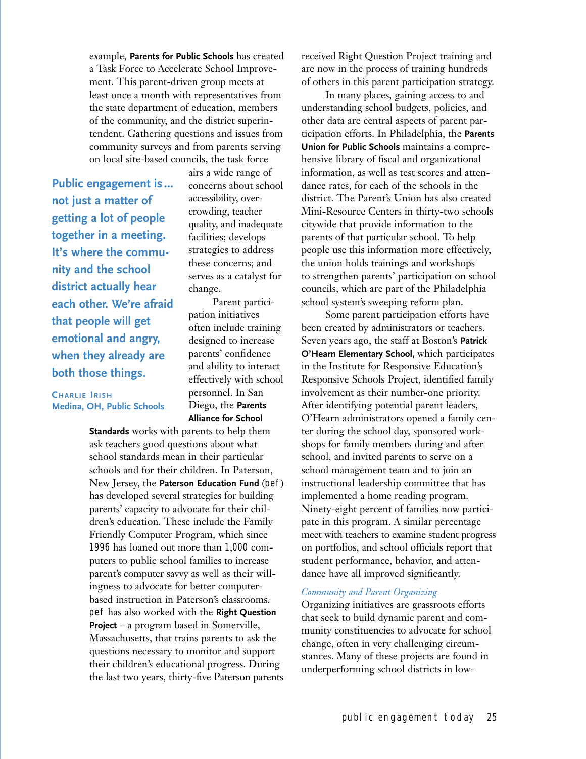example, **Parents for Public Schools** has created a Task Force to Accelerate School Improvement. This parent-driven group meets at least once a month with representatives from the state department of education, members of the community, and the district superintendent. Gathering questions and issues from community surveys and from parents serving on local site-based councils, the task force airs a wide range of concerns about school accessibility, overcrowding, teacher quality, and inadequate facilities; develops strategies to address these concerns; and serves as a catalyst for change.

> **Public engagement is… not just a matter of getting a lot of people together in a meeting. It's where the community and the school district actually hear each other. We're afraid that people will get emotional and angry, when they already are both those things.**
>
> **Charlie Irish**
> **Medina, OH, Public Schools**

Parent participation initiatives often include training designed to increase parents' confidence and ability to interact effectively with school personnel. In San Diego, the **Parents Alliance for School Standards** works with parents to help them ask teachers good questions about what school standards mean in their particular schools and for their children. In Paterson, New Jersey, the **Paterson Education Fund** (pef) has developed several strategies for building parents' capacity to advocate for their children's education. These include the Family Friendly Computer Program, which since 1996 has loaned out more than 1,000 computers to public school families to increase parent's computer savvy as well as their willingness to advocate for better computer-based instruction in Paterson's classrooms. pef has also worked with the **Right Question Project** – a program based in Somerville, Massachusetts, that trains parents to ask the questions necessary to monitor and support their children's educational progress. During the last two years, thirty-five Paterson parents received Right Question Project training and are now in the process of training hundreds of others in this parent participation strategy.

In many places, gaining access to and understanding school budgets, policies, and other data are central aspects of parent participation efforts. In Philadelphia, the **Parents Union for Public Schools** maintains a comprehensive library of fiscal and organizational information, as well as test scores and attendance rates, for each of the schools in the district. The Parent's Union has also created Mini-Resource Centers in thirty-two schools citywide that provide information to the parents of that particular school. To help people use this information more effectively, the union holds trainings and workshops to strengthen parents' participation on school councils, which are part of the Philadelphia school system's sweeping reform plan.

Some parent participation efforts have been created by administrators or teachers. Seven years ago, the staff at Boston's **Patrick O'Hearn Elementary School,** which participates in the Institute for Responsive Education's Responsive Schools Project, identified family involvement as their number-one priority. After identifying potential parent leaders, O'Hearn administrators opened a family center during the school day, sponsored workshops for family members during and after school, and invited parents to serve on a school management team and to join an instructional leadership committee that has implemented a home reading program. Ninety-eight percent of families now participate in this program. A similar percentage meet with teachers to examine student progress on portfolios, and school officials report that student performance, behavior, and attendance have all improved significantly.

### *Community and Parent Organizing*

Organizing initiatives are grassroots efforts that seek to build dynamic parent and community constituencies to advocate for school change, often in very challenging circumstances. Many of these projects are found in underperforming school districts in low-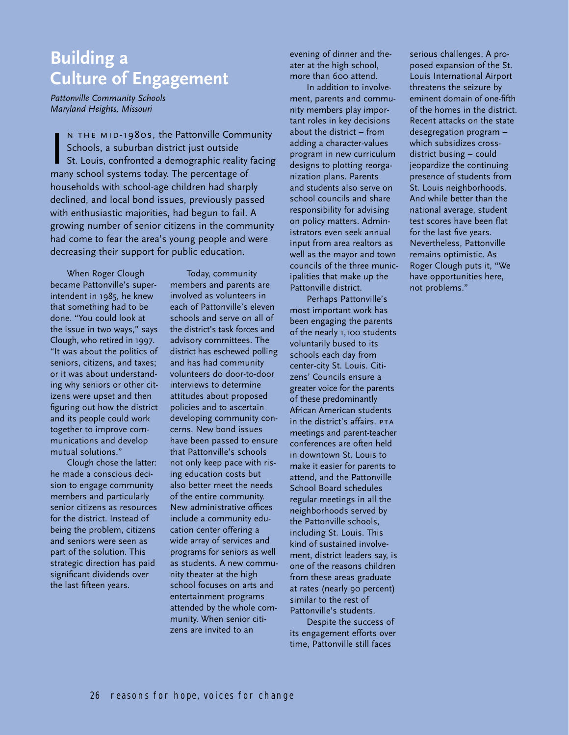# Building a Culture of Engagement

*Pattonville Community Schools*
*Maryland Heights, Missouri*

In the mid-1980s, the Pattonville Community Schools, a suburban district just outside St. Louis, confronted a demographic reality facing many school systems today. The percentage of households with school-age children had sharply declined, and local bond issues, previously passed with enthusiastic majorities, had begun to fail. A growing number of senior citizens in the community had come to fear the area's young people and were decreasing their support for public education.

When Roger Clough became Pattonville's superintendent in 1985, he knew that something had to be done. "You could look at the issue in two ways," says Clough, who retired in 1997. "It was about the politics of seniors, citizens, and taxes; or it was about understanding why seniors or other citizens were upset and then figuring out how the district and its people could work together to improve communications and develop mutual solutions."

Clough chose the latter: he made a conscious decision to engage community members and particularly senior citizens as resources for the district. Instead of being the problem, citizens and seniors were seen as part of the solution. This strategic direction has paid significant dividends over the last fifteen years.

Today, community members and parents are involved as volunteers in each of Pattonville's eleven schools and serve on all of the district's task forces and advisory committees. The district has eschewed polling and has had community volunteers do door-to-door interviews to determine attitudes about proposed policies and to ascertain developing community concerns. New bond issues have been passed to ensure that Pattonville's schools not only keep pace with rising education costs but also better meet the needs of the entire community. New administrative offices include a community education center offering a wide array of services and programs for seniors as well as students. A new community theater at the high school focuses on arts and entertainment programs attended by the whole community. When senior citizens are invited to an evening of dinner and theater at the high school, more than 600 attend.

In addition to involvement, parents and community members play important roles in key decisions about the district – from adding a character-values program in new curriculum designs to plotting reorganization plans. Parents and students also serve on school councils and share responsibility for advising on policy matters. Administrators even seek annual input from area realtors as well as the mayor and town councils of the three municipalities that make up the Pattonville district.

Perhaps Pattonville's most important work has been engaging the parents of the nearly 1,100 students voluntarily bused to its schools each day from center-city St. Louis. Citizens' Councils ensure a greater voice for the parents of these predominantly African American students in the district's affairs. PTA meetings and parent-teacher conferences are often held in downtown St. Louis to make it easier for parents to attend, and the Pattonville School Board schedules regular meetings in all the neighborhoods served by the Pattonville schools, including St. Louis. This kind of sustained involvement, district leaders say, is one of the reasons children from these areas graduate at rates (nearly 90 percent) similar to the rest of Pattonville's students.

Despite the success of its engagement efforts over time, Pattonville still faces serious challenges. A proposed expansion of the St. Louis International Airport threatens the seizure by eminent domain of one-fifth of the homes in the district. Recent attacks on the state desegregation program – which subsidizes cross-district busing – could jeopardize the continuing presence of students from St. Louis neighborhoods. And while better than the national average, student test scores have been flat for the last five years. Nevertheless, Pattonville remains optimistic. As Roger Clough puts it, "We have opportunities here, not problems."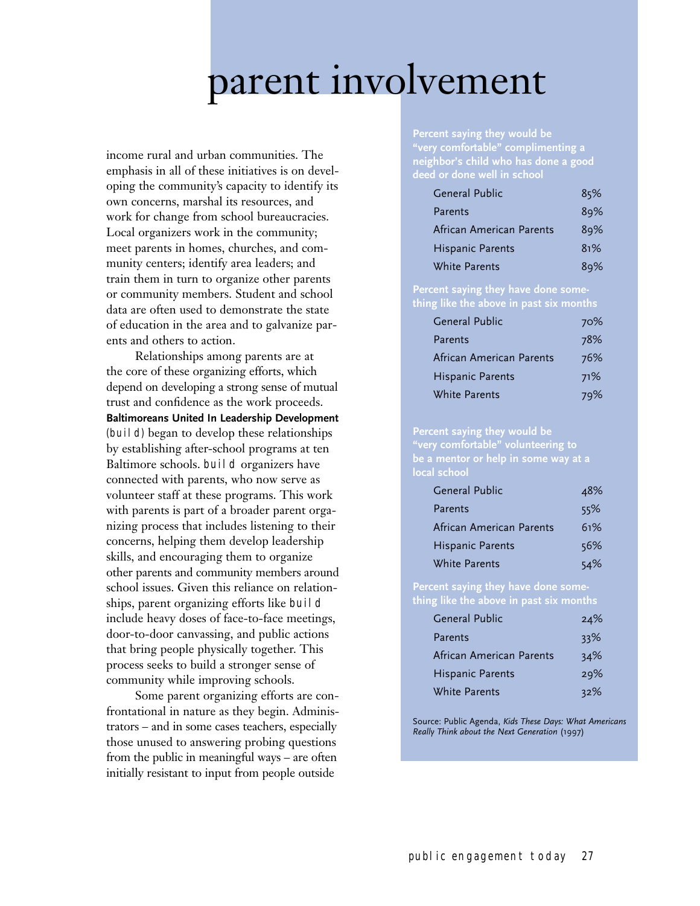# parent involvement

income rural and urban communities. The emphasis in all of these initiatives is on developing the community's capacity to identify its own concerns, marshal its resources, and work for change from school bureaucracies. Local organizers work in the community; meet parents in homes, churches, and community centers; identify area leaders; and train them in turn to organize other parents or community members. Student and school data are often used to demonstrate the state of education in the area and to galvanize parents and others to action.

Relationships among parents are at the core of these organizing efforts, which depend on developing a strong sense of mutual trust and confidence as the work proceeds. **Baltimoreans United In Leadership Development** (build) began to develop these relationships by establishing after-school programs at ten Baltimore schools. build organizers have connected with parents, who now serve as volunteer staff at these programs. This work with parents is part of a broader parent organizing process that includes listening to their concerns, helping them develop leadership skills, and encouraging them to organize other parents and community members around school issues. Given this reliance on relationships, parent organizing efforts like build include heavy doses of face-to-face meetings, door-to-door canvassing, and public actions that bring people physically together. This process seeks to build a stronger sense of community while improving schools.

Some parent organizing efforts are confrontational in nature as they begin. Administrators – and in some cases teachers, especially those unused to answering probing questions from the public in meaningful ways – are often initially resistant to input from people outside

**Percent saying they would be "very comfortable" complimenting a neighbor's child who has done a good deed or done well in school**

| | |
|---|---|
| General Public | 85% |
| Parents | 89% |
| African American Parents | 89% |
| Hispanic Parents | 81% |
| White Parents | 89% |

**Percent saying they have done something like the above in past six months**

| | |
|---|---|
| General Public | 70% |
| Parents | 78% |
| African American Parents | 76% |
| Hispanic Parents | 71% |
| White Parents | 79% |

**Percent saying they would be "very comfortable" volunteering to be a mentor or help in some way at a local school**

| | |
|---|---|
| General Public | 48% |
| Parents | 55% |
| African American Parents | 61% |
| Hispanic Parents | 56% |
| White Parents | 54% |

**Percent saying they have done something like the above in past six months**

| | |
|---|---|
| General Public | 24% |
| Parents | 33% |
| African American Parents | 34% |
| Hispanic Parents | 29% |
| White Parents | 32% |

Source: Public Agenda, *Kids These Days: What Americans Really Think about the Next Generation* (1997)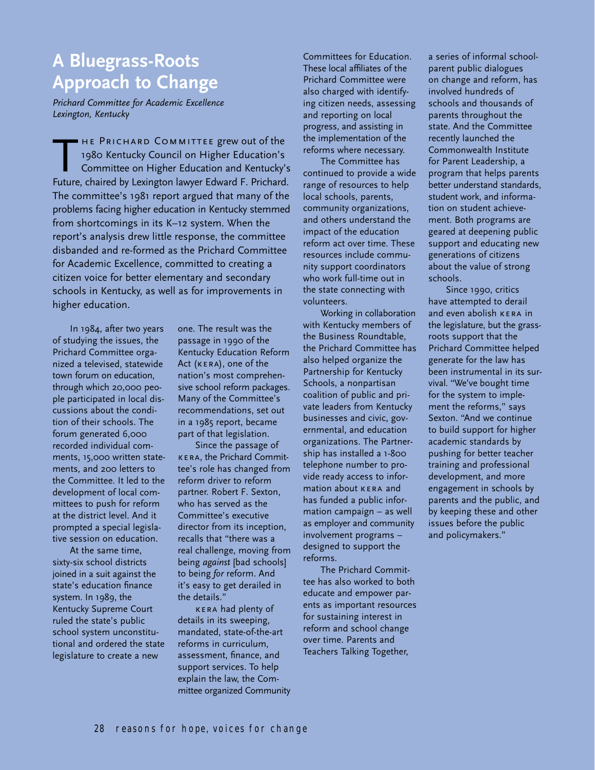# A Bluegrass-Roots Approach to Change

*Prichard Committee for Academic Excellence*
*Lexington, Kentucky*

The Prichard Committee grew out of the 1980 Kentucky Council on Higher Education's Committee on Higher Education and Kentucky's Future, chaired by Lexington lawyer Edward F. Prichard. The committee's 1981 report argued that many of the problems facing higher education in Kentucky stemmed from shortcomings in its K–12 system. When the report's analysis drew little response, the committee disbanded and re-formed as the Prichard Committee for Academic Excellence, committed to creating a citizen voice for better elementary and secondary schools in Kentucky, as well as for improvements in higher education.

In 1984, after two years of studying the issues, the Prichard Committee organized a televised, statewide town forum on education, through which 20,000 people participated in local discussions about the condition of their schools. The forum generated 6,000 recorded individual comments, 15,000 written statements, and 200 letters to the Committee. It led to the development of local committees to push for reform at the district level. And it prompted a special legislative session on education.

At the same time, sixty-six school districts joined in a suit against the state's education finance system. In 1989, the Kentucky Supreme Court ruled the state's public school system unconstitutional and ordered the state legislature to create a new one. The result was the passage in 1990 of the Kentucky Education Reform Act (KERA), one of the nation's most comprehensive school reform packages. Many of the Committee's recommendations, set out in a 1985 report, became part of that legislation.

Since the passage of KERA, the Prichard Committee's role has changed from reform driver to reform partner. Robert F. Sexton, who has served as the Committee's executive director from its inception, recalls that "there was a real challenge, moving from being *against* [bad schools] to being *for* reform. And it's easy to get derailed in the details."

KERA had plenty of details in its sweeping, mandated, state-of-the-art reforms in curriculum, assessment, finance, and support services. To help explain the law, the Committee organized Community Committees for Education. These local affiliates of the Prichard Committee were also charged with identifying citizen needs, assessing and reporting on local progress, and assisting in the implementation of the reforms where necessary.

The Committee has continued to provide a wide range of resources to help local schools, parents, community organizations, and others understand the impact of the education reform act over time. These resources include community support coordinators who work full-time out in the state connecting with volunteers.

Working in collaboration with Kentucky members of the Business Roundtable, the Prichard Committee has also helped organize the Partnership for Kentucky Schools, a nonpartisan coalition of public and private leaders from Kentucky businesses and civic, governmental, and education organizations. The Partnership has installed a 1-800 telephone number to provide ready access to information about KERA and has funded a public information campaign – as well as employer and community involvement programs – designed to support the reforms.

The Prichard Committee has also worked to both educate and empower parents as important resources for sustaining interest in reform and school change over time. Parents and Teachers Talking Together, a series of informal school-parent public dialogues on change and reform, has involved hundreds of schools and thousands of parents throughout the state. And the Committee recently launched the Commonwealth Institute for Parent Leadership, a program that helps parents better understand standards, student work, and information on student achievement. Both programs are geared at deepening public support and educating new generations of citizens about the value of strong schools.

Since 1990, critics have attempted to derail and even abolish KERA in the legislature, but the grassroots support that the Prichard Committee helped generate for the law has been instrumental in its survival. "We've bought time for the system to implement the reforms," says Sexton. "And we continue to build support for higher academic standards by pushing for better teacher training and professional development, and more engagement in schools by parents and the public, and by keeping these and other issues before the public and policymakers."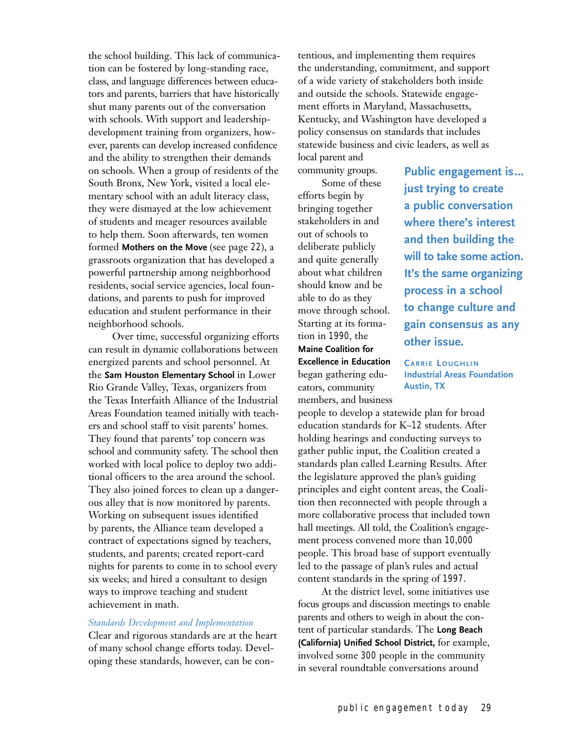the school building. This lack of communication can be fostered by long-standing race, class, and language differences between educators and parents, barriers that have historically shut many parents out of the conversation with schools. With support and leadership-development training from organizers, however, parents can develop increased confidence and the ability to strengthen their demands on schools. When a group of residents of the South Bronx, New York, visited a local elementary school with an adult literacy class, they were dismayed at the low achievement of students and meager resources available to help them. Soon afterwards, ten women formed **Mothers on the Move** (see page 22), a grassroots organization that has developed a powerful partnership among neighborhood residents, social service agencies, local foundations, and parents to push for improved education and student performance in their neighborhood schools.

Over time, successful organizing efforts can result in dynamic collaborations between energized parents and school personnel. At the **Sam Houston Elementary School** in Lower Rio Grande Valley, Texas, organizers from the Texas Interfaith Alliance of the Industrial Areas Foundation teamed initially with teachers and school staff to visit parents' homes. They found that parents' top concern was school and community safety. The school then worked with local police to deploy two additional officers to the area around the school. They also joined forces to clean up a dangerous alley that is now monitored by parents. Working on subsequent issues identified by parents, the Alliance team developed a contract of expectations signed by teachers, students, and parents; created report-card nights for parents to come in to school every six weeks; and hired a consultant to design ways to improve teaching and student achievement in math.

*Standards Development and Implementation*

Clear and rigorous standards are at the heart of many school change efforts today. Developing these standards, however, can be contentious, and implementing them requires the understanding, commitment, and support of a wide variety of stakeholders both inside and outside the schools. Statewide engagement efforts in Maryland, Massachusetts, Kentucky, and Washington have developed a policy consensus on standards that includes statewide business and civic leaders, as well as local parent and community groups.

Some of these efforts begin by bringing together stakeholders in and out of schools to deliberate publicly and quite generally about what children should know and be able to do as they move through school. Starting at its formation in 1990, the **Maine Coalition for Excellence in Education** began gathering educators, community members, and business people to develop a statewide plan for broad education standards for K–12 students. After holding hearings and conducting surveys to gather public input, the Coalition created a standards plan called Learning Results. After the legislature approved the plan's guiding principles and eight content areas, the Coalition then reconnected with people through a more collaborative process that included town hall meetings. All told, the Coalition's engagement process convened more than 10,000 people. This broad base of support eventually led to the passage of plan's rules and actual content standards in the spring of 1997.

> **Public engagement is… just trying to create a public conversation where there's interest and then building the will to take some action. It's the same organizing process in a school to change culture and gain consensus as any other issue.**
>
> CARRIE LOUGHLIN
> Industrial Areas Foundation
> Austin, TX

At the district level, some initiatives use focus groups and discussion meetings to enable parents and others to weigh in about the content of particular standards. The **Long Beach (California) Unified School District,** for example, involved some 300 people in the community in several roundtable conversations around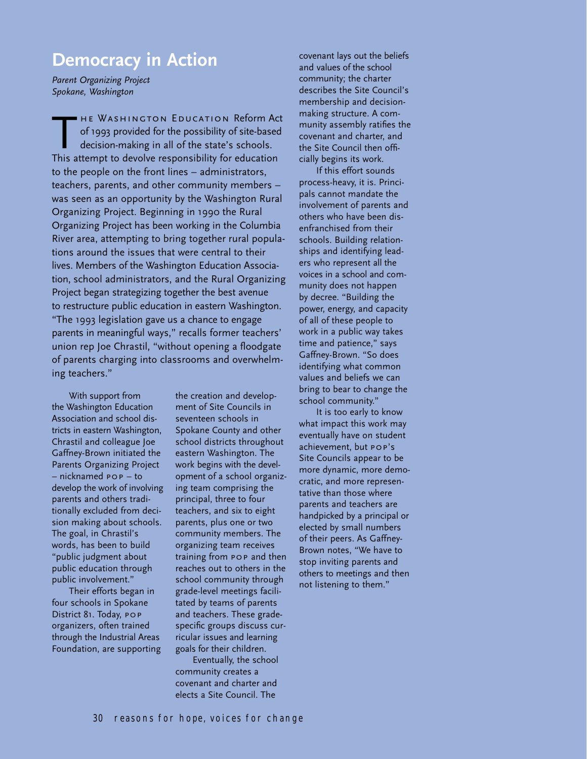## Democracy in Action

*Parent Organizing Project*
*Spokane, Washington*

The Washington Education Reform Act of 1993 provided for the possibility of site-based decision-making in all of the state's schools. This attempt to devolve responsibility for education to the people on the front lines – administrators, teachers, parents, and other community members – was seen as an opportunity by the Washington Rural Organizing Project. Beginning in 1990 the Rural Organizing Project has been working in the Columbia River area, attempting to bring together rural populations around the issues that were central to their lives. Members of the Washington Education Association, school administrators, and the Rural Organizing Project began strategizing together the best avenue to restructure public education in eastern Washington. "The 1993 legislation gave us a chance to engage parents in meaningful ways," recalls former teachers' union rep Joe Chrastil, "without opening a floodgate of parents charging into classrooms and overwhelming teachers."

With support from the Washington Education Association and school districts in eastern Washington, Chrastil and colleague Joe Gaffney-Brown initiated the Parents Organizing Project – nicknamed POP – to develop the work of involving parents and others traditionally excluded from decision making about schools. The goal, in Chrastil's words, has been to build "public judgment about public education through public involvement."

Their efforts began in four schools in Spokane District 81. Today, POP organizers, often trained through the Industrial Areas Foundation, are supporting the creation and development of Site Councils in seventeen schools in Spokane County and other school districts throughout eastern Washington. The work begins with the development of a school organizing team comprising the principal, three to four teachers, and six to eight parents, plus one or two community members. The organizing team receives training from POP and then reaches out to others in the school community through grade-level meetings facilitated by teams of parents and teachers. These grade-specific groups discuss curricular issues and learning goals for their children.

Eventually, the school community creates a covenant and charter and elects a Site Council. The covenant lays out the beliefs and values of the school community; the charter describes the Site Council's membership and decision-making structure. A community assembly ratifies the covenant and charter, and the Site Council then officially begins its work.

If this effort sounds process-heavy, it is. Principals cannot mandate the involvement of parents and others who have been disenfranchised from their schools. Building relationships and identifying leaders who represent all the voices in a school and community does not happen by decree. "Building the power, energy, and capacity of all of these people to work in a public way takes time and patience," says Gaffney-Brown. "So does identifying what common values and beliefs we can bring to bear to change the school community."

It is too early to know what impact this work may eventually have on student achievement, but POP's Site Councils appear to be more dynamic, more democratic, and more representative than those where parents and teachers are handpicked by a principal or elected by small numbers of their peers. As Gaffney-Brown notes, "We have to stop inviting parents and others to meetings and then not listening to them."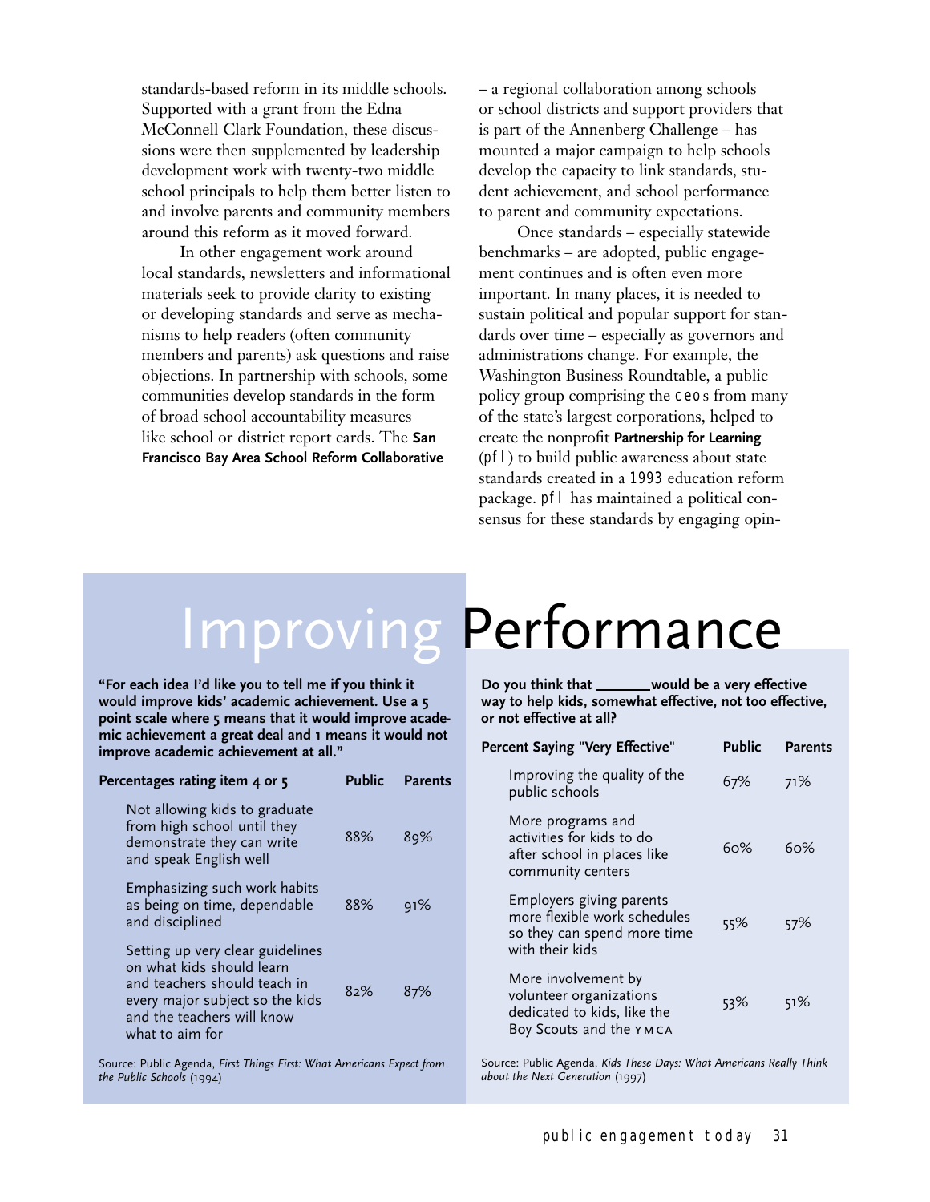standards-based reform in its middle schools. Supported with a grant from the Edna McConnell Clark Foundation, these discussions were then supplemented by leadership development work with twenty-two middle school principals to help them better listen to and involve parents and community members around this reform as it moved forward.

In other engagement work around local standards, newsletters and informational materials seek to provide clarity to existing or developing standards and serve as mechanisms to help readers (often community members and parents) ask questions and raise objections. In partnership with schools, some communities develop standards in the form of broad school accountability measures like school or district report cards. The **San Francisco Bay Area School Reform Collaborative** – a regional collaboration among schools or school districts and support providers that is part of the Annenberg Challenge – has mounted a major campaign to help schools develop the capacity to link standards, student achievement, and school performance to parent and community expectations.

Once standards – especially statewide benchmarks – are adopted, public engagement continues and is often even more important. In many places, it is needed to sustain political and popular support for standards over time – especially as governors and administrations change. For example, the Washington Business Roundtable, a public policy group comprising the CEOs from many of the state's largest corporations, helped to create the nonprofit **Partnership for Learning** (PFL) to build public awareness about state standards created in a 1993 education reform package. PFL has maintained a political consensus for these standards by engaging opin-

# Improving Performance

**"For each idea I'd like you to tell me if you think it would improve kids' academic achievement. Use a 5 point scale where 5 means that it would improve academic achievement a great deal and 1 means it would not improve academic achievement at all."**

| Percentages rating item 4 or 5 | Public | Parents |
|---|---|---|
| Not allowing kids to graduate from high school until they demonstrate they can write and speak English well | 88% | 89% |
| Emphasizing such work habits as being on time, dependable and disciplined | 88% | 91% |
| Setting up very clear guidelines on what kids should learn and teachers should teach in every major subject so the kids and the teachers will know what to aim for | 82% | 87% |

Source: Public Agenda, *First Things First: What Americans Expect from the Public Schools* (1994)

**Do you think that \_\_\_\_\_\_\_ would be a very effective way to help kids, somewhat effective, not too effective, or not effective at all?**

| Percent Saying "Very Effective" | Public | Parents |
|---|---|---|
| Improving the quality of the public schools | 67% | 71% |
| More programs and activities for kids to do after school in places like community centers | 60% | 60% |
| Employers giving parents more flexible work schedules so they can spend more time with their kids | 55% | 57% |
| More involvement by volunteer organizations dedicated to kids, like the Boy Scouts and the YMCA | 53% | 51% |

Source: Public Agenda, *Kids These Days: What Americans Really Think about the Next Generation* (1997)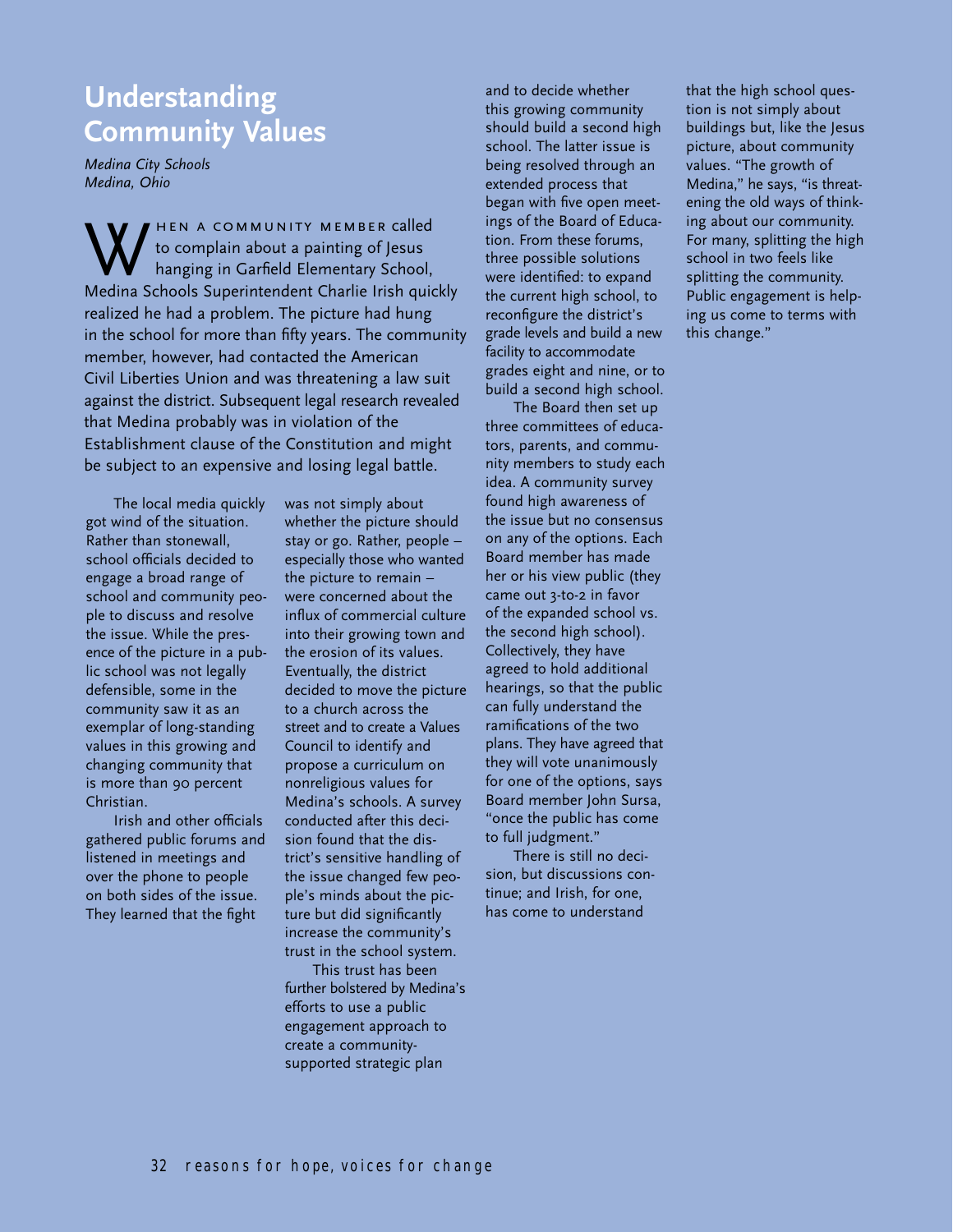# Understanding Community Values

*Medina City Schools*
*Medina, Ohio*

When a community member called to complain about a painting of Jesus hanging in Garfield Elementary School, Medina Schools Superintendent Charlie Irish quickly realized he had a problem. The picture had hung in the school for more than fifty years. The community member, however, had contacted the American Civil Liberties Union and was threatening a law suit against the district. Subsequent legal research revealed that Medina probably was in violation of the Establishment clause of the Constitution and might be subject to an expensive and losing legal battle.

The local media quickly got wind of the situation. Rather than stonewall, school officials decided to engage a broad range of school and community people to discuss and resolve the issue. While the presence of the picture in a public school was not legally defensible, some in the community saw it as an exemplar of long-standing values in this growing and changing community that is more than 90 percent Christian.

Irish and other officials gathered public forums and listened in meetings and over the phone to people on both sides of the issue. They learned that the fight was not simply about whether the picture should stay or go. Rather, people – especially those who wanted the picture to remain – were concerned about the influx of commercial culture into their growing town and the erosion of its values. Eventually, the district decided to move the picture to a church across the street and to create a Values Council to identify and propose a curriculum on nonreligious values for Medina's schools. A survey conducted after this decision found that the district's sensitive handling of the issue changed few people's minds about the picture but did significantly increase the community's trust in the school system.

This trust has been further bolstered by Medina's efforts to use a public engagement approach to create a community-supported strategic plan and to decide whether this growing community should build a second high school. The latter issue is being resolved through an extended process that began with five open meetings of the Board of Education. From these forums, three possible solutions were identified: to expand the current high school, to reconfigure the district's grade levels and build a new facility to accommodate grades eight and nine, or to build a second high school.

The Board then set up three committees of educators, parents, and community members to study each idea. A community survey found high awareness of the issue but no consensus on any of the options. Each Board member has made her or his view public (they came out 3-to-2 in favor of the expanded school vs. the second high school). Collectively, they have agreed to hold additional hearings, so that the public can fully understand the ramifications of the two plans. They have agreed that they will vote unanimously for one of the options, says Board member John Sursa, "once the public has come to full judgment."

There is still no decision, but discussions continue; and Irish, for one, has come to understand that the high school question is not simply about buildings but, like the Jesus picture, about community values. "The growth of Medina," he says, "is threatening the old ways of thinking about our community. For many, splitting the high school in two feels like splitting the community. Public engagement is helping us come to terms with this change."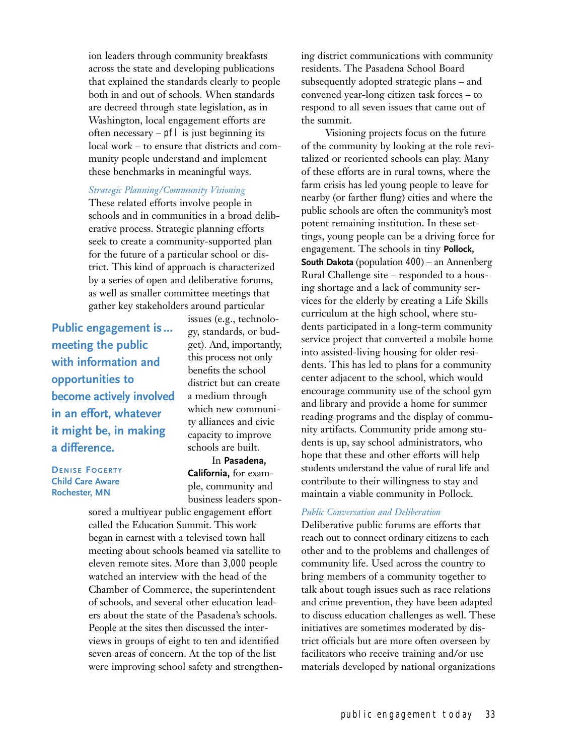ion leaders through community breakfasts across the state and developing publications that explained the standards clearly to people both in and out of schools. When standards are decreed through state legislation, as in Washington, local engagement efforts are often necessary – pfl is just beginning its local work – to ensure that districts and community people understand and implement these benchmarks in meaningful ways.

*Strategic Planning/Community Visioning*

These related efforts involve people in schools and in communities in a broad deliberative process. Strategic planning efforts seek to create a community-supported plan for the future of a particular school or district. This kind of approach is characterized by a series of open and deliberative forums, as well as smaller committee meetings that gather key stakeholders around particular issues (e.g., technology, standards, or budget). And, importantly, this process not only benefits the school district but can create a medium through which new community alliances and civic capacity to improve schools are built.

> **Public engagement is… meeting the public with information and opportunities to become actively involved in an effort, whatever it might be, in making a difference.**
>
> **Denise Fogerty**
> **Child Care Aware**
> **Rochester, MN**

In **Pasadena, California,** for example, community and business leaders sponsored a multiyear public engagement effort called the Education Summit. This work began in earnest with a televised town hall meeting about schools beamed via satellite to eleven remote sites. More than 3,000 people watched an interview with the head of the Chamber of Commerce, the superintendent of schools, and several other education leaders about the state of the Pasadena's schools. People at the sites then discussed the interviews in groups of eight to ten and identified seven areas of concern. At the top of the list were improving school safety and strengthening district communications with community residents. The Pasadena School Board subsequently adopted strategic plans – and convened year-long citizen task forces – to respond to all seven issues that came out of the summit.

Visioning projects focus on the future of the community by looking at the role revitalized or reoriented schools can play. Many of these efforts are in rural towns, where the farm crisis has led young people to leave for nearby (or farther flung) cities and where the public schools are often the community's most potent remaining institution. In these settings, young people can be a driving force for engagement. The schools in tiny **Pollock, South Dakota** (population 400) – an Annenberg Rural Challenge site – responded to a housing shortage and a lack of community services for the elderly by creating a Life Skills curriculum at the high school, where students participated in a long-term community service project that converted a mobile home into assisted-living housing for older residents. This has led to plans for a community center adjacent to the school, which would encourage community use of the school gym and library and provide a home for summer reading programs and the display of community artifacts. Community pride among students is up, say school administrators, who hope that these and other efforts will help students understand the value of rural life and contribute to their willingness to stay and maintain a viable community in Pollock.

*Public Conversation and Deliberation*

Deliberative public forums are efforts that reach out to connect ordinary citizens to each other and to the problems and challenges of community life. Used across the country to bring members of a community together to talk about tough issues such as race relations and crime prevention, they have been adapted to discuss education challenges as well. These initiatives are sometimes moderated by district officials but are more often overseen by facilitators who receive training and/or use materials developed by national organizations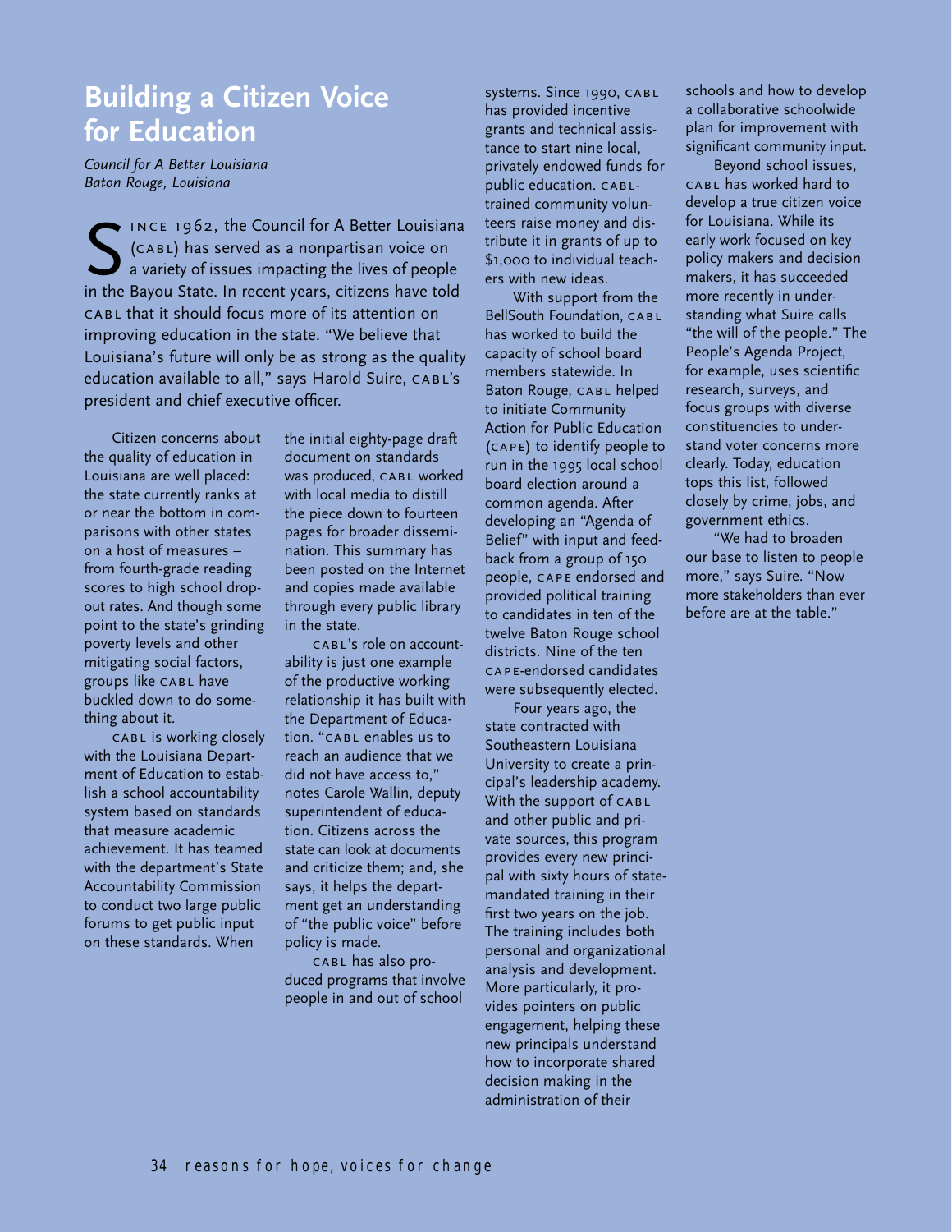# Building a Citizen Voice for Education

*Council for A Better Louisiana*
*Baton Rouge, Louisiana*

Since 1962, the Council for A Better Louisiana (CABL) has served as a nonpartisan voice on a variety of issues impacting the lives of people in the Bayou State. In recent years, citizens have told CABL that it should focus more of its attention on improving education in the state. "We believe that Louisiana's future will only be as strong as the quality education available to all," says Harold Suire, CABL's president and chief executive officer.

Citizen concerns about the quality of education in Louisiana are well placed: the state currently ranks at or near the bottom in comparisons with other states on a host of measures – from fourth-grade reading scores to high school dropout rates. And though some point to the state's grinding poverty levels and other mitigating social factors, groups like CABL have buckled down to do something about it.

CABL is working closely with the Louisiana Department of Education to establish a school accountability system based on standards that measure academic achievement. It has teamed with the department's State Accountability Commission to conduct two large public forums to get public input on these standards. When the initial eighty-page draft document on standards was produced, CABL worked with local media to distill the piece down to fourteen pages for broader dissemination. This summary has been posted on the Internet and copies made available through every public library in the state.

CABL's role on accountability is just one example of the productive working relationship it has built with the Department of Education. "CABL enables us to reach an audience that we did not have access to," notes Carole Wallin, deputy superintendent of education. Citizens across the state can look at documents and criticize them; and, she says, it helps the department get an understanding of "the public voice" before policy is made.

CABL has also produced programs that involve people in and out of school systems. Since 1990, CABL has provided incentive grants and technical assistance to start nine local, privately endowed funds for public education. CABL-trained community volunteers raise money and distribute it in grants of up to $1,000 to individual teachers with new ideas.

With support from the BellSouth Foundation, CABL has worked to build the capacity of school board members statewide. In Baton Rouge, CABL helped to initiate Community Action for Public Education (CAPE) to identify people to run in the 1995 local school board election around a common agenda. After developing an "Agenda of Belief" with input and feedback from a group of 150 people, CAPE endorsed and provided political training to candidates in ten of the twelve Baton Rouge school districts. Nine of the ten CAPE-endorsed candidates were subsequently elected.

Four years ago, the state contracted with Southeastern Louisiana University to create a principal's leadership academy. With the support of CABL and other public and private sources, this program provides every new principal with sixty hours of state-mandated training in their first two years on the job. The training includes both personal and organizational analysis and development. More particularly, it provides pointers on public engagement, helping these new principals understand how to incorporate shared decision making in the administration of their schools and how to develop a collaborative schoolwide plan for improvement with significant community input.

Beyond school issues, CABL has worked hard to develop a true citizen voice for Louisiana. While its early work focused on key policy makers and decision makers, it has succeeded more recently in understanding what Suire calls "the will of the people." The People's Agenda Project, for example, uses scientific research, surveys, and focus groups with diverse constituencies to understand voter concerns more clearly. Today, education tops this list, followed closely by crime, jobs, and government ethics.

"We had to broaden our base to listen to people more," says Suire. "Now more stakeholders than ever before are at the table."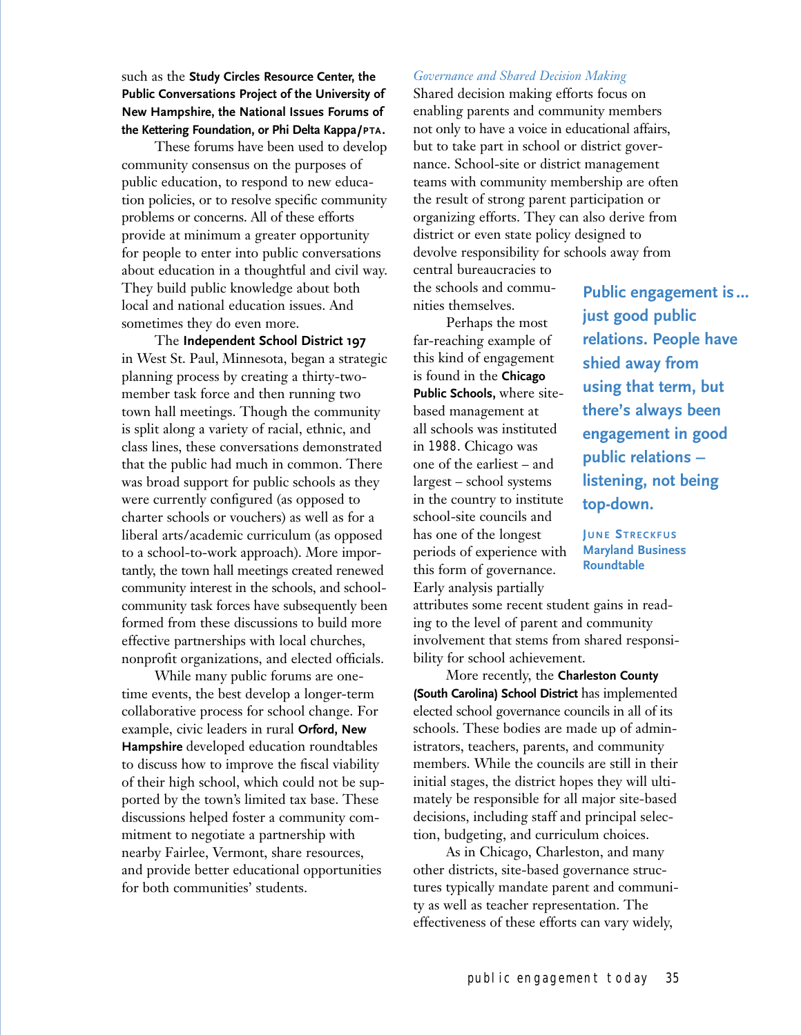such as the **Study Circles Resource Center, the Public Conversations Project of the University of New Hampshire, the National Issues Forums of the Kettering Foundation, or Phi Delta Kappa/PTA.**

These forums have been used to develop community consensus on the purposes of public education, to respond to new education policies, or to resolve specific community problems or concerns. All of these efforts provide at minimum a greater opportunity for people to enter into public conversations about education in a thoughtful and civil way. They build public knowledge about both local and national education issues. And sometimes they do even more.

The **Independent School District 197** in West St. Paul, Minnesota, began a strategic planning process by creating a thirty-two-member task force and then running two town hall meetings. Though the community is split along a variety of racial, ethnic, and class lines, these conversations demonstrated that the public had much in common. There was broad support for public schools as they were currently configured (as opposed to charter schools or vouchers) as well as for a liberal arts/academic curriculum (as opposed to a school-to-work approach). More importantly, the town hall meetings created renewed community interest in the schools, and school-community task forces have subsequently been formed from these discussions to build more effective partnerships with local churches, nonprofit organizations, and elected officials.

While many public forums are one-time events, the best develop a longer-term collaborative process for school change. For example, civic leaders in rural **Orford, New Hampshire** developed education roundtables to discuss how to improve the fiscal viability of their high school, which could not be supported by the town's limited tax base. These discussions helped foster a community commitment to negotiate a partnership with nearby Fairlee, Vermont, share resources, and provide better educational opportunities for both communities' students.

### *Governance and Shared Decision Making*

Shared decision making efforts focus on enabling parents and community members not only to have a voice in educational affairs, but to take part in school or district governance. School-site or district management teams with community membership are often the result of strong parent participation or organizing efforts. They can also derive from district or even state policy designed to devolve responsibility for schools away from central bureaucracies to the schools and communities themselves.

Perhaps the most far-reaching example of this kind of engagement is found in the **Chicago Public Schools,** where site-based management at all schools was instituted in 1988. Chicago was one of the earliest – and largest – school systems in the country to institute school-site councils and has one of the longest periods of experience with this form of governance. Early analysis partially attributes some recent student gains in reading to the level of parent and community involvement that stems from shared responsibility for school achievement.

> **Public engagement is… just good public relations. People have shied away from using that term, but there's always been engagement in good public relations – listening, not being top-down.**
>
> **JUNE STRECKFUS**
> **Maryland Business Roundtable**

More recently, the **Charleston County (South Carolina) School District** has implemented elected school governance councils in all of its schools. These bodies are made up of administrators, teachers, parents, and community members. While the councils are still in their initial stages, the district hopes they will ultimately be responsible for all major site-based decisions, including staff and principal selection, budgeting, and curriculum choices.

As in Chicago, Charleston, and many other districts, site-based governance structures typically mandate parent and community as well as teacher representation. The effectiveness of these efforts can vary widely,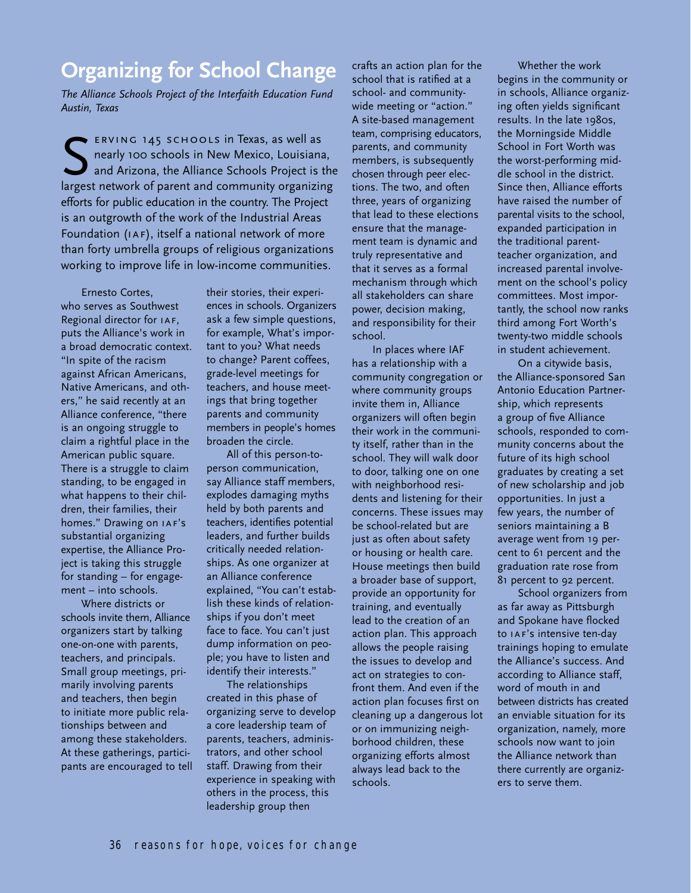# Organizing for School Change

*The Alliance Schools Project of the Interfaith Education Fund*
*Austin, Texas*

Serving 145 schools in Texas, as well as nearly 100 schools in New Mexico, Louisiana, and Arizona, the Alliance Schools Project is the largest network of parent and community organizing efforts for public education in the country. The Project is an outgrowth of the work of the Industrial Areas Foundation (IAF), itself a national network of more than forty umbrella groups of religious organizations working to improve life in low-income communities.

Ernesto Cortes, who serves as Southwest Regional director for IAF, puts the Alliance's work in a broad democratic context. "In spite of the racism against African Americans, Native Americans, and others," he said recently at an Alliance conference, "there is an ongoing struggle to claim a rightful place in the American public square. There is a struggle to claim standing, to be engaged in what happens to their children, their families, their homes." Drawing on IAF's substantial organizing expertise, the Alliance Project is taking this struggle for standing – for engagement – into schools.

Where districts or schools invite them, Alliance organizers start by talking one-on-one with parents, teachers, and principals. Small group meetings, primarily involving parents and teachers, then begin to initiate more public relationships between and among these stakeholders. At these gatherings, participants are encouraged to tell their stories, their experiences in schools. Organizers ask a few simple questions, for example, What's important to you? What needs to change? Parent coffees, grade-level meetings for teachers, and house meetings that bring together parents and community members in people's homes broaden the circle.

All of this person-to-person communication, say Alliance staff members, explodes damaging myths held by both parents and teachers, identifies potential leaders, and further builds critically needed relationships. As one organizer at an Alliance conference explained, "You can't establish these kinds of relationships if you don't meet face to face. You can't just dump information on people; you have to listen and identify their interests."

The relationships created in this phase of organizing serve to develop a core leadership team of parents, teachers, administrators, and other school staff. Drawing from their experience in speaking with others in the process, this leadership group then crafts an action plan for the school that is ratified at a school- and community-wide meeting or "action." A site-based management team, comprising educators, parents, and community members, is subsequently chosen through peer elections. The two, and often three, years of organizing that lead to these elections ensure that the management team is dynamic and truly representative and that it serves as a formal mechanism through which all stakeholders can share power, decision making, and responsibility for their school.

In places where IAF has a relationship with a community congregation or where community groups invite them in, Alliance organizers will often begin their work in the community itself, rather than in the school. They will walk door to door, talking one on one with neighborhood residents and listening for their concerns. These issues may be school-related but are just as often about safety or housing or health care. House meetings then build a broader base of support, provide an opportunity for training, and eventually lead to the creation of an action plan. This approach allows the people raising the issues to develop and act on strategies to confront them. And even if the action plan focuses first on cleaning up a dangerous lot or on immunizing neighborhood children, these organizing efforts almost always lead back to the schools.

Whether the work begins in the community or in schools, Alliance organizing often yields significant results. In the late 1980s, the Morningside Middle School in Fort Worth was the worst-performing middle school in the district. Since then, Alliance efforts have raised the number of parental visits to the school, expanded participation in the traditional parent-teacher organization, and increased parental involvement on the school's policy committees. Most importantly, the school now ranks third among Fort Worth's twenty-two middle schools in student achievement.

On a citywide basis, the Alliance-sponsored San Antonio Education Partnership, which represents a group of five Alliance schools, responded to community concerns about the future of its high school graduates by creating a set of new scholarship and job opportunities. In just a few years, the number of seniors maintaining a B average went from 19 percent to 61 percent and the graduation rate rose from 81 percent to 92 percent.

School organizers from as far away as Pittsburgh and Spokane have flocked to IAF's intensive ten-day trainings hoping to emulate the Alliance's success. And according to Alliance staff, word of mouth in and between districts has created an enviable situation for its organization, namely, more schools now want to join the Alliance network than there currently are organizers to serve them.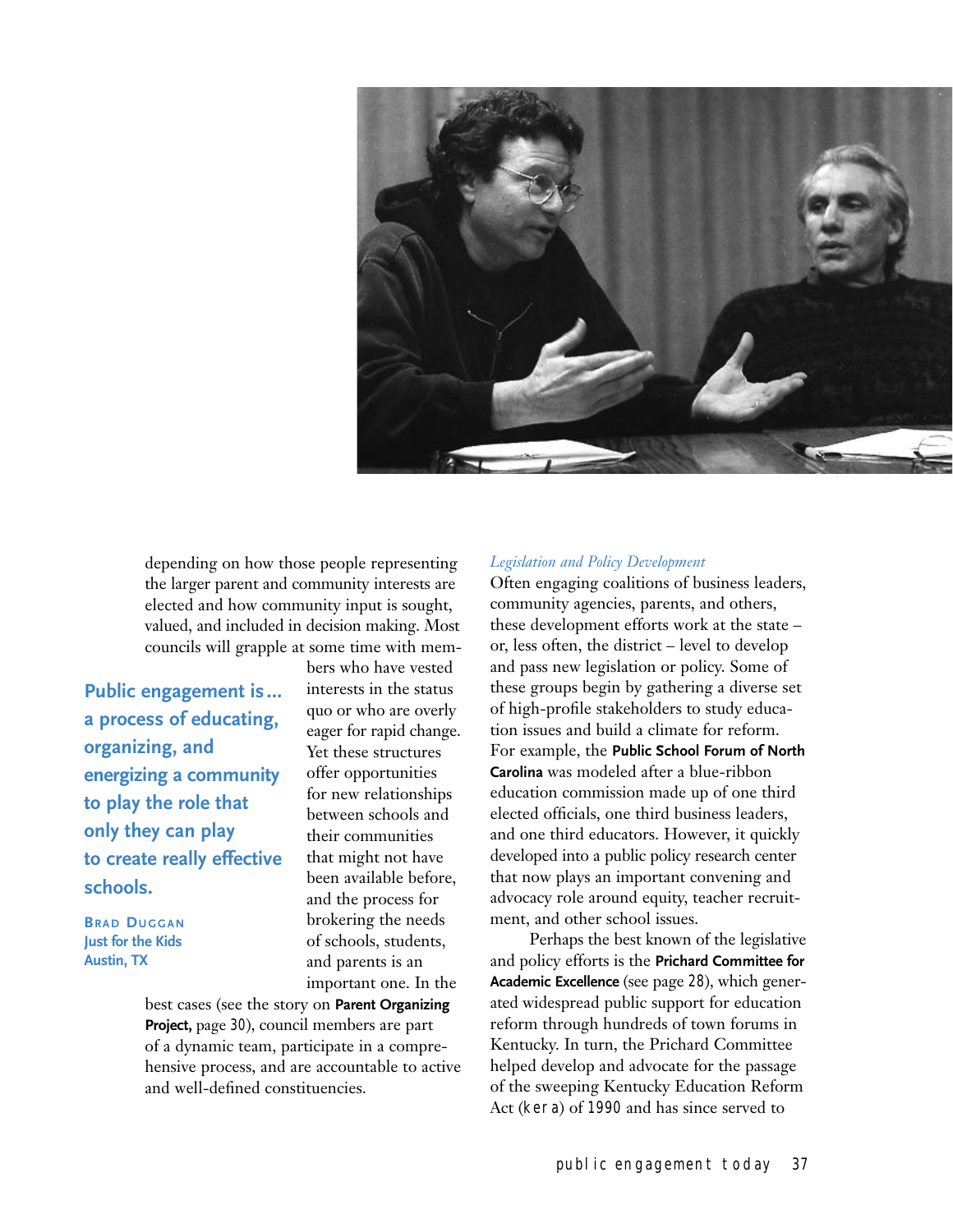depending on how those people representing the larger parent and community interests are elected and how community input is sought, valued, and included in decision making. Most councils will grapple at some time with members who have vested interests in the status quo or who are overly eager for rapid change. Yet these structures offer opportunities for new relationships between schools and their communities that might not have been available before, and the process for brokering the needs of schools, students, and parents is an important one. In the best cases (see the story on **Parent Organizing Project,** page 30), council members are part of a dynamic team, participate in a comprehensive process, and are accountable to active and well-defined constituencies.

> **Public engagement is... a process of educating, organizing, and energizing a community to play the role that only they can play to create really effective schools.**
>
> BRAD DUGGAN
> Just for the Kids
> Austin, TX

*Legislation and Policy Development*

Often engaging coalitions of business leaders, community agencies, parents, and others, these development efforts work at the state – or, less often, the district – level to develop and pass new legislation or policy. Some of these groups begin by gathering a diverse set of high-profile stakeholders to study education issues and build a climate for reform. For example, the **Public School Forum of North Carolina** was modeled after a blue-ribbon education commission made up of one third elected officials, one third business leaders, and one third educators. However, it quickly developed into a public policy research center that now plays an important convening and advocacy role around equity, teacher recruitment, and other school issues.

Perhaps the best known of the legislative and policy efforts is the **Prichard Committee for Academic Excellence** (see page 28), which generated widespread public support for education reform through hundreds of town forums in Kentucky. In turn, the Prichard Committee helped develop and advocate for the passage of the sweeping Kentucky Education Reform Act (KERA) of 1990 and has since served to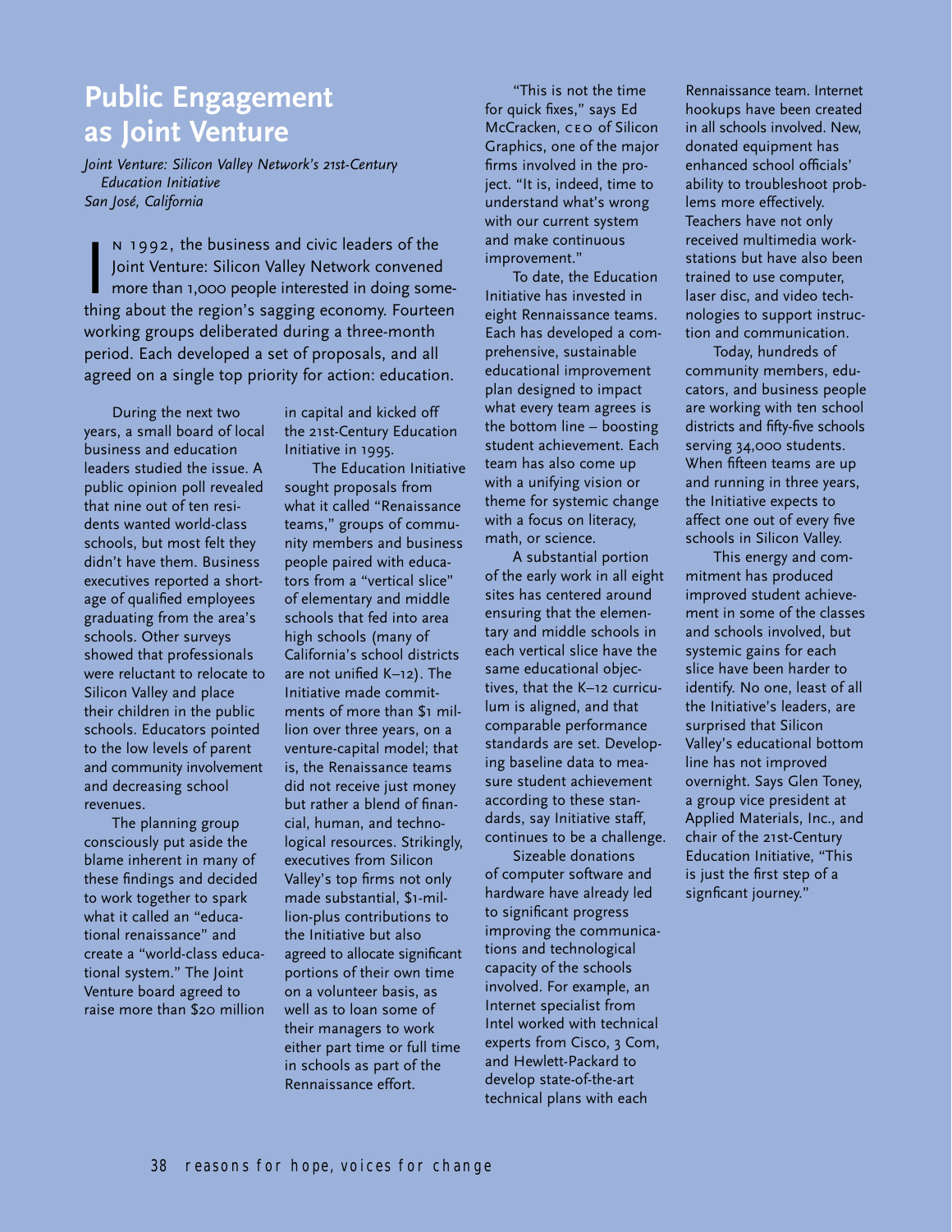# Public Engagement as Joint Venture

*Joint Venture: Silicon Valley Network's 21st-Century Education Initiative*
*San José, California*

In 1992, the business and civic leaders of the Joint Venture: Silicon Valley Network convened more than 1,000 people interested in doing something about the region's sagging economy. Fourteen working groups deliberated during a three-month period. Each developed a set of proposals, and all agreed on a single top priority for action: education.

During the next two years, a small board of local business and education leaders studied the issue. A public opinion poll revealed that nine out of ten residents wanted world-class schools, but most felt they didn't have them. Business executives reported a shortage of qualified employees graduating from the area's schools. Other surveys showed that professionals were reluctant to relocate to Silicon Valley and place their children in the public schools. Educators pointed to the low levels of parent and community involvement and decreasing school revenues.

The planning group consciously put aside the blame inherent in many of these findings and decided to work together to spark what it called an "educational renaissance" and create a "world-class educational system." The Joint Venture board agreed to raise more than $20 million in capital and kicked off the 21st-Century Education Initiative in 1995.

The Education Initiative sought proposals from what it called "Rennaissance teams," groups of community members and business people paired with educators from a "vertical slice" of elementary and middle schools that fed into area high schools (many of California's school districts are not unified K–12). The Initiative made commitments of more than $1 million over three years, on a venture-capital model; that is, the Renaissance teams did not receive just money but rather a blend of financial, human, and technological resources. Strikingly, executives from Silicon Valley's top firms not only made substantial, $1-million-plus contributions to the Initiative but also agreed to allocate significant portions of their own time on a volunteer basis, as well as to loan some of their managers to work either part time or full time in schools as part of the Rennaissance effort.

"This is not the time for quick fixes," says Ed McCracken, CEO of Silicon Graphics, one of the major firms involved in the project. "It is, indeed, time to understand what's wrong with our current system and make continuous improvement."

To date, the Education Initiative has invested in eight Rennaissance teams. Each has developed a comprehensive, sustainable educational improvement plan designed to impact what every team agrees is the bottom line – boosting student achievement. Each team has also come up with a unifying vision or theme for systemic change with a focus on literacy, math, or science.

A substantial portion of the early work in all eight sites has centered around ensuring that the elementary and middle schools in each vertical slice have the same educational objectives, that the K–12 curriculum is aligned, and that comparable performance standards are set. Developing baseline data to measure student achievement according to these standards, say Initiative staff, continues to be a challenge.

Sizeable donations of computer software and hardware have already led to significant progress improving the communications and technological capacity of the schools involved. For example, an Internet specialist from Intel worked with technical experts from Cisco, 3 Com, and Hewlett-Packard to develop state-of-the-art technical plans with each Rennaissance team. Internet hookups have been created in all schools involved. New, donated equipment has enhanced school officials' ability to troubleshoot problems more effectively. Teachers have not only received multimedia workstations but have also been trained to use computer, laser disc, and video technologies to support instruction and communication.

Today, hundreds of community members, educators, and business people are working with ten school districts and fifty-five schools serving 34,000 students. When fifteen teams are up and running in three years, the Initiative expects to affect one out of every five schools in Silicon Valley.

This energy and commitment has produced improved student achievement in some of the classes and schools involved, but systemic gains for each slice have been harder to identify. No one, least of all the Initiative's leaders, are surprised that Silicon Valley's educational bottom line has not improved overnight. Says Glen Toney, a group vice president at Applied Materials, Inc., and chair of the 21st-Century Education Initiative, "This is just the first step of a signficant journey."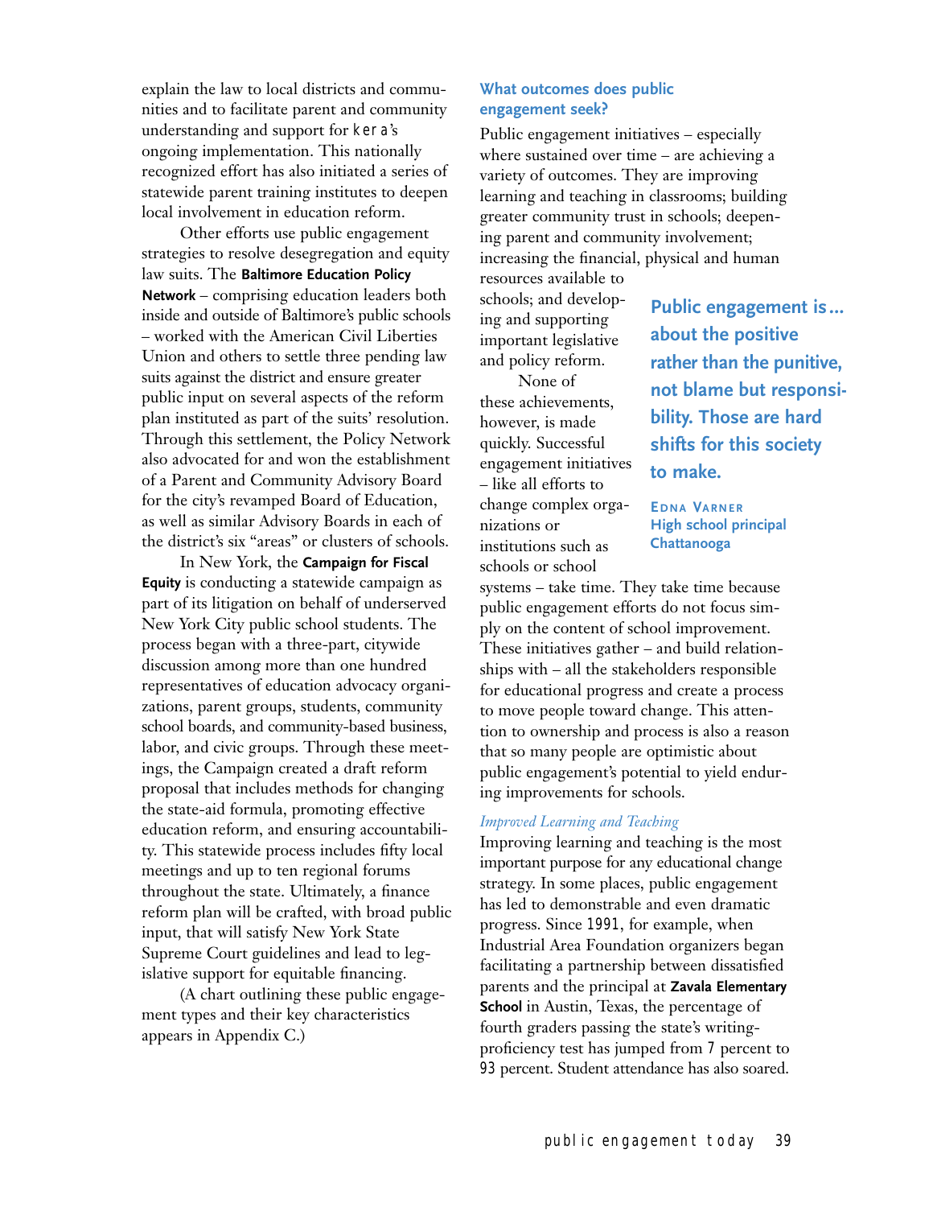explain the law to local districts and communities and to facilitate parent and community understanding and support for KERA's ongoing implementation. This nationally recognized effort has also initiated a series of statewide parent training institutes to deepen local involvement in education reform.

Other efforts use public engagement strategies to resolve desegregation and equity law suits. The **Baltimore Education Policy Network** – comprising education leaders both inside and outside of Baltimore's public schools – worked with the American Civil Liberties Union and others to settle three pending law suits against the district and ensure greater public input on several aspects of the reform plan instituted as part of the suits' resolution. Through this settlement, the Policy Network also advocated for and won the establishment of a Parent and Community Advisory Board for the city's revamped Board of Education, as well as similar Advisory Boards in each of the district's six "areas" or clusters of schools.

In New York, the **Campaign for Fiscal Equity** is conducting a statewide campaign as part of its litigation on behalf of underserved New York City public school students. The process began with a three-part, citywide discussion among more than one hundred representatives of education advocacy organizations, parent groups, students, community school boards, and community-based business, labor, and civic groups. Through these meetings, the Campaign created a draft reform proposal that includes methods for changing the state-aid formula, promoting effective education reform, and ensuring accountability. This statewide process includes fifty local meetings and up to ten regional forums throughout the state. Ultimately, a finance reform plan will be crafted, with broad public input, that will satisfy New York State Supreme Court guidelines and lead to legislative support for equitable financing.

(A chart outlining these public engagement types and their key characteristics appears in Appendix C.)

### What outcomes does public engagement seek?

Public engagement initiatives – especially where sustained over time – are achieving a variety of outcomes. They are improving learning and teaching in classrooms; building greater community trust in schools; deepening parent and community involvement; increasing the financial, physical and human resources available to schools; and developing and supporting important legislative and policy reform.

None of these achievements, however, is made quickly. Successful engagement initiatives – like all efforts to change complex organizations or institutions such as schools or school systems – take time. They take time because public engagement efforts do not focus simply on the content of school improvement. These initiatives gather – and build relationships with – all the stakeholders responsible for educational progress and create a process to move people toward change. This attention to ownership and process is also a reason that so many people are optimistic about public engagement's potential to yield enduring improvements for schools.

> **Public engagement is… about the positive rather than the punitive, not blame but responsibility. Those are hard shifts for this society to make.**
>
> EDNA VARNER
> High school principal
> Chattanooga

*Improved Learning and Teaching*

Improving learning and teaching is the most important purpose for any educational change strategy. In some places, public engagement has led to demonstrable and even dramatic progress. Since 1991, for example, when Industrial Area Foundation organizers began facilitating a partnership between dissatisfied parents and the principal at **Zavala Elementary School** in Austin, Texas, the percentage of fourth graders passing the state's writing-proficiency test has jumped from 7 percent to 93 percent. Student attendance has also soared.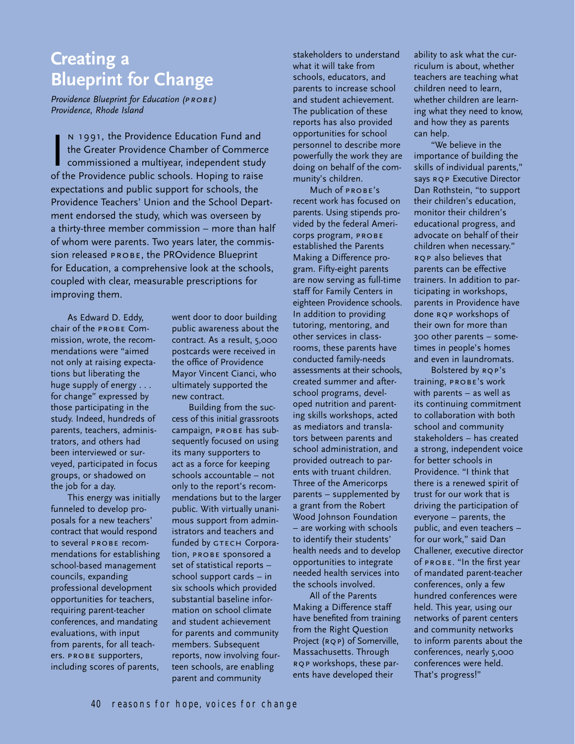# Creating a Blueprint for Change

*Providence Blueprint for Education (PROBE)*
*Providence, Rhode Island*

In 1991, the Providence Education Fund and the Greater Providence Chamber of Commerce commissioned a multiyear, independent study of the Providence public schools. Hoping to raise expectations and public support for schools, the Providence Teachers' Union and the School Department endorsed the study, which was overseen by a thirty-three member commission – more than half of whom were parents. Two years later, the commission released PROBE, the PROvidence Blueprint for Education, a comprehensive look at the schools, coupled with clear, measurable prescriptions for improving them.

As Edward D. Eddy, chair of the PROBE Commission, wrote, the recommendations were "aimed not only at raising expectations but liberating the huge supply of energy . . . for change" expressed by those participating in the study. Indeed, hundreds of parents, teachers, administrators, and others had been interviewed or surveyed, participated in focus groups, or shadowed on the job for a day.

This energy was initially funneled to develop proposals for a new teachers' contract that would respond to several PROBE recommendations for establishing school-based management councils, expanding professional development opportunities for teachers, requiring parent-teacher conferences, and mandating evaluations, with input from parents, for all teachers. PROBE supporters, including scores of parents, went door to door building public awareness about the contract. As a result, 5,000 postcards were received in the office of Providence Mayor Vincent Cianci, who ultimately supported the new contract.

Building from the success of this initial grassroots campaign, PROBE has subsequently focused on using its many supporters to act as a force for keeping schools accountable – not only to the report's recommendations but to the larger public. With virtually unanimous support from administrators and teachers and funded by GTECH Corporation, PROBE sponsored a set of statistical reports – school support cards – in six schools which provided substantial baseline information on school climate and student achievement for parents and community members. Subsequent reports, now involving fourteen schools, are enabling parent and community stakeholders to understand what it will take from schools, educators, and parents to increase school and student achievement. The publication of these reports has also provided opportunities for school personnel to describe more powerfully the work they are doing on behalf of the community's children.

Much of PROBE's recent work has focused on parents. Using stipends provided by the federal Americorps program, PROBE established the Parents Making a Difference program. Fifty-eight parents are now serving as full-time staff for Family Centers in eighteen Providence schools. In addition to providing tutoring, mentoring, and other services in classrooms, these parents have conducted family-needs assessments at their schools, created summer and after-school programs, developed nutrition and parenting skills workshops, acted as mediators and translators between parents and school administration, and provided outreach to parents with truant children. Three of the Americorps parents – supplemented by a grant from the Robert Wood Johnson Foundation – are working with schools to identify their students' health needs and to develop opportunities to integrate needed health services into the schools involved.

All of the Parents Making a Difference staff have benefited from training from the Right Question Project (RQP) of Somerville, Massachusetts. Through RQP workshops, these parents have developed their ability to ask what the curriculum is about, whether teachers are teaching what children need to learn, whether children are learning what they need to know, and how they as parents can help.

"We believe in the importance of building the skills of individual parents," says RQP Executive Director Dan Rothstein, "to support their children's education, monitor their children's educational progress, and advocate on behalf of their children when necessary." RQP also believes that parents can be effective trainers. In addition to participating in workshops, parents in Providence have done RQP workshops of their own for more than 300 other parents – sometimes in people's homes and even in laundromats.

Bolstered by RQP's training, PROBE's work with parents – as well as its continuing commitment to collaboration with both school and community stakeholders – has created a strong, independent voice for better schools in Providence. "I think that there is a renewed spirit of trust for our work that is driving the participation of everyone – parents, the public, and even teachers – for our work," said Dan Challener, executive director of PROBE. "In the first year of mandated parent-teacher conferences, only a few hundred conferences were held. This year, using our networks of parent centers and community networks to inform parents about the conferences, nearly 5,000 conferences were held. That's progress!"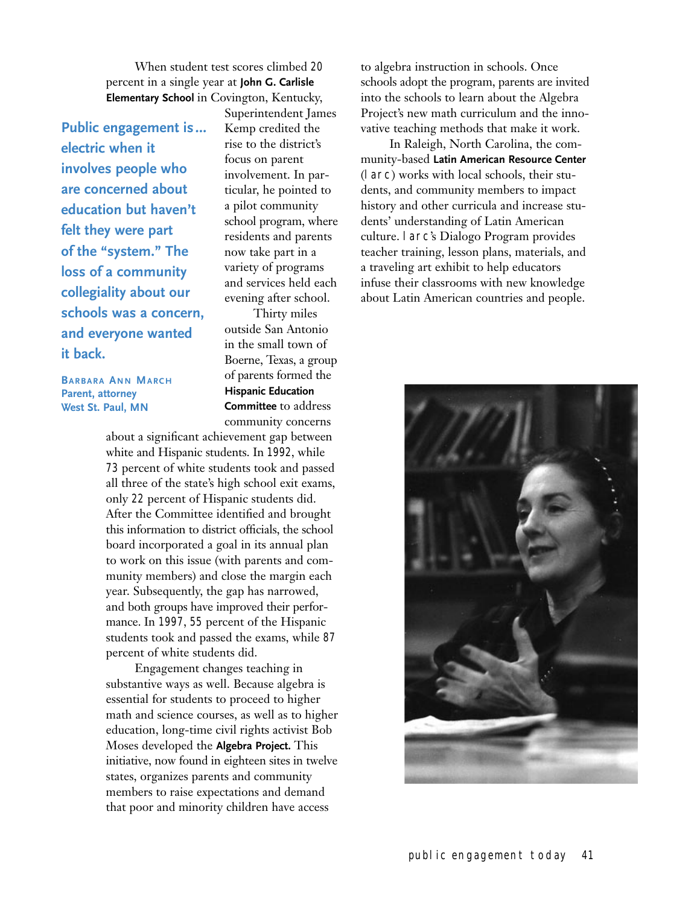When student test scores climbed 20 percent in a single year at **John G. Carlisle Elementary School** in Covington, Kentucky, Superintendent James Kemp credited the rise to the district's focus on parent involvement. In particular, he pointed to a pilot community school program, where residents and parents now take part in a variety of programs and services held each evening after school.

> **Public engagement is… electric when it involves people who are concerned about education but haven't felt they were part of the "system." The loss of a community collegiality about our schools was a concern, and everyone wanted it back.**
>
> **Barbara Ann March**
> **Parent, attorney**
> **West St. Paul, MN**

Thirty miles outside San Antonio in the small town of Boerne, Texas, a group of parents formed the **Hispanic Education Committee** to address community concerns about a significant achievement gap between white and Hispanic students. In 1992, while 73 percent of white students took and passed all three of the state's high school exit exams, only 22 percent of Hispanic students did. After the Committee identified and brought this information to district officials, the school board incorporated a goal in its annual plan to work on this issue (with parents and community members) and close the margin each year. Subsequently, the gap has narrowed, and both groups have improved their performance. In 1997, 55 percent of the Hispanic students took and passed the exams, while 87 percent of white students did.

Engagement changes teaching in substantive ways as well. Because algebra is essential for students to proceed to higher math and science courses, as well as to higher education, long-time civil rights activist Bob Moses developed the **Algebra Project.** This initiative, now found in eighteen sites in twelve states, organizes parents and community members to raise expectations and demand that poor and minority children have access to algebra instruction in schools. Once schools adopt the program, parents are invited into the schools to learn about the Algebra Project's new math curriculum and the innovative teaching methods that make it work.

In Raleigh, North Carolina, the community-based **Latin American Resource Center** (LARC) works with local schools, their students, and community members to impact history and other curricula and increase students' understanding of Latin American culture. LARC's Dialogo Program provides teacher training, lesson plans, materials, and a traveling art exhibit to help educators infuse their classrooms with new knowledge about Latin American countries and people.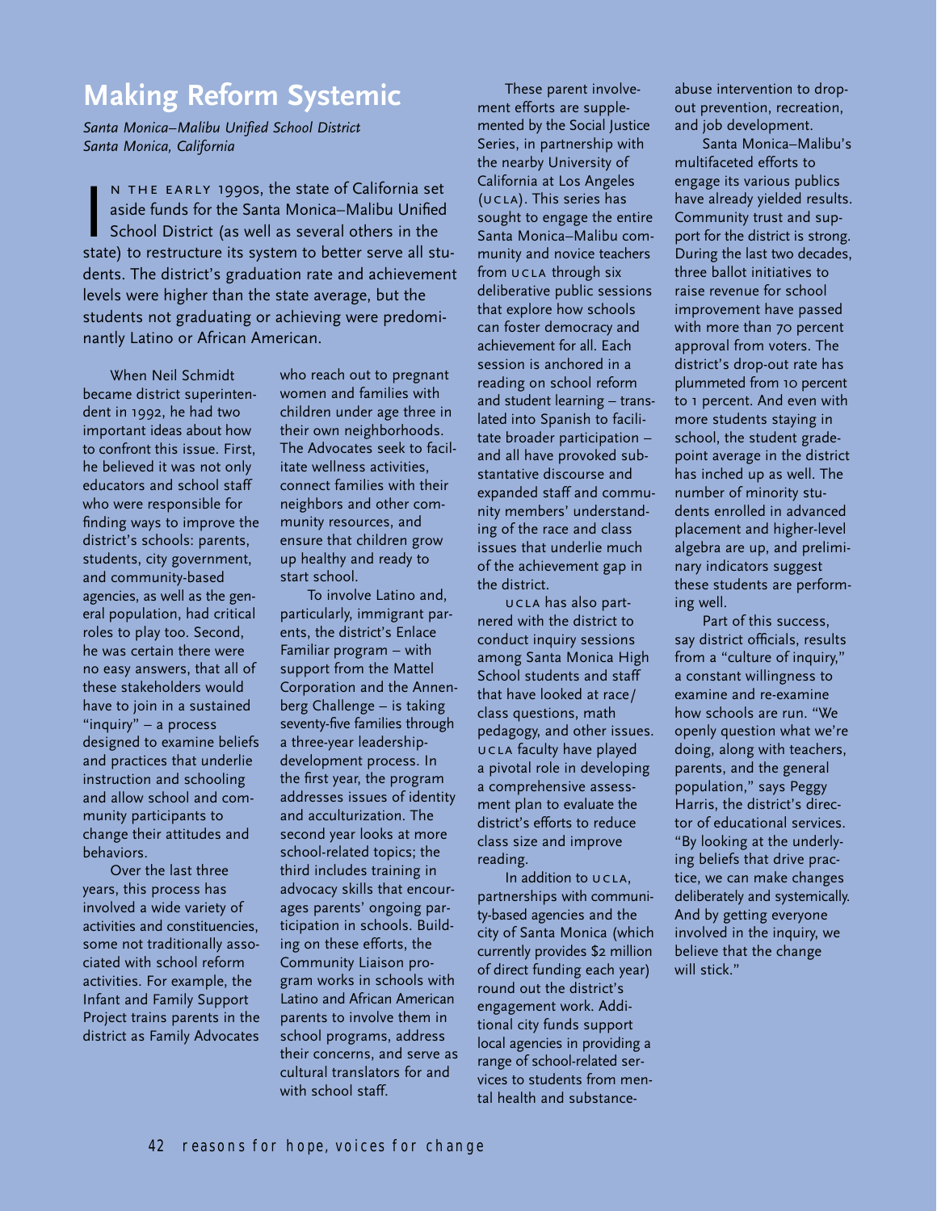# Making Reform Systemic

*Santa Monica–Malibu Unified School District*
*Santa Monica, California*

IN THE EARLY 1990s, the state of California set aside funds for the Santa Monica–Malibu Unified School District (as well as several others in the state) to restructure its system to better serve all students. The district's graduation rate and achievement levels were higher than the state average, but the students not graduating or achieving were predominantly Latino or African American.

When Neil Schmidt became district superintendent in 1992, he had two important ideas about how to confront this issue. First, he believed it was not only educators and school staff who were responsible for finding ways to improve the district's schools: parents, students, city government, and community-based agencies, as well as the general population, had critical roles to play too. Second, he was certain there were no easy answers, that all of these stakeholders would have to join in a sustained "inquiry" – a process designed to examine beliefs and practices that underlie instruction and schooling and allow school and community participants to change their attitudes and behaviors.

Over the last three years, this process has involved a wide variety of activities and constituencies, some not traditionally associated with school reform activities. For example, the Infant and Family Support Project trains parents in the district as Family Advocates who reach out to pregnant women and families with children under age three in their own neighborhoods. The Advocates seek to facilitate wellness activities, connect families with their neighbors and other community resources, and ensure that children grow up healthy and ready to start school.

To involve Latino and, particularly, immigrant parents, the district's Enlace Familiar program – with support from the Mattel Corporation and the Annenberg Challenge – is taking seventy-five families through a three-year leadership-development process. In the first year, the program addresses issues of identity and acculturization. The second year looks at more school-related topics; the third includes training in advocacy skills that encourages parents' ongoing participation in schools. Building on these efforts, the Community Liaison program works in schools with Latino and African American parents to involve them in school programs, address their concerns, and serve as cultural translators for and with school staff.

These parent involvement efforts are supplemented by the Social Justice Series, in partnership with the nearby University of California at Los Angeles (UCLA). This series has sought to engage the entire Santa Monica–Malibu community and novice teachers from UCLA through six deliberative public sessions that explore how schools can foster democracy and achievement for all. Each session is anchored in a reading on school reform and student learning – translated into Spanish to facilitate broader participation – and all have provoked substantative discourse and expanded staff and community members' understanding of the race and class issues that underlie much of the achievement gap in the district.

UCLA has also partnered with the district to conduct inquiry sessions among Santa Monica High School students and staff that have looked at race/class questions, math pedagogy, and other issues. UCLA faculty have played a pivotal role in developing a comprehensive assessment plan to evaluate the district's efforts to reduce class size and improve reading.

In addition to UCLA, partnerships with community-based agencies and the city of Santa Monica (which currently provides $2 million of direct funding each year) round out the district's engagement work. Additional city funds support local agencies in providing a range of school-related services to students from mental health and substance-abuse intervention to drop-out prevention, recreation, and job development.

Santa Monica–Malibu's multifaceted efforts to engage its various publics have already yielded results. Community trust and support for the district is strong. During the last two decades, three ballot initiatives to raise revenue for school improvement have passed with more than 70 percent approval from voters. The district's drop-out rate has plummeted from 10 percent to 1 percent. And even with more students staying in school, the student grade-point average in the district has inched up as well. The number of minority students enrolled in advanced placement and higher-level algebra are up, and preliminary indicators suggest these students are performing well.

Part of this success, say district officials, results from a "culture of inquiry," a constant willingness to examine and re-examine how schools are run. "We openly question what we're doing, along with teachers, parents, and the general population," says Peggy Harris, the district's director of educational services. "By looking at the underlying beliefs that drive practice, we can make changes deliberately and systemically. And by getting everyone involved in the inquiry, we believe that the change will stick."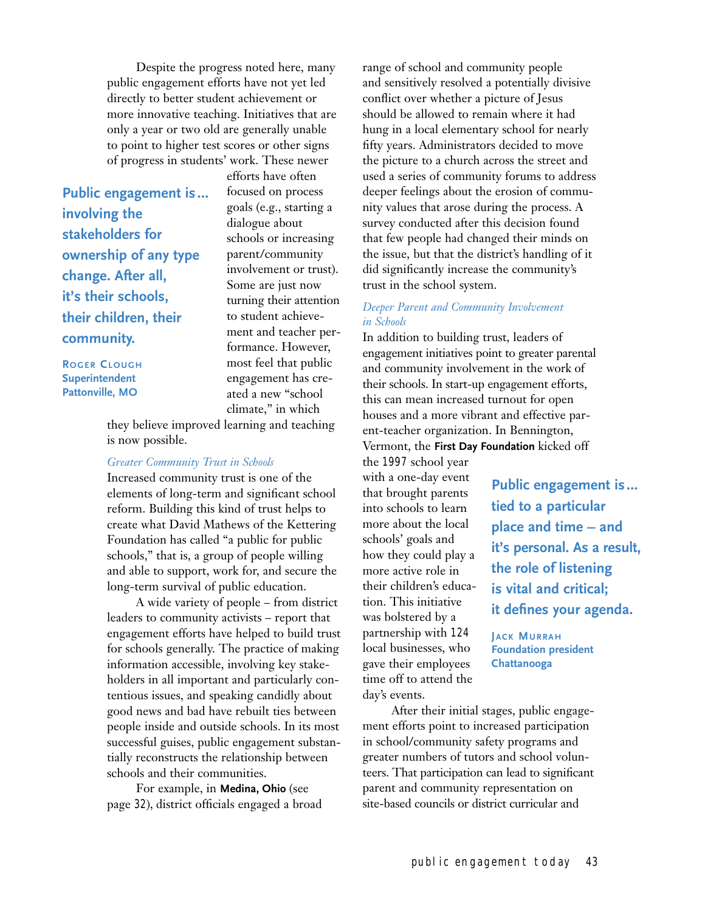Despite the progress noted here, many public engagement efforts have not yet led directly to better student achievement or more innovative teaching. Initiatives that are only a year or two old are generally unable to point to higher test scores or other signs of progress in students' work. These newer efforts have often focused on process goals (e.g., starting a dialogue about schools or increasing parent/community involvement or trust). Some are just now turning their attention to student achievement and teacher performance. However, most feel that public engagement has created a new "school climate," in which they believe improved learning and teaching is now possible.

> **Public engagement is... involving the stakeholders for ownership of any type change. After all, it's their schools, their children, their community.**
>
> Roger Clough
> Superintendent
> Pattonville, MO

*Greater Community Trust in Schools*

Increased community trust is one of the elements of long-term and significant school reform. Building this kind of trust helps to create what David Mathews of the Kettering Foundation has called "a public for public schools," that is, a group of people willing and able to support, work for, and secure the long-term survival of public education.

A wide variety of people – from district leaders to community activists – report that engagement efforts have helped to build trust for schools generally. The practice of making information accessible, involving key stakeholders in all important and particularly contentious issues, and speaking candidly about good news and bad have rebuilt ties between people inside and outside schools. In its most successful guises, public engagement substantially reconstructs the relationship between schools and their communities.

For example, in **Medina, Ohio** (see page 32), district officials engaged a broad range of school and community people and sensitively resolved a potentially divisive conflict over whether a picture of Jesus should be allowed to remain where it had hung in a local elementary school for nearly fifty years. Administrators decided to move the picture to a church across the street and used a series of community forums to address deeper feelings about the erosion of community values that arose during the process. A survey conducted after this decision found that few people had changed their minds on the issue, but that the district's handling of it did significantly increase the community's trust in the school system.

*Deeper Parent and Community Involvement in Schools*

In addition to building trust, leaders of engagement initiatives point to greater parental and community involvement in the work of their schools. In start-up engagement efforts, this can mean increased turnout for open houses and a more vibrant and effective parent-teacher organization. In Bennington, Vermont, the **First Day Foundation** kicked off the 1997 school year with a one-day event that brought parents into schools to learn more about the local schools' goals and how they could play a more active role in their children's education. This initiative was bolstered by a partnership with 124 local businesses, who gave their employees time off to attend the day's events.

> **Public engagement is... tied to a particular place and time – and it's personal. As a result, the role of listening is vital and critical; it defines your agenda.**
>
> Jack Murrah
> Foundation president
> Chattanooga

After their initial stages, public engagement efforts point to increased participation in school/community safety programs and greater numbers of tutors and school volunteers. That participation can lead to significant parent and community representation on site-based councils or district curricular and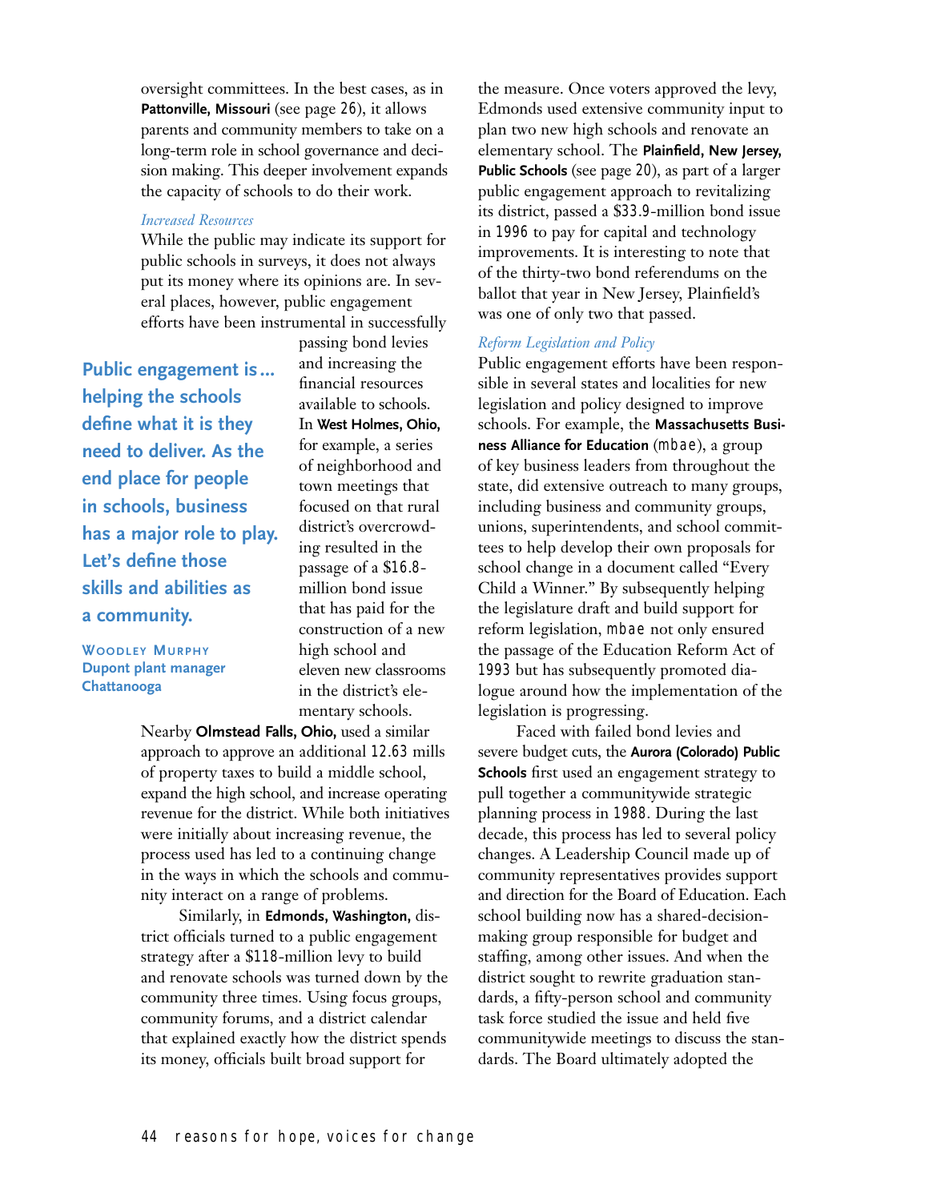oversight committees. In the best cases, as in **Pattonville, Missouri** (see page 26), it allows parents and community members to take on a long-term role in school governance and decision making. This deeper involvement expands the capacity of schools to do their work.

*Increased Resources*

While the public may indicate its support for public schools in surveys, it does not always put its money where its opinions are. In several places, however, public engagement efforts have been instrumental in successfully passing bond levies and increasing the financial resources available to schools. In **West Holmes, Ohio,** for example, a series of neighborhood and town meetings that focused on that rural district's overcrowding resulted in the passage of a $16.8-million bond issue that has paid for the construction of a new high school and eleven new classrooms in the district's elementary schools.

> **Public engagement is… helping the schools define what it is they need to deliver. As the end place for people in schools, business has a major role to play. Let's define those skills and abilities as a community.**
>
> **Woodley Murphy**
> **Dupont plant manager**
> **Chattanooga**

Nearby **Olmstead Falls, Ohio,** used a similar approach to approve an additional 12.63 mills of property taxes to build a middle school, expand the high school, and increase operating revenue for the district. While both initiatives were initially about increasing revenue, the process used has led to a continuing change in the ways in which the schools and community interact on a range of problems.

Similarly, in **Edmonds, Washington,** district officials turned to a public engagement strategy after a $118-million levy to build and renovate schools was turned down by the community three times. Using focus groups, community forums, and a district calendar that explained exactly how the district spends its money, officials built broad support for the measure. Once voters approved the levy, Edmonds used extensive community input to plan two new high schools and renovate an elementary school. The **Plainfield, New Jersey, Public Schools** (see page 20), as part of a larger public engagement approach to revitalizing its district, passed a $33.9-million bond issue in 1996 to pay for capital and technology improvements. It is interesting to note that of the thirty-two bond referendums on the ballot that year in New Jersey, Plainfield's was one of only two that passed.

*Reform Legislation and Policy*

Public engagement efforts have been responsible in several states and localities for new legislation and policy designed to improve schools. For example, the **Massachusetts Business Alliance for Education** (MBAE), a group of key business leaders from throughout the state, did extensive outreach to many groups, including business and community groups, unions, superintendents, and school committees to help develop their own proposals for school change in a document called "Every Child a Winner." By subsequently helping the legislature draft and build support for reform legislation, MBAE not only ensured the passage of the Education Reform Act of 1993 but has subsequently promoted dialogue around how the implementation of the legislation is progressing.

Faced with failed bond levies and severe budget cuts, the **Aurora (Colorado) Public Schools** first used an engagement strategy to pull together a communitywide strategic planning process in 1988. During the last decade, this process has led to several policy changes. A Leadership Council made up of community representatives provides support and direction for the Board of Education. Each school building now has a shared-decision-making group responsible for budget and staffing, among other issues. And when the district sought to rewrite graduation standards, a fifty-person school and community task force studied the issue and held five communitywide meetings to discuss the standards. The Board ultimately adopted the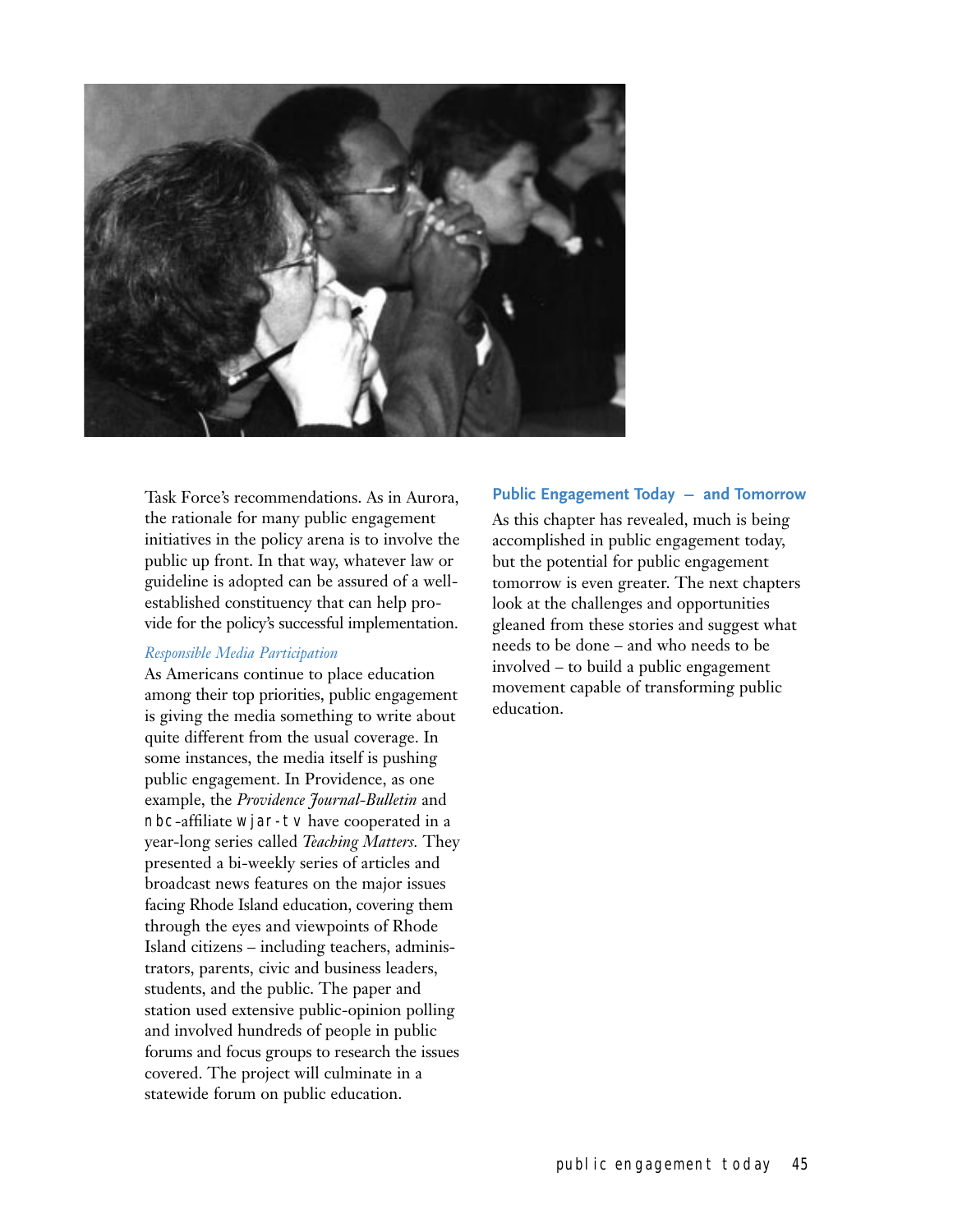Task Force's recommendations. As in Aurora, the rationale for many public engagement initiatives in the policy arena is to involve the public up front. In that way, whatever law or guideline is adopted can be assured of a well-established constituency that can help provide for the policy's successful implementation.

*Responsible Media Participation*

As Americans continue to place education among their top priorities, public engagement is giving the media something to write about quite different from the usual coverage. In some instances, the media itself is pushing public engagement. In Providence, as one example, the *Providence Journal-Bulletin* and NBC-affiliate WJAR-TV have cooperated in a year-long series called *Teaching Matters.* They presented a bi-weekly series of articles and broadcast news features on the major issues facing Rhode Island education, covering them through the eyes and viewpoints of Rhode Island citizens – including teachers, administrators, parents, civic and business leaders, students, and the public. The paper and station used extensive public-opinion polling and involved hundreds of people in public forums and focus groups to research the issues covered. The project will culminate in a statewide forum on public education.

## Public Engagement Today – and Tomorrow

As this chapter has revealed, much is being accomplished in public engagement today, but the potential for public engagement tomorrow is even greater. The next chapters look at the challenges and opportunities gleaned from these stories and suggest what needs to be done – and who needs to be involved – to build a public engagement movement capable of transforming public education.